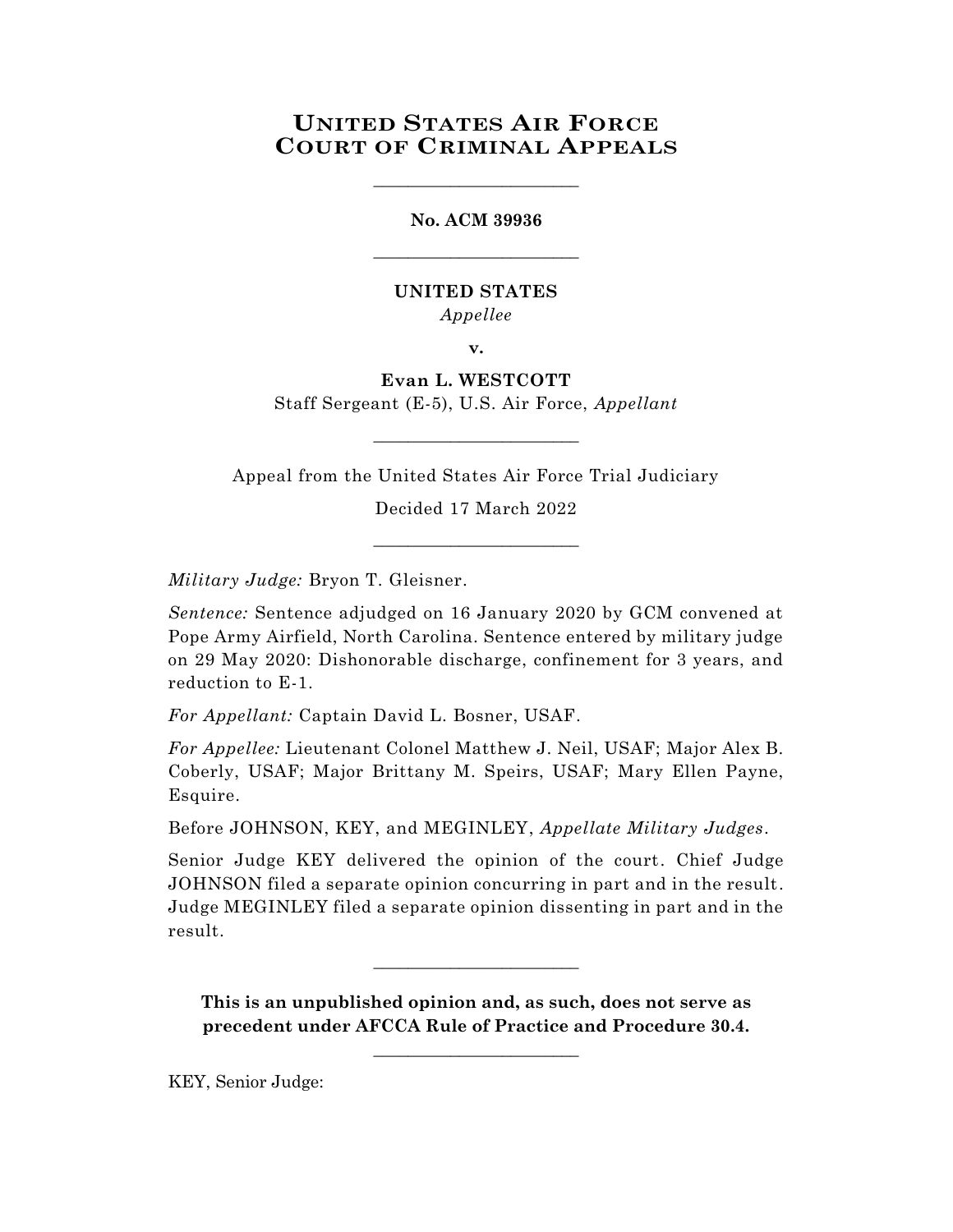# UNITED STATES AIR FORCE COURT OF CRIMINAL APPEALS

________________________

**No. ACM 39936**

________________________

**UNITED STATES**

*Appellee*

**v.**

**Evan L. WESTCOTT**

Staff Sergeant (E-5), U.S. Air Force, *Appellant*

________________________

Appeal from the United States Air Force Trial Judiciary

Decided 17 March 2022

________________________

*Military Judge:* Bryon T. Gleisner.

*Sentence:* Sentence adjudged on 16 January 2020 by GCM convened at Pope Army Airfield, North Carolina. Sentence entered by military judge on 29 May 2020: Dishonorable discharge, confinement for 3 years, and reduction to E-1.

*For Appellant:* Captain David L. Bosner, USAF.

*For Appellee:* Lieutenant Colonel Matthew J. Neil, USAF; Major Alex B. Coberly, USAF; Major Brittany M. Speirs, USAF; Mary Ellen Payne, Esquire.

Before JOHNSON, KEY, and MEGINLEY, *Appellate Military Judges*.

Senior Judge KEY delivered the opinion of the court. Chief Judge JOHNSON filed a separate opinion concurring in part and in the result. Judge MEGINLEY filed a separate opinion dissenting in part and in the result.

________________________

**This is an unpublished opinion and, as such, does not serve as precedent under AFCCA Rule of Practice and Procedure 30.4.**

________________________

KEY, Senior Judge: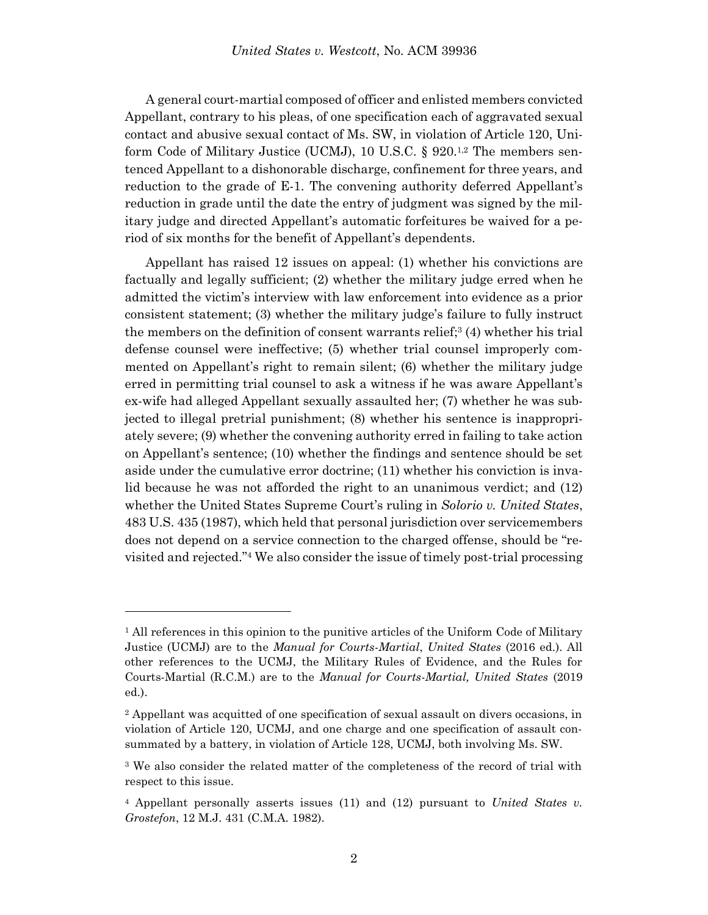A general court-martial composed of officer and enlisted members convicted Appellant, contrary to his pleas, of one specification each of aggravated sexual contact and abusive sexual contact of Ms. SW, in violation of Article 120, Uniform Code of Military Justice (UCMJ), 10 U.S.C. § 920.[1,2] The members sentenced Appellant to a dishonorable discharge, confinement for three years, and reduction to the grade of E-1. The convening authority deferred Appellant's reduction in grade until the date the entry of judgment was signed by the military judge and directed Appellant's automatic forfeitures be waived for a period of six months for the benefit of Appellant's dependents.

Appellant has raised 12 issues on appeal: (1) whether his convictions are factually and legally sufficient; (2) whether the military judge erred when he admitted the victim's interview with law enforcement into evidence as a prior consistent statement; (3) whether the military judge's failure to fully instruct the members on the definition of consent warrants relief;[3] (4) whether his trial defense counsel were ineffective; (5) whether trial counsel improperly commented on Appellant's right to remain silent; (6) whether the military judge erred in permitting trial counsel to ask a witness if he was aware Appellant's ex-wife had alleged Appellant sexually assaulted her; (7) whether he was subjected to illegal pretrial punishment; (8) whether his sentence is inappropriately severe; (9) whether the convening authority erred in failing to take action on Appellant's sentence; (10) whether the findings and sentence should be set aside under the cumulative error doctrine; (11) whether his conviction is invalid because he was not afforded the right to an unanimous verdict; and (12) whether the United States Supreme Court's ruling in *Solorio v. United States*, 483 U.S. 435 (1987), which held that personal jurisdiction over servicemembers does not depend on a service connection to the charged offense, should be "revisited and rejected."[4] We also consider the issue of timely post-trial processing

---

[1] All references in this opinion to the punitive articles of the Uniform Code of Military Justice (UCMJ) are to the *Manual for Courts-Martial*, *United States* (2016 ed.). All other references to the UCMJ, the Military Rules of Evidence, and the Rules for Courts-Martial (R.C.M.) are to the *Manual for Courts-Martial, United States* (2019 ed.).

[2] Appellant was acquitted of one specification of sexual assault on divers occasions, in violation of Article 120, UCMJ, and one charge and one specification of assault consummated by a battery, in violation of Article 128, UCMJ, both involving Ms. SW.

[3] We also consider the related matter of the completeness of the record of trial with respect to this issue.

[4] Appellant personally asserts issues (11) and (12) pursuant to *United States v. Grostefon*, 12 M.J. 431 (C.M.A. 1982).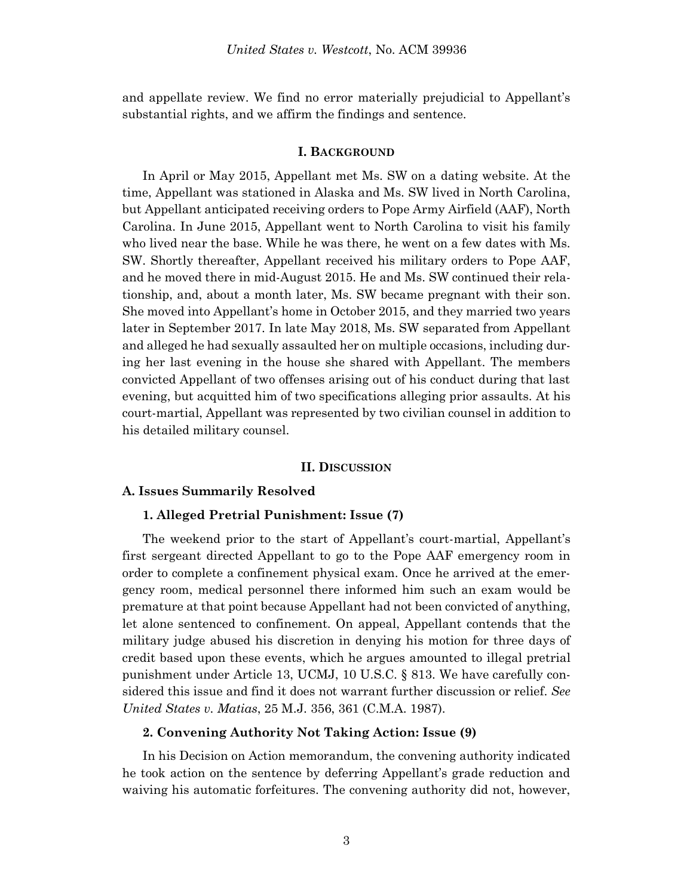and appellate review. We find no error materially prejudicial to Appellant's substantial rights, and we affirm the findings and sentence.

## I. BACKGROUND

In April or May 2015, Appellant met Ms. SW on a dating website. At the time, Appellant was stationed in Alaska and Ms. SW lived in North Carolina, but Appellant anticipated receiving orders to Pope Army Airfield (AAF), North Carolina. In June 2015, Appellant went to North Carolina to visit his family who lived near the base. While he was there, he went on a few dates with Ms. SW. Shortly thereafter, Appellant received his military orders to Pope AAF, and he moved there in mid-August 2015. He and Ms. SW continued their relationship, and, about a month later, Ms. SW became pregnant with their son. She moved into Appellant's home in October 2015, and they married two years later in September 2017. In late May 2018, Ms. SW separated from Appellant and alleged he had sexually assaulted her on multiple occasions, including during her last evening in the house she shared with Appellant. The members convicted Appellant of two offenses arising out of his conduct during that last evening, but acquitted him of two specifications alleging prior assaults. At his court-martial, Appellant was represented by two civilian counsel in addition to his detailed military counsel.

## II. DISCUSSION

### A. Issues Summarily Resolved

#### 1. Alleged Pretrial Punishment: Issue (7)

The weekend prior to the start of Appellant's court-martial, Appellant's first sergeant directed Appellant to go to the Pope AAF emergency room in order to complete a confinement physical exam. Once he arrived at the emergency room, medical personnel there informed him such an exam would be premature at that point because Appellant had not been convicted of anything, let alone sentenced to confinement. On appeal, Appellant contends that the military judge abused his discretion in denying his motion for three days of credit based upon these events, which he argues amounted to illegal pretrial punishment under Article 13, UCMJ, 10 U.S.C. § 813. We have carefully considered this issue and find it does not warrant further discussion or relief. *See United States v. Matias*, 25 M.J. 356, 361 (C.M.A. 1987).

#### 2. Convening Authority Not Taking Action: Issue (9)

In his Decision on Action memorandum, the convening authority indicated he took action on the sentence by deferring Appellant's grade reduction and waiving his automatic forfeitures. The convening authority did not, however,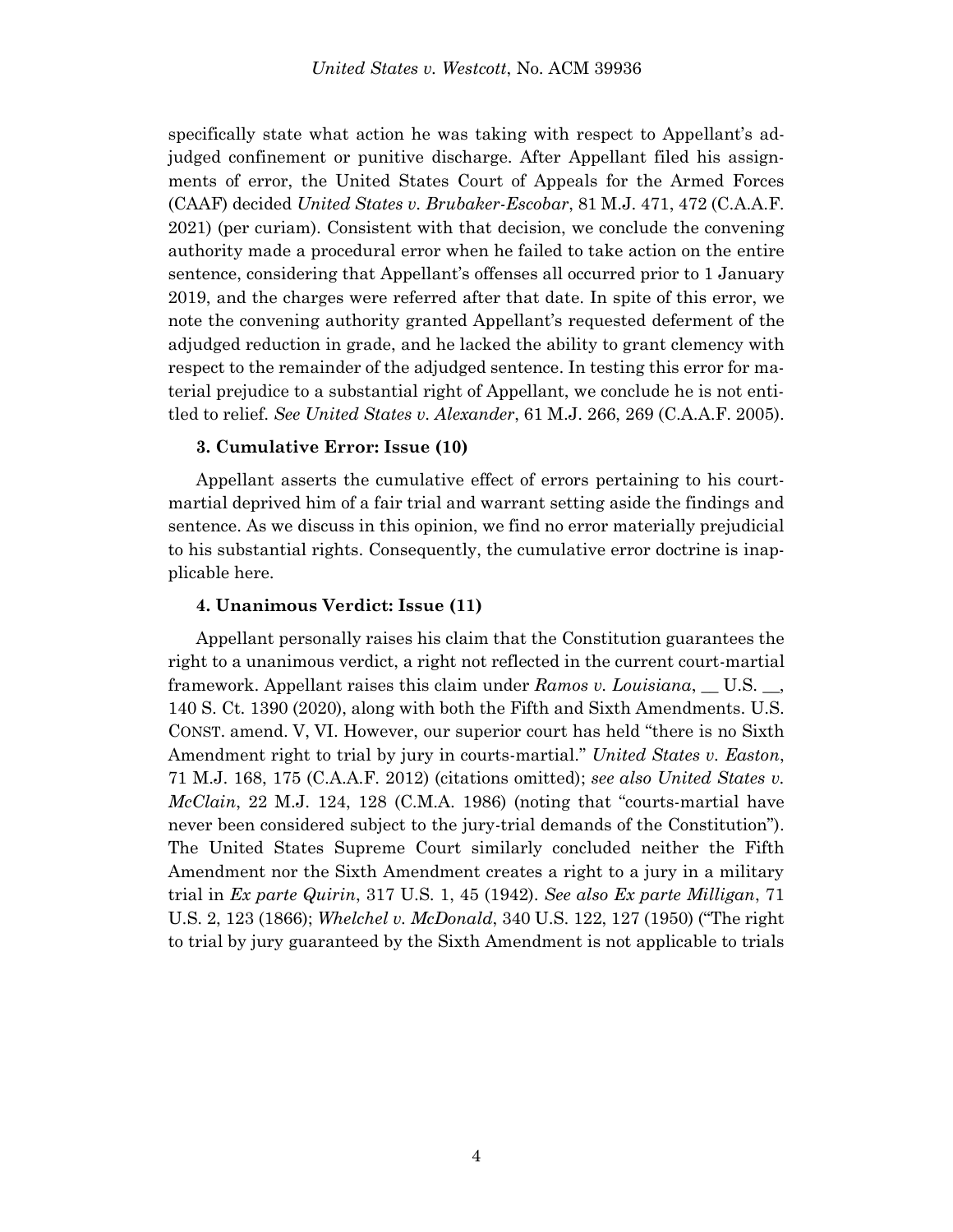specifically state what action he was taking with respect to Appellant's adjudged confinement or punitive discharge. After Appellant filed his assignments of error, the United States Court of Appeals for the Armed Forces (CAAF) decided *United States v. Brubaker-Escobar*, 81 M.J. 471, 472 (C.A.A.F. 2021) (per curiam). Consistent with that decision, we conclude the convening authority made a procedural error when he failed to take action on the entire sentence, considering that Appellant's offenses all occurred prior to 1 January 2019, and the charges were referred after that date. In spite of this error, we note the convening authority granted Appellant's requested deferment of the adjudged reduction in grade, and he lacked the ability to grant clemency with respect to the remainder of the adjudged sentence. In testing this error for material prejudice to a substantial right of Appellant, we conclude he is not entitled to relief. *See United States v. Alexander*, 61 M.J. 266, 269 (C.A.A.F. 2005).

**3. Cumulative Error: Issue (10)**

Appellant asserts the cumulative effect of errors pertaining to his court-martial deprived him of a fair trial and warrant setting aside the findings and sentence. As we discuss in this opinion, we find no error materially prejudicial to his substantial rights. Consequently, the cumulative error doctrine is inapplicable here.

**4. Unanimous Verdict: Issue (11)**

Appellant personally raises his claim that the Constitution guarantees the right to a unanimous verdict, a right not reflected in the current court-martial framework. Appellant raises this claim under *Ramos v. Louisiana*, __ U.S. __, 140 S. Ct. 1390 (2020), along with both the Fifth and Sixth Amendments. U.S. CONST. amend. V, VI. However, our superior court has held "there is no Sixth Amendment right to trial by jury in courts-martial." *United States v. Easton*, 71 M.J. 168, 175 (C.A.A.F. 2012) (citations omitted); *see also United States v. McClain*, 22 M.J. 124, 128 (C.M.A. 1986) (noting that "courts-martial have never been considered subject to the jury-trial demands of the Constitution"). The United States Supreme Court similarly concluded neither the Fifth Amendment nor the Sixth Amendment creates a right to a jury in a military trial in *Ex parte Quirin*, 317 U.S. 1, 45 (1942). *See also Ex parte Milligan*, 71 U.S. 2, 123 (1866); *Whelchel v. McDonald*, 340 U.S. 122, 127 (1950) ("The right to trial by jury guaranteed by the Sixth Amendment is not applicable to trials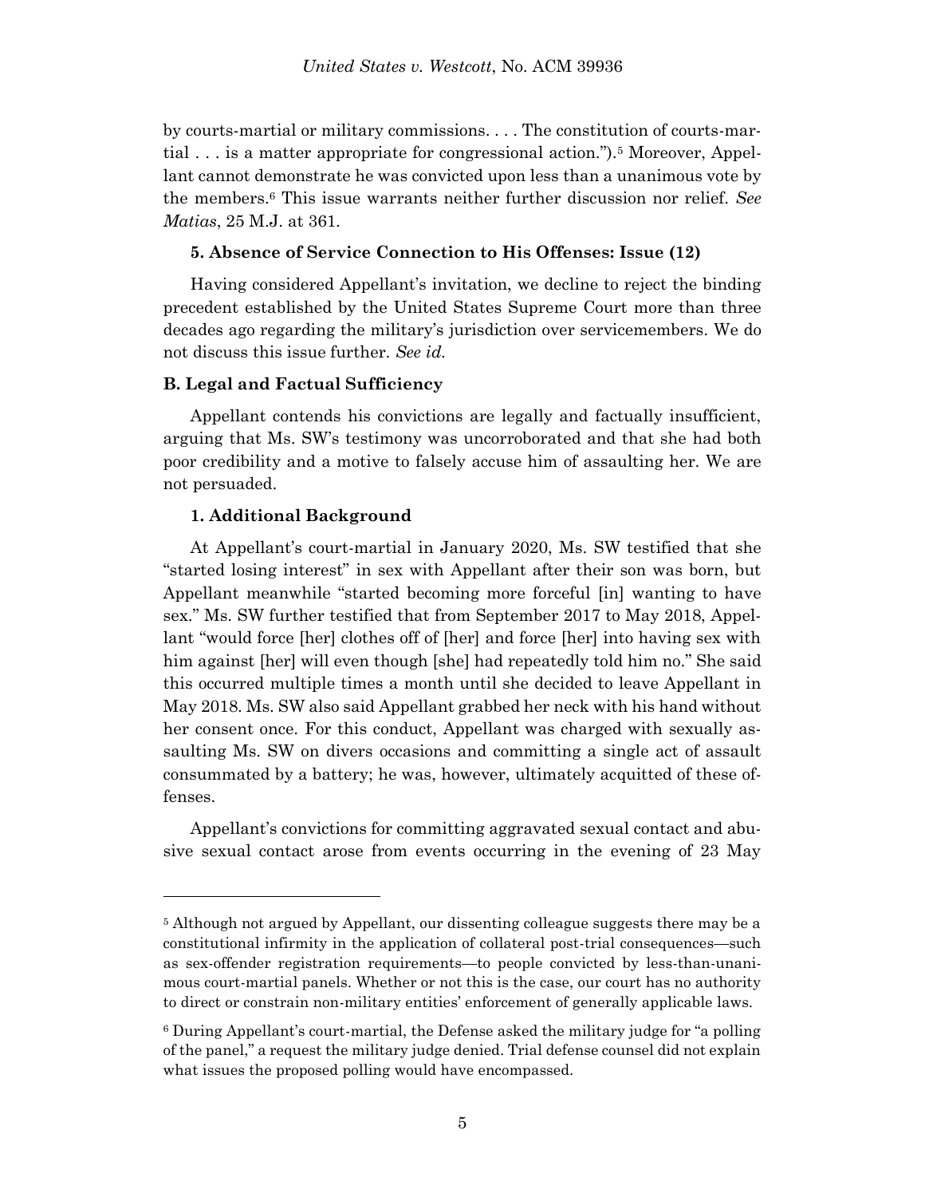by courts-martial or military commissions. . . . The constitution of courts-martial . . . is a matter appropriate for congressional action.").[5] Moreover, Appellant cannot demonstrate he was convicted upon less than a unanimous vote by the members.[6] This issue warrants neither further discussion nor relief. *See Matias*, 25 M.J. at 361.

**5. Absence of Service Connection to His Offenses: Issue (12)**

Having considered Appellant's invitation, we decline to reject the binding precedent established by the United States Supreme Court more than three decades ago regarding the military's jurisdiction over servicemembers. We do not discuss this issue further. *See id.*

**B. Legal and Factual Sufficiency**

Appellant contends his convictions are legally and factually insufficient, arguing that Ms. SW's testimony was uncorroborated and that she had both poor credibility and a motive to falsely accuse him of assaulting her. We are not persuaded.

**1. Additional Background**

At Appellant's court-martial in January 2020, Ms. SW testified that she "started losing interest" in sex with Appellant after their son was born, but Appellant meanwhile "started becoming more forceful [in] wanting to have sex." Ms. SW further testified that from September 2017 to May 2018, Appellant "would force [her] clothes off of [her] and force [her] into having sex with him against [her] will even though [she] had repeatedly told him no." She said this occurred multiple times a month until she decided to leave Appellant in May 2018. Ms. SW also said Appellant grabbed her neck with his hand without her consent once. For this conduct, Appellant was charged with sexually assaulting Ms. SW on divers occasions and committing a single act of assault consummated by a battery; he was, however, ultimately acquitted of these offenses.

Appellant's convictions for committing aggravated sexual contact and abusive sexual contact arose from events occurring in the evening of 23 May

---

[5] Although not argued by Appellant, our dissenting colleague suggests there may be a constitutional infirmity in the application of collateral post-trial consequences—such as sex-offender registration requirements—to people convicted by less-than-unanimous court-martial panels. Whether or not this is the case, our court has no authority to direct or constrain non-military entities' enforcement of generally applicable laws.

[6] During Appellant's court-martial, the Defense asked the military judge for "a polling of the panel," a request the military judge denied. Trial defense counsel did not explain what issues the proposed polling would have encompassed.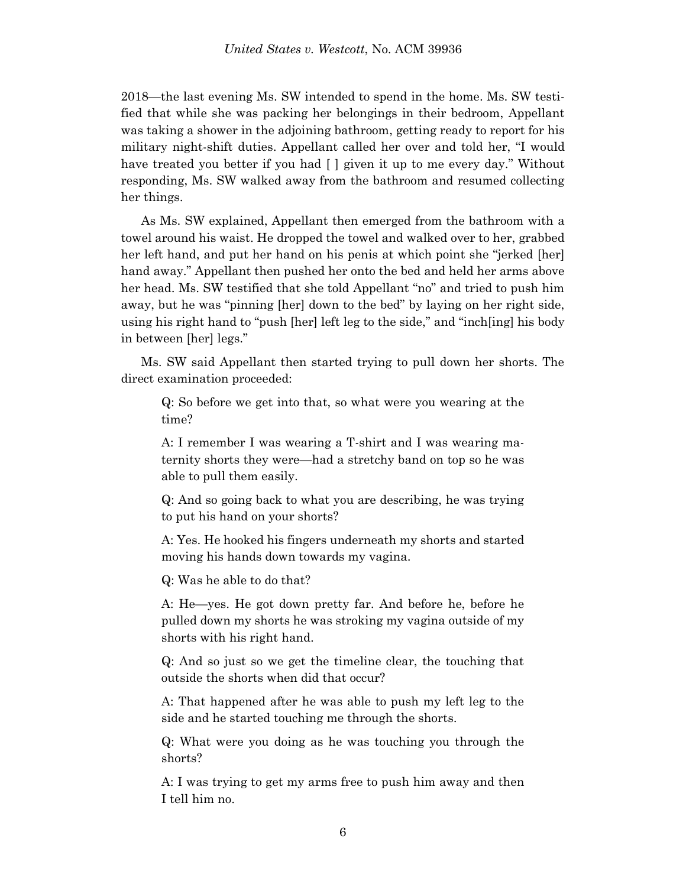2018—the last evening Ms. SW intended to spend in the home. Ms. SW testified that while she was packing her belongings in their bedroom, Appellant was taking a shower in the adjoining bathroom, getting ready to report for his military night-shift duties. Appellant called her over and told her, "I would have treated you better if you had [ ] given it up to me every day." Without responding, Ms. SW walked away from the bathroom and resumed collecting her things.

As Ms. SW explained, Appellant then emerged from the bathroom with a towel around his waist. He dropped the towel and walked over to her, grabbed her left hand, and put her hand on his penis at which point she "jerked [her] hand away." Appellant then pushed her onto the bed and held her arms above her head. Ms. SW testified that she told Appellant "no" and tried to push him away, but he was "pinning [her] down to the bed" by laying on her right side, using his right hand to "push [her] left leg to the side," and "inch[ing] his body in between [her] legs."

Ms. SW said Appellant then started trying to pull down her shorts. The direct examination proceeded:

> Q: So before we get into that, so what were you wearing at the time?
>
> A: I remember I was wearing a T-shirt and I was wearing maternity shorts they were—had a stretchy band on top so he was able to pull them easily.
>
> Q: And so going back to what you are describing, he was trying to put his hand on your shorts?
>
> A: Yes. He hooked his fingers underneath my shorts and started moving his hands down towards my vagina.
>
> Q: Was he able to do that?
>
> A: He—yes. He got down pretty far. And before he, before he pulled down my shorts he was stroking my vagina outside of my shorts with his right hand.
>
> Q: And so just so we get the timeline clear, the touching that outside the shorts when did that occur?
>
> A: That happened after he was able to push my left leg to the side and he started touching me through the shorts.
>
> Q: What were you doing as he was touching you through the shorts?
>
> A: I was trying to get my arms free to push him away and then I tell him no.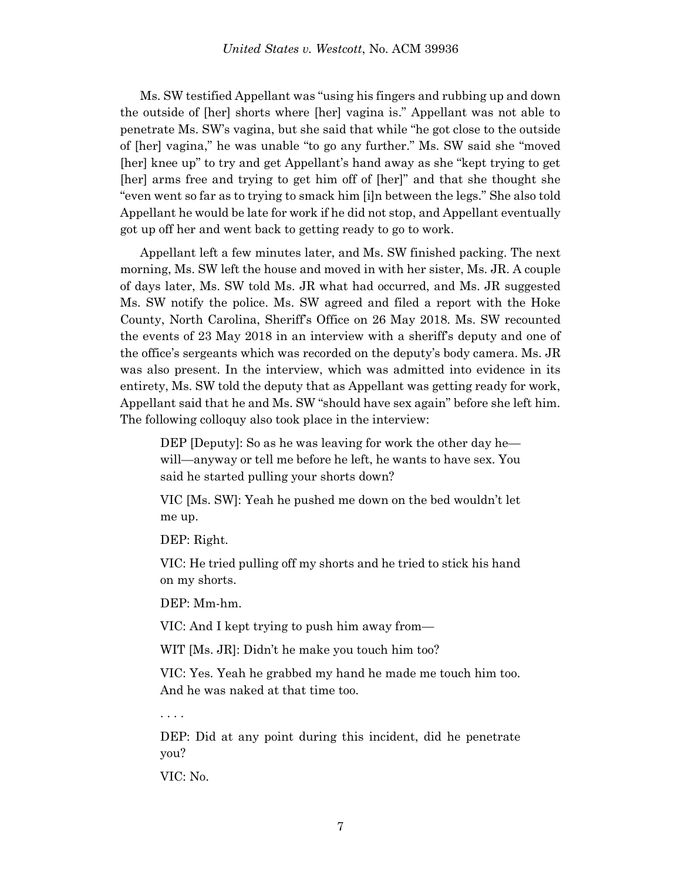Ms. SW testified Appellant was "using his fingers and rubbing up and down the outside of [her] shorts where [her] vagina is." Appellant was not able to penetrate Ms. SW's vagina, but she said that while "he got close to the outside of [her] vagina," he was unable "to go any further." Ms. SW said she "moved [her] knee up" to try and get Appellant's hand away as she "kept trying to get [her] arms free and trying to get him off of [her]" and that she thought she "even went so far as to trying to smack him [i]n between the legs." She also told Appellant he would be late for work if he did not stop, and Appellant eventually got up off her and went back to getting ready to go to work.

Appellant left a few minutes later, and Ms. SW finished packing. The next morning, Ms. SW left the house and moved in with her sister, Ms. JR. A couple of days later, Ms. SW told Ms. JR what had occurred, and Ms. JR suggested Ms. SW notify the police. Ms. SW agreed and filed a report with the Hoke County, North Carolina, Sheriff's Office on 26 May 2018. Ms. SW recounted the events of 23 May 2018 in an interview with a sheriff's deputy and one of the office's sergeants which was recorded on the deputy's body camera. Ms. JR was also present. In the interview, which was admitted into evidence in its entirety, Ms. SW told the deputy that as Appellant was getting ready for work, Appellant said that he and Ms. SW "should have sex again" before she left him. The following colloquy also took place in the interview:

> DEP [Deputy]: So as he was leaving for work the other day he—will—anyway or tell me before he left, he wants to have sex. You said he started pulling your shorts down?
>
> VIC [Ms. SW]: Yeah he pushed me down on the bed wouldn't let me up.
>
> DEP: Right.
>
> VIC: He tried pulling off my shorts and he tried to stick his hand on my shorts.
>
> DEP: Mm-hm.
>
> VIC: And I kept trying to push him away from—
>
> WIT [Ms. JR]: Didn't he make you touch him too?
>
> VIC: Yes. Yeah he grabbed my hand he made me touch him too. And he was naked at that time too.
>
> . . . .
>
> DEP: Did at any point during this incident, did he penetrate you?
>
> VIC: No.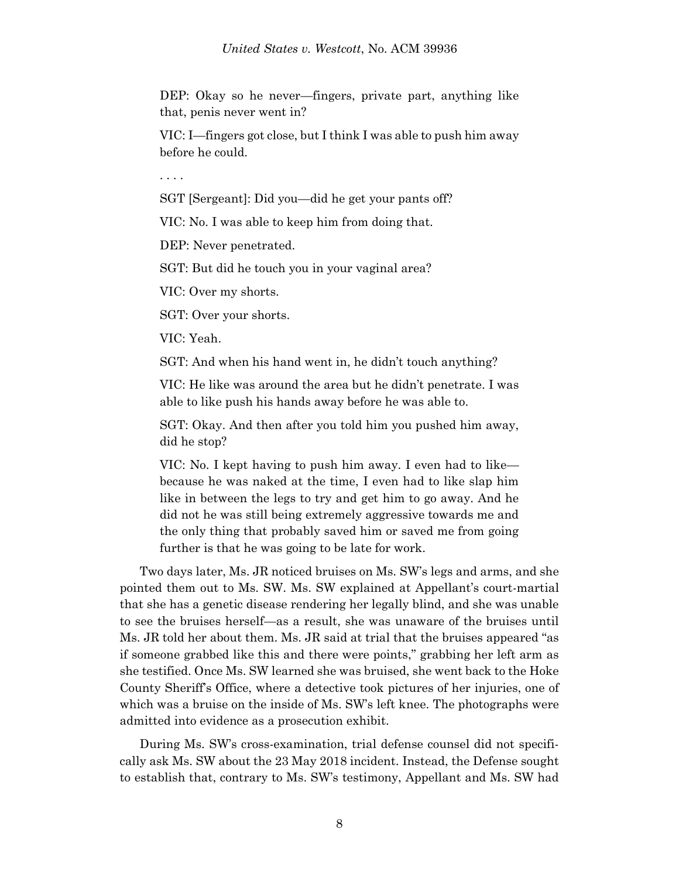> DEP: Okay so he never—fingers, private part, anything like that, penis never went in?
>
> VIC: I—fingers got close, but I think I was able to push him away before he could.
>
> . . . .
>
> SGT [Sergeant]: Did you—did he get your pants off?
>
> VIC: No. I was able to keep him from doing that.
>
> DEP: Never penetrated.
>
> SGT: But did he touch you in your vaginal area?
>
> VIC: Over my shorts.
>
> SGT: Over your shorts.
>
> VIC: Yeah.
>
> SGT: And when his hand went in, he didn't touch anything?
>
> VIC: He like was around the area but he didn't penetrate. I was able to like push his hands away before he was able to.
>
> SGT: Okay. And then after you told him you pushed him away, did he stop?
>
> VIC: No. I kept having to push him away. I even had to like—because he was naked at the time, I even had to like slap him like in between the legs to try and get him to go away. And he did not he was still being extremely aggressive towards me and the only thing that probably saved him or saved me from going further is that he was going to be late for work.

Two days later, Ms. JR noticed bruises on Ms. SW's legs and arms, and she pointed them out to Ms. SW. Ms. SW explained at Appellant's court-martial that she has a genetic disease rendering her legally blind, and she was unable to see the bruises herself—as a result, she was unaware of the bruises until Ms. JR told her about them. Ms. JR said at trial that the bruises appeared "as if someone grabbed like this and there were points," grabbing her left arm as she testified. Once Ms. SW learned she was bruised, she went back to the Hoke County Sheriff's Office, where a detective took pictures of her injuries, one of which was a bruise on the inside of Ms. SW's left knee. The photographs were admitted into evidence as a prosecution exhibit.

During Ms. SW's cross-examination, trial defense counsel did not specifically ask Ms. SW about the 23 May 2018 incident. Instead, the Defense sought to establish that, contrary to Ms. SW's testimony, Appellant and Ms. SW had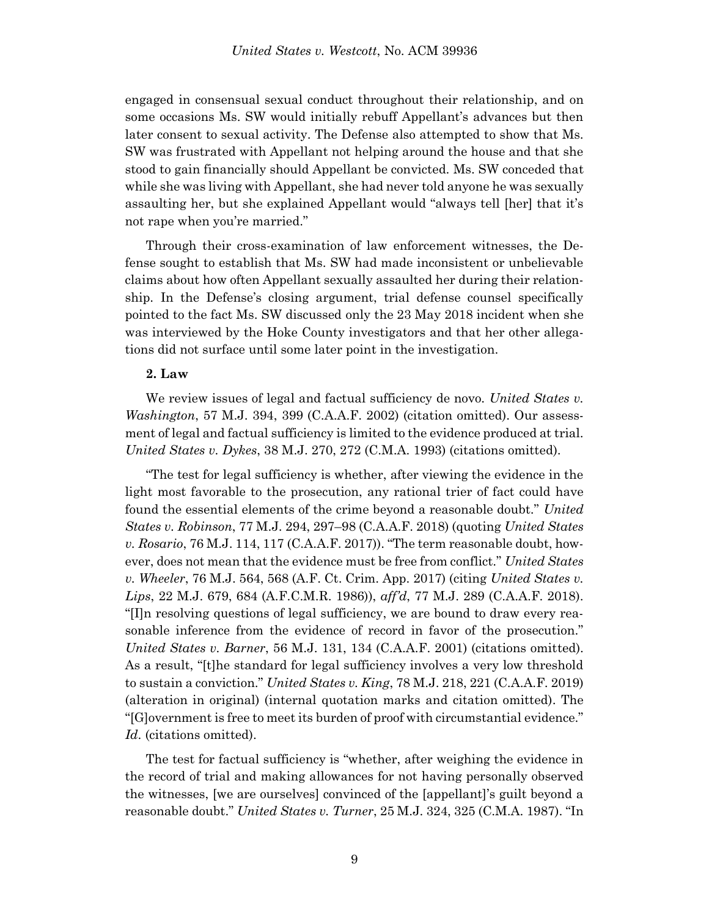engaged in consensual sexual conduct throughout their relationship, and on some occasions Ms. SW would initially rebuff Appellant's advances but then later consent to sexual activity. The Defense also attempted to show that Ms. SW was frustrated with Appellant not helping around the house and that she stood to gain financially should Appellant be convicted. Ms. SW conceded that while she was living with Appellant, she had never told anyone he was sexually assaulting her, but she explained Appellant would "always tell [her] that it's not rape when you're married."

Through their cross-examination of law enforcement witnesses, the Defense sought to establish that Ms. SW had made inconsistent or unbelievable claims about how often Appellant sexually assaulted her during their relationship. In the Defense's closing argument, trial defense counsel specifically pointed to the fact Ms. SW discussed only the 23 May 2018 incident when she was interviewed by the Hoke County investigators and that her other allegations did not surface until some later point in the investigation.

**2. Law**

We review issues of legal and factual sufficiency de novo. *United States v. Washington*, 57 M.J. 394, 399 (C.A.A.F. 2002) (citation omitted). Our assessment of legal and factual sufficiency is limited to the evidence produced at trial. *United States v. Dykes*, 38 M.J. 270, 272 (C.M.A. 1993) (citations omitted).

"The test for legal sufficiency is whether, after viewing the evidence in the light most favorable to the prosecution, any rational trier of fact could have found the essential elements of the crime beyond a reasonable doubt." *United States v. Robinson*, 77 M.J. 294, 297–98 (C.A.A.F. 2018) (quoting *United States v. Rosario*, 76 M.J. 114, 117 (C.A.A.F. 2017)). "The term reasonable doubt, however, does not mean that the evidence must be free from conflict." *United States v. Wheeler*, 76 M.J. 564, 568 (A.F. Ct. Crim. App. 2017) (citing *United States v. Lips*, 22 M.J. 679, 684 (A.F.C.M.R. 1986)), *aff'd*, 77 M.J. 289 (C.A.A.F. 2018). "[I]n resolving questions of legal sufficiency, we are bound to draw every reasonable inference from the evidence of record in favor of the prosecution." *United States v. Barner*, 56 M.J. 131, 134 (C.A.A.F. 2001) (citations omitted). As a result, "[t]he standard for legal sufficiency involves a very low threshold to sustain a conviction." *United States v. King*, 78 M.J. 218, 221 (C.A.A.F. 2019) (alteration in original) (internal quotation marks and citation omitted). The "[G]overnment is free to meet its burden of proof with circumstantial evidence." *Id*. (citations omitted).

The test for factual sufficiency is "whether, after weighing the evidence in the record of trial and making allowances for not having personally observed the witnesses, [we are ourselves] convinced of the [appellant]'s guilt beyond a reasonable doubt." *United States v. Turner*, 25 M.J. 324, 325 (C.M.A. 1987). "In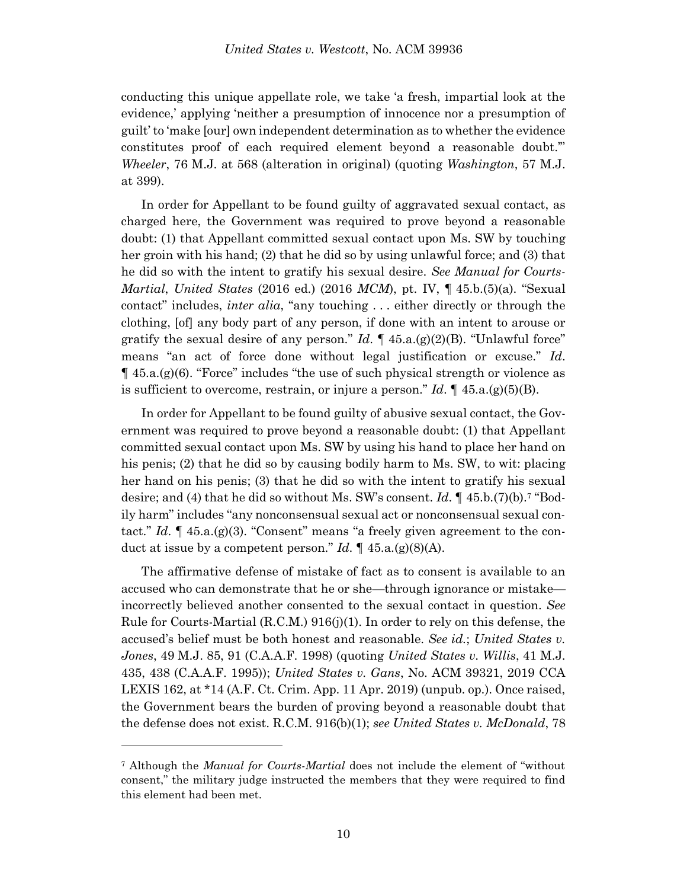conducting this unique appellate role, we take 'a fresh, impartial look at the evidence,' applying 'neither a presumption of innocence nor a presumption of guilt' to 'make [our] own independent determination as to whether the evidence constitutes proof of each required element beyond a reasonable doubt.'" *Wheeler*, 76 M.J. at 568 (alteration in original) (quoting *Washington*, 57 M.J. at 399).

In order for Appellant to be found guilty of aggravated sexual contact, as charged here, the Government was required to prove beyond a reasonable doubt: (1) that Appellant committed sexual contact upon Ms. SW by touching her groin with his hand; (2) that he did so by using unlawful force; and (3) that he did so with the intent to gratify his sexual desire. *See Manual for Courts-Martial*, *United States* (2016 ed.) (2016 *MCM*), pt. IV, ¶ 45.b.(5)(a). "Sexual contact" includes, *inter alia*, "any touching . . . either directly or through the clothing, [of] any body part of any person, if done with an intent to arouse or gratify the sexual desire of any person." *Id*. ¶ 45.a.(g)(2)(B). "Unlawful force" means "an act of force done without legal justification or excuse." *Id*. ¶ 45.a.(g)(6). "Force" includes "the use of such physical strength or violence as is sufficient to overcome, restrain, or injure a person." *Id*. ¶ 45.a.(g)(5)(B).

In order for Appellant to be found guilty of abusive sexual contact, the Government was required to prove beyond a reasonable doubt: (1) that Appellant committed sexual contact upon Ms. SW by using his hand to place her hand on his penis; (2) that he did so by causing bodily harm to Ms. SW, to wit: placing her hand on his penis; (3) that he did so with the intent to gratify his sexual desire; and (4) that he did so without Ms. SW's consent. *Id*. ¶ 45.b.(7)(b).[7] "Bodily harm" includes "any nonconsensual sexual act or nonconsensual sexual contact." *Id*. ¶ 45.a.(g)(3). "Consent" means "a freely given agreement to the conduct at issue by a competent person." *Id*. ¶ 45.a.(g)(8)(A).

The affirmative defense of mistake of fact as to consent is available to an accused who can demonstrate that he or she—through ignorance or mistake—incorrectly believed another consented to the sexual contact in question. *See* Rule for Courts-Martial (R.C.M.) 916(j)(1). In order to rely on this defense, the accused's belief must be both honest and reasonable. *See id.*; *United States v. Jones*, 49 M.J. 85, 91 (C.A.A.F. 1998) (quoting *United States v. Willis*, 41 M.J. 435, 438 (C.A.A.F. 1995)); *United States v. Gans*, No. ACM 39321, 2019 CCA LEXIS 162, at *14 (A.F. Ct. Crim. App. 11 Apr. 2019) (unpub. op.). Once raised, the Government bears the burden of proving beyond a reasonable doubt that the defense does not exist. R.C.M. 916(b)(1); *see United States v. McDonald*, 78

---

[7] Although the *Manual for Courts-Martial* does not include the element of "without consent," the military judge instructed the members that they were required to find this element had been met.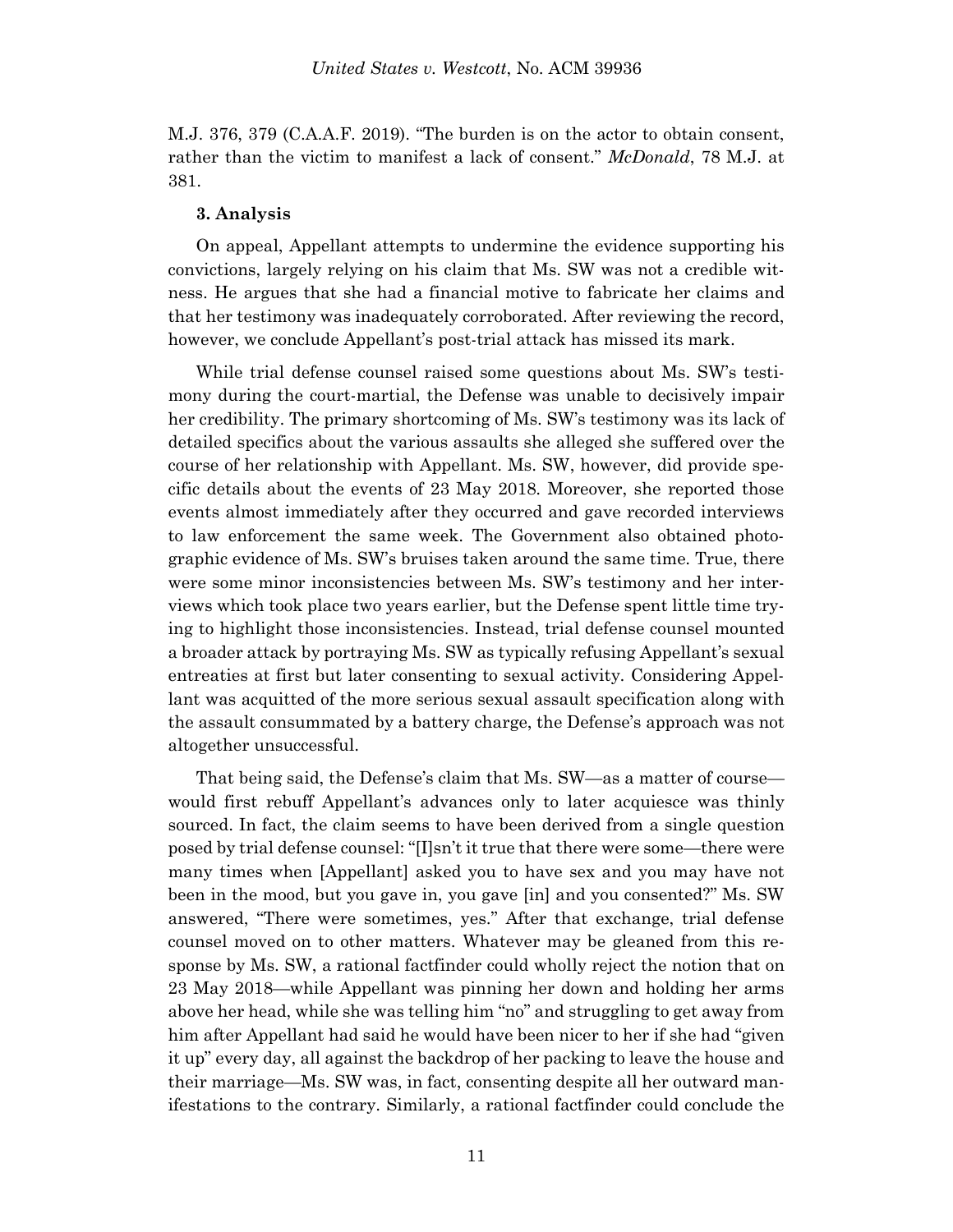M.J. 376, 379 (C.A.A.F. 2019). "The burden is on the actor to obtain consent, rather than the victim to manifest a lack of consent." *McDonald*, 78 M.J. at 381.

**3. Analysis**

On appeal, Appellant attempts to undermine the evidence supporting his convictions, largely relying on his claim that Ms. SW was not a credible witness. He argues that she had a financial motive to fabricate her claims and that her testimony was inadequately corroborated. After reviewing the record, however, we conclude Appellant's post-trial attack has missed its mark.

While trial defense counsel raised some questions about Ms. SW's testimony during the court-martial, the Defense was unable to decisively impair her credibility. The primary shortcoming of Ms. SW's testimony was its lack of detailed specifics about the various assaults she alleged she suffered over the course of her relationship with Appellant. Ms. SW, however, did provide specific details about the events of 23 May 2018. Moreover, she reported those events almost immediately after they occurred and gave recorded interviews to law enforcement the same week. The Government also obtained photographic evidence of Ms. SW's bruises taken around the same time. True, there were some minor inconsistencies between Ms. SW's testimony and her interviews which took place two years earlier, but the Defense spent little time trying to highlight those inconsistencies. Instead, trial defense counsel mounted a broader attack by portraying Ms. SW as typically refusing Appellant's sexual entreaties at first but later consenting to sexual activity. Considering Appellant was acquitted of the more serious sexual assault specification along with the assault consummated by a battery charge, the Defense's approach was not altogether unsuccessful.

That being said, the Defense's claim that Ms. SW—as a matter of course—would first rebuff Appellant's advances only to later acquiesce was thinly sourced. In fact, the claim seems to have been derived from a single question posed by trial defense counsel: "[I]sn't it true that there were some—there were many times when [Appellant] asked you to have sex and you may have not been in the mood, but you gave in, you gave [in] and you consented?" Ms. SW answered, "There were sometimes, yes." After that exchange, trial defense counsel moved on to other matters. Whatever may be gleaned from this response by Ms. SW, a rational factfinder could wholly reject the notion that on 23 May 2018—while Appellant was pinning her down and holding her arms above her head, while she was telling him "no" and struggling to get away from him after Appellant had said he would have been nicer to her if she had "given it up" every day, all against the backdrop of her packing to leave the house and their marriage—Ms. SW was, in fact, consenting despite all her outward manifestations to the contrary. Similarly, a rational factfinder could conclude the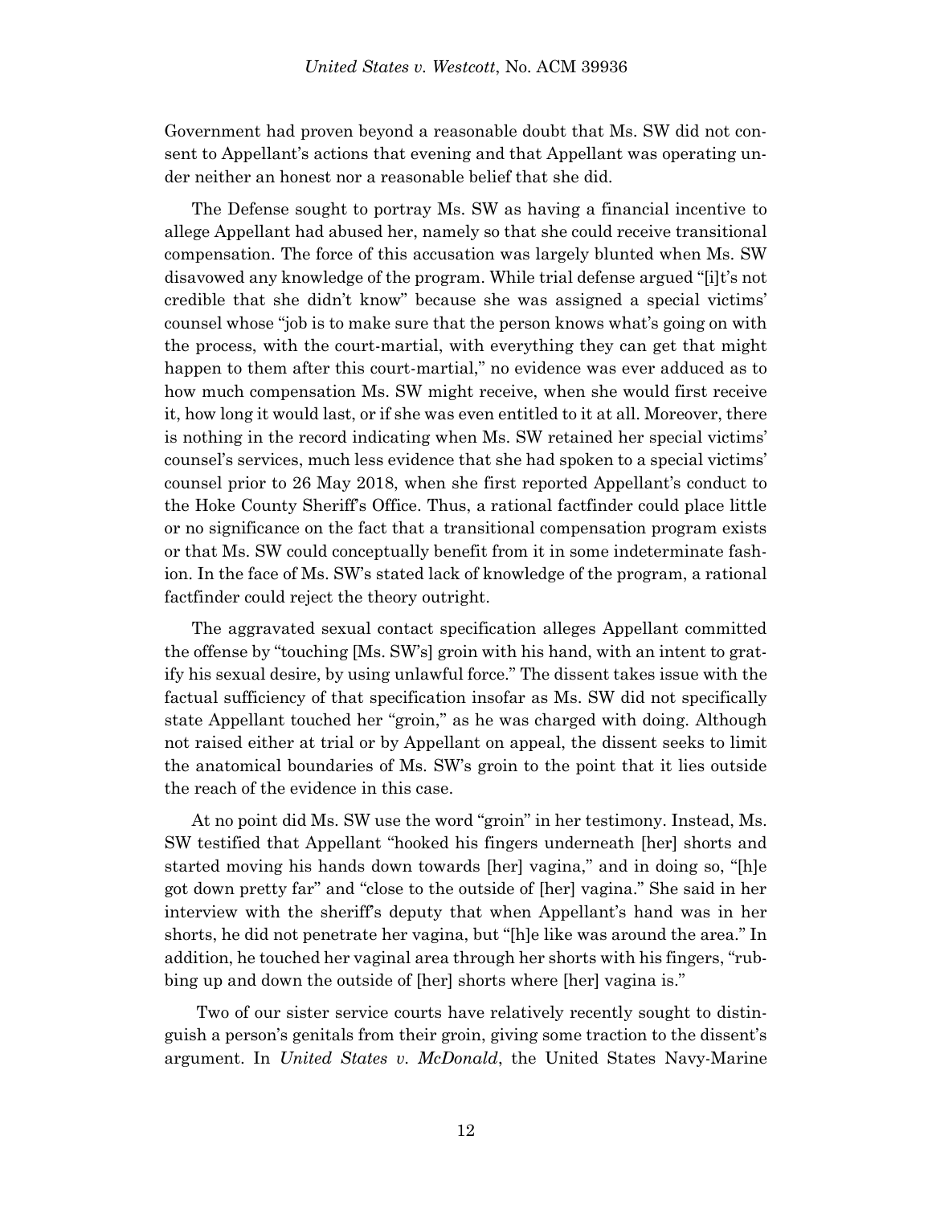Government had proven beyond a reasonable doubt that Ms. SW did not consent to Appellant's actions that evening and that Appellant was operating under neither an honest nor a reasonable belief that she did.

The Defense sought to portray Ms. SW as having a financial incentive to allege Appellant had abused her, namely so that she could receive transitional compensation. The force of this accusation was largely blunted when Ms. SW disavowed any knowledge of the program. While trial defense argued "[i]t's not credible that she didn't know" because she was assigned a special victims' counsel whose "job is to make sure that the person knows what's going on with the process, with the court-martial, with everything they can get that might happen to them after this court-martial," no evidence was ever adduced as to how much compensation Ms. SW might receive, when she would first receive it, how long it would last, or if she was even entitled to it at all. Moreover, there is nothing in the record indicating when Ms. SW retained her special victims' counsel's services, much less evidence that she had spoken to a special victims' counsel prior to 26 May 2018, when she first reported Appellant's conduct to the Hoke County Sheriff's Office. Thus, a rational factfinder could place little or no significance on the fact that a transitional compensation program exists or that Ms. SW could conceptually benefit from it in some indeterminate fashion. In the face of Ms. SW's stated lack of knowledge of the program, a rational factfinder could reject the theory outright.

The aggravated sexual contact specification alleges Appellant committed the offense by "touching [Ms. SW's] groin with his hand, with an intent to gratify his sexual desire, by using unlawful force." The dissent takes issue with the factual sufficiency of that specification insofar as Ms. SW did not specifically state Appellant touched her "groin," as he was charged with doing. Although not raised either at trial or by Appellant on appeal, the dissent seeks to limit the anatomical boundaries of Ms. SW's groin to the point that it lies outside the reach of the evidence in this case.

At no point did Ms. SW use the word "groin" in her testimony. Instead, Ms. SW testified that Appellant "hooked his fingers underneath [her] shorts and started moving his hands down towards [her] vagina," and in doing so, "[h]e got down pretty far" and "close to the outside of [her] vagina." She said in her interview with the sheriff's deputy that when Appellant's hand was in her shorts, he did not penetrate her vagina, but "[h]e like was around the area." In addition, he touched her vaginal area through her shorts with his fingers, "rubbing up and down the outside of [her] shorts where [her] vagina is."

Two of our sister service courts have relatively recently sought to distinguish a person's genitals from their groin, giving some traction to the dissent's argument. In *United States v. McDonald*, the United States Navy-Marine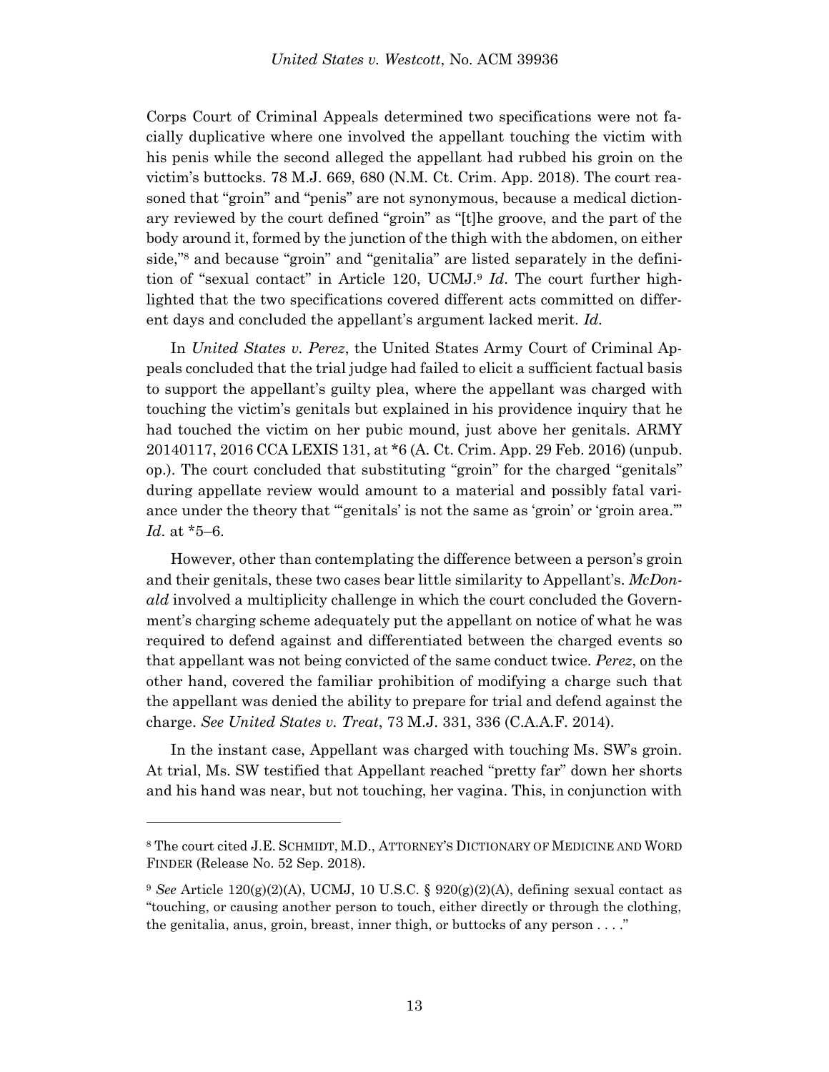Corps Court of Criminal Appeals determined two specifications were not facially duplicative where one involved the appellant touching the victim with his penis while the second alleged the appellant had rubbed his groin on the victim's buttocks. 78 M.J. 669, 680 (N.M. Ct. Crim. App. 2018). The court reasoned that "groin" and "penis" are not synonymous, because a medical dictionary reviewed by the court defined "groin" as "[t]he groove, and the part of the body around it, formed by the junction of the thigh with the abdomen, on either side,"[8] and because "groin" and "genitalia" are listed separately in the definition of "sexual contact" in Article 120, UCMJ.[9] *Id*. The court further highlighted that the two specifications covered different acts committed on different days and concluded the appellant's argument lacked merit. *Id*.

In *United States v. Perez*, the United States Army Court of Criminal Appeals concluded that the trial judge had failed to elicit a sufficient factual basis to support the appellant's guilty plea, where the appellant was charged with touching the victim's genitals but explained in his providence inquiry that he had touched the victim on her pubic mound, just above her genitals. ARMY 20140117, 2016 CCA LEXIS 131, at *6 (A. Ct. Crim. App. 29 Feb. 2016) (unpub. op.). The court concluded that substituting "groin" for the charged "genitals" during appellate review would amount to a material and possibly fatal variance under the theory that "'genitals' is not the same as 'groin' or 'groin area.'" *Id*. at *5–6.

However, other than contemplating the difference between a person's groin and their genitals, these two cases bear little similarity to Appellant's. *McDonald* involved a multiplicity challenge in which the court concluded the Government's charging scheme adequately put the appellant on notice of what he was required to defend against and differentiated between the charged events so that appellant was not being convicted of the same conduct twice. *Perez*, on the other hand, covered the familiar prohibition of modifying a charge such that the appellant was denied the ability to prepare for trial and defend against the charge. *See United States v. Treat*, 73 M.J. 331, 336 (C.A.A.F. 2014).

In the instant case, Appellant was charged with touching Ms. SW's groin. At trial, Ms. SW testified that Appellant reached "pretty far" down her shorts and his hand was near, but not touching, her vagina. This, in conjunction with

---

[8] The court cited J.E. SCHMIDT, M.D., ATTORNEY'S DICTIONARY OF MEDICINE AND WORD FINDER (Release No. 52 Sep. 2018).

[9] *See* Article 120(g)(2)(A), UCMJ, 10 U.S.C. § 920(g)(2)(A), defining sexual contact as "touching, or causing another person to touch, either directly or through the clothing, the genitalia, anus, groin, breast, inner thigh, or buttocks of any person . . . ."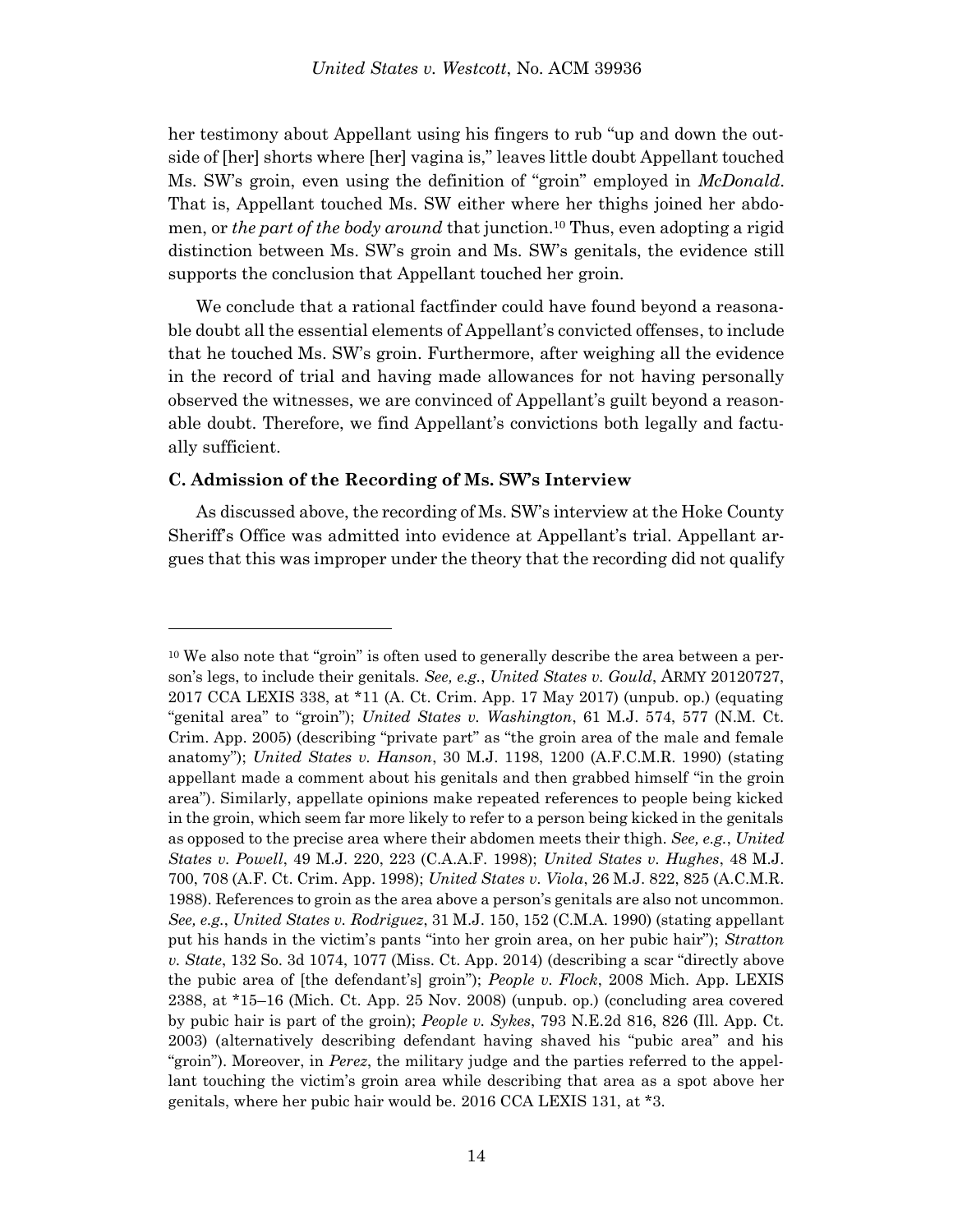her testimony about Appellant using his fingers to rub "up and down the outside of [her] shorts where [her] vagina is," leaves little doubt Appellant touched Ms. SW's groin, even using the definition of "groin" employed in *McDonald*. That is, Appellant touched Ms. SW either where her thighs joined her abdomen, or *the part of the body around* that junction.[10] Thus, even adopting a rigid distinction between Ms. SW's groin and Ms. SW's genitals, the evidence still supports the conclusion that Appellant touched her groin.

We conclude that a rational factfinder could have found beyond a reasonable doubt all the essential elements of Appellant's convicted offenses, to include that he touched Ms. SW's groin. Furthermore, after weighing all the evidence in the record of trial and having made allowances for not having personally observed the witnesses, we are convinced of Appellant's guilt beyond a reasonable doubt. Therefore, we find Appellant's convictions both legally and factually sufficient.

### C. Admission of the Recording of Ms. SW's Interview

As discussed above, the recording of Ms. SW's interview at the Hoke County Sheriff's Office was admitted into evidence at Appellant's trial. Appellant argues that this was improper under the theory that the recording did not qualify

---

[10] We also note that "groin" is often used to generally describe the area between a person's legs, to include their genitals. *See, e.g.*, *United States v. Gould*, ARMY 20120727, 2017 CCA LEXIS 338, at *11 (A. Ct. Crim. App. 17 May 2017) (unpub. op.) (equating "genital area" to "groin"); *United States v. Washington*, 61 M.J. 574, 577 (N.M. Ct. Crim. App. 2005) (describing "private part" as "the groin area of the male and female anatomy"); *United States v. Hanson*, 30 M.J. 1198, 1200 (A.F.C.M.R. 1990) (stating appellant made a comment about his genitals and then grabbed himself "in the groin area"). Similarly, appellate opinions make repeated references to people being kicked in the groin, which seem far more likely to refer to a person being kicked in the genitals as opposed to the precise area where their abdomen meets their thigh. *See, e.g.*, *United States v. Powell*, 49 M.J. 220, 223 (C.A.A.F. 1998); *United States v. Hughes*, 48 M.J. 700, 708 (A.F. Ct. Crim. App. 1998); *United States v. Viola*, 26 M.J. 822, 825 (A.C.M.R. 1988). References to groin as the area above a person's genitals are also not uncommon. *See, e.g.*, *United States v. Rodriguez*, 31 M.J. 150, 152 (C.M.A. 1990) (stating appellant put his hands in the victim's pants "into her groin area, on her pubic hair"); *Stratton v. State*, 132 So. 3d 1074, 1077 (Miss. Ct. App. 2014) (describing a scar "directly above the pubic area of [the defendant's] groin"); *People v. Flock*, 2008 Mich. App. LEXIS 2388, at *15–16 (Mich. Ct. App. 25 Nov. 2008) (unpub. op.) (concluding area covered by pubic hair is part of the groin); *People v. Sykes*, 793 N.E.2d 816, 826 (Ill. App. Ct. 2003) (alternatively describing defendant having shaved his "pubic area" and his "groin"). Moreover, in *Perez*, the military judge and the parties referred to the appellant touching the victim's groin area while describing that area as a spot above her genitals, where her pubic hair would be. 2016 CCA LEXIS 131, at *3.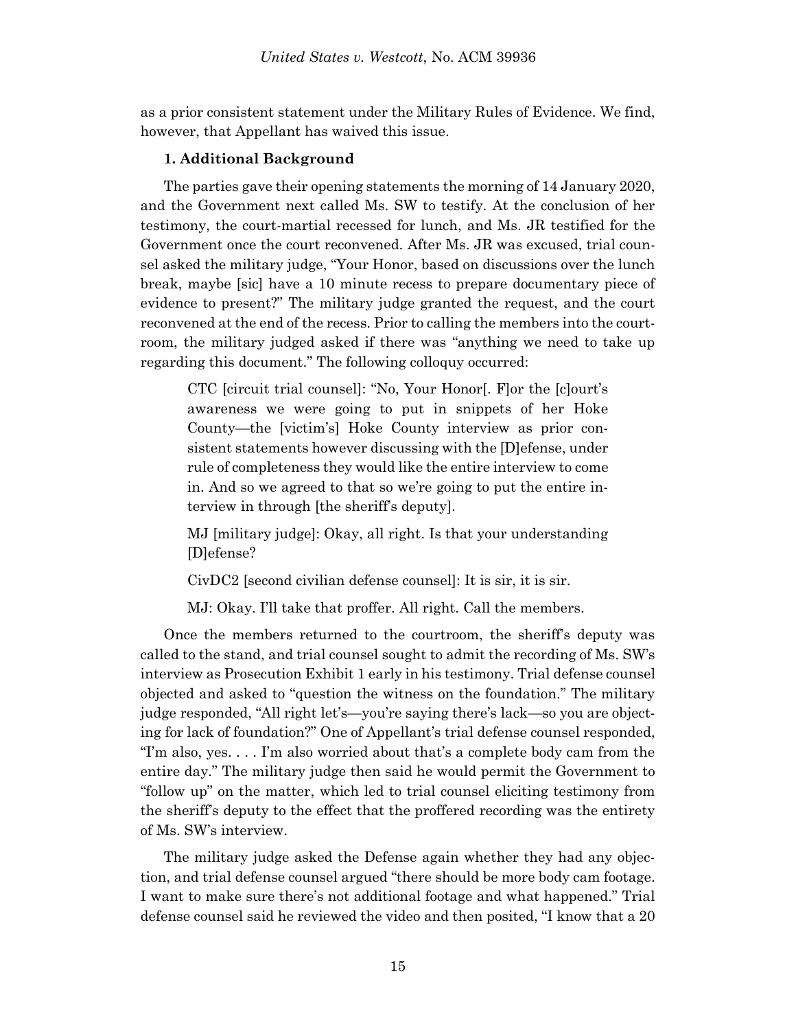as a prior consistent statement under the Military Rules of Evidence. We find, however, that Appellant has waived this issue.

**1. Additional Background**

The parties gave their opening statements the morning of 14 January 2020, and the Government next called Ms. SW to testify. At the conclusion of her testimony, the court-martial recessed for lunch, and Ms. JR testified for the Government once the court reconvened. After Ms. JR was excused, trial counsel asked the military judge, "Your Honor, based on discussions over the lunch break, maybe [sic] have a 10 minute recess to prepare documentary piece of evidence to present?" The military judge granted the request, and the court reconvened at the end of the recess. Prior to calling the members into the courtroom, the military judged asked if there was "anything we need to take up regarding this document." The following colloquy occurred:

> CTC [circuit trial counsel]: "No, Your Honor[. F]or the [c]ourt's awareness we were going to put in snippets of her Hoke County—the [victim's] Hoke County interview as prior consistent statements however discussing with the [D]efense, under rule of completeness they would like the entire interview to come in. And so we agreed to that so we're going to put the entire interview in through [the sheriff's deputy].
>
> MJ [military judge]: Okay, all right. Is that your understanding [D]efense?
>
> CivDC2 [second civilian defense counsel]: It is sir, it is sir.
>
> MJ: Okay. I'll take that proffer. All right. Call the members.

Once the members returned to the courtroom, the sheriff's deputy was called to the stand, and trial counsel sought to admit the recording of Ms. SW's interview as Prosecution Exhibit 1 early in his testimony. Trial defense counsel objected and asked to "question the witness on the foundation." The military judge responded, "All right let's—you're saying there's lack—so you are objecting for lack of foundation?" One of Appellant's trial defense counsel responded, "I'm also, yes. . . . I'm also worried about that's a complete body cam from the entire day." The military judge then said he would permit the Government to "follow up" on the matter, which led to trial counsel eliciting testimony from the sheriff's deputy to the effect that the proffered recording was the entirety of Ms. SW's interview.

The military judge asked the Defense again whether they had any objection, and trial defense counsel argued "there should be more body cam footage. I want to make sure there's not additional footage and what happened." Trial defense counsel said he reviewed the video and then posited, "I know that a 20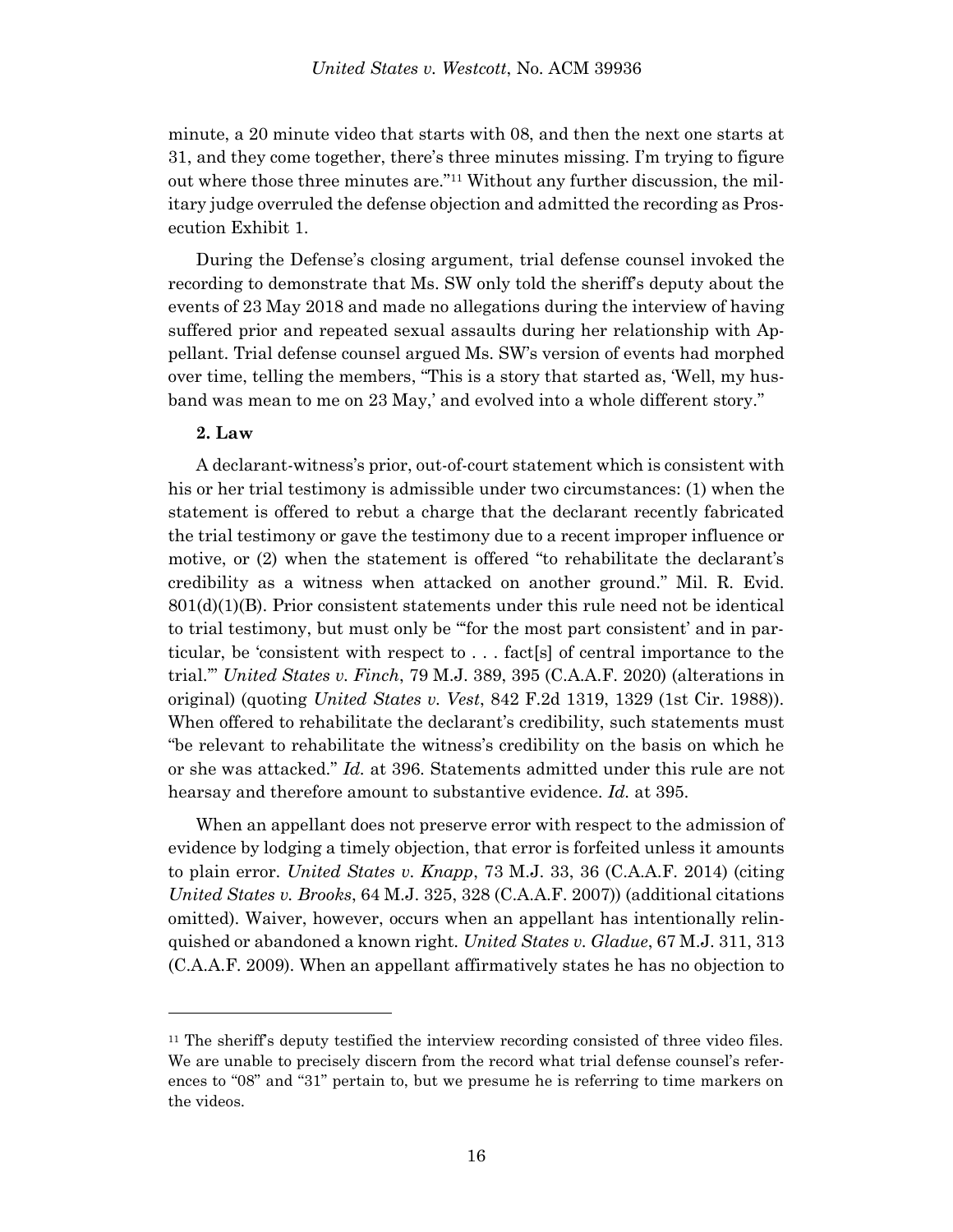minute, a 20 minute video that starts with 08, and then the next one starts at 31, and they come together, there's three minutes missing. I'm trying to figure out where those three minutes are."[11] Without any further discussion, the military judge overruled the defense objection and admitted the recording as Prosecution Exhibit 1.

During the Defense's closing argument, trial defense counsel invoked the recording to demonstrate that Ms. SW only told the sheriff's deputy about the events of 23 May 2018 and made no allegations during the interview of having suffered prior and repeated sexual assaults during her relationship with Appellant. Trial defense counsel argued Ms. SW's version of events had morphed over time, telling the members, "This is a story that started as, 'Well, my husband was mean to me on 23 May,' and evolved into a whole different story."

**2. Law**

A declarant-witness's prior, out-of-court statement which is consistent with his or her trial testimony is admissible under two circumstances: (1) when the statement is offered to rebut a charge that the declarant recently fabricated the trial testimony or gave the testimony due to a recent improper influence or motive, or (2) when the statement is offered "to rehabilitate the declarant's credibility as a witness when attacked on another ground." Mil. R. Evid. 801(d)(1)(B). Prior consistent statements under this rule need not be identical to trial testimony, but must only be "'for the most part consistent' and in particular, be 'consistent with respect to . . . fact[s] of central importance to the trial.'" *United States v. Finch*, 79 M.J. 389, 395 (C.A.A.F. 2020) (alterations in original) (quoting *United States v. Vest*, 842 F.2d 1319, 1329 (1st Cir. 1988)). When offered to rehabilitate the declarant's credibility, such statements must "be relevant to rehabilitate the witness's credibility on the basis on which he or she was attacked." *Id.* at 396. Statements admitted under this rule are not hearsay and therefore amount to substantive evidence. *Id.* at 395.

When an appellant does not preserve error with respect to the admission of evidence by lodging a timely objection, that error is forfeited unless it amounts to plain error. *United States v. Knapp*, 73 M.J. 33, 36 (C.A.A.F. 2014) (citing *United States v. Brooks*, 64 M.J. 325, 328 (C.A.A.F. 2007)) (additional citations omitted). Waiver, however, occurs when an appellant has intentionally relinquished or abandoned a known right. *United States v. Gladue*, 67 M.J. 311, 313 (C.A.A.F. 2009). When an appellant affirmatively states he has no objection to

---

[11] The sheriff's deputy testified the interview recording consisted of three video files. We are unable to precisely discern from the record what trial defense counsel's references to "08" and "31" pertain to, but we presume he is referring to time markers on the videos.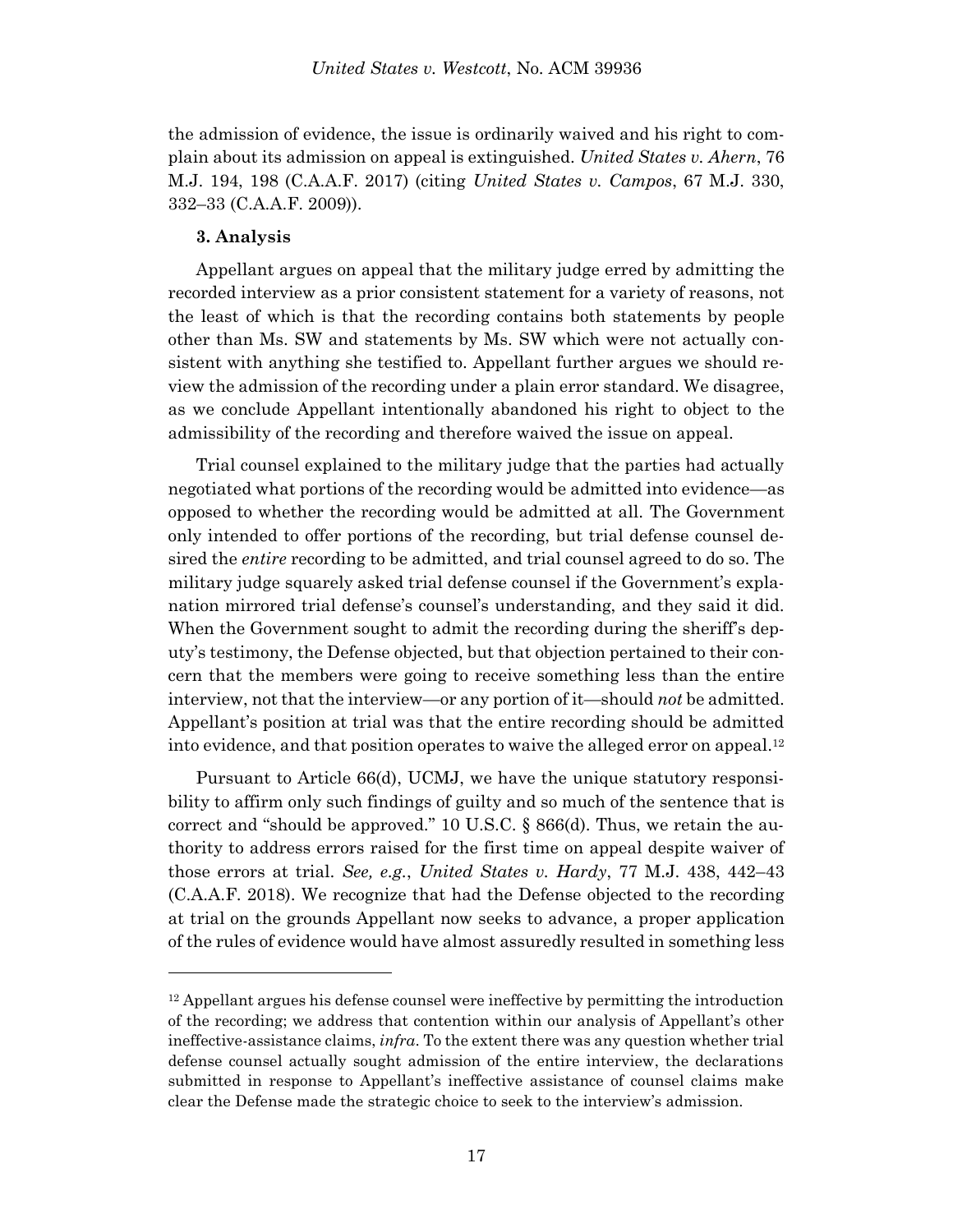the admission of evidence, the issue is ordinarily waived and his right to complain about its admission on appeal is extinguished. *United States v. Ahern*, 76 M.J. 194, 198 (C.A.A.F. 2017) (citing *United States v. Campos*, 67 M.J. 330, 332–33 (C.A.A.F. 2009)).

### 3. Analysis

Appellant argues on appeal that the military judge erred by admitting the recorded interview as a prior consistent statement for a variety of reasons, not the least of which is that the recording contains both statements by people other than Ms. SW and statements by Ms. SW which were not actually consistent with anything she testified to. Appellant further argues we should review the admission of the recording under a plain error standard. We disagree, as we conclude Appellant intentionally abandoned his right to object to the admissibility of the recording and therefore waived the issue on appeal.

Trial counsel explained to the military judge that the parties had actually negotiated what portions of the recording would be admitted into evidence—as opposed to whether the recording would be admitted at all. The Government only intended to offer portions of the recording, but trial defense counsel desired the *entire* recording to be admitted, and trial counsel agreed to do so. The military judge squarely asked trial defense counsel if the Government's explanation mirrored trial defense's counsel's understanding, and they said it did. When the Government sought to admit the recording during the sheriff's deputy's testimony, the Defense objected, but that objection pertained to their concern that the members were going to receive something less than the entire interview, not that the interview—or any portion of it—should *not* be admitted. Appellant's position at trial was that the entire recording should be admitted into evidence, and that position operates to waive the alleged error on appeal.[12]

Pursuant to Article 66(d), UCMJ, we have the unique statutory responsibility to affirm only such findings of guilty and so much of the sentence that is correct and "should be approved." 10 U.S.C. § 866(d). Thus, we retain the authority to address errors raised for the first time on appeal despite waiver of those errors at trial. *See, e.g.*, *United States v. Hardy*, 77 M.J. 438, 442–43 (C.A.A.F. 2018). We recognize that had the Defense objected to the recording at trial on the grounds Appellant now seeks to advance, a proper application of the rules of evidence would have almost assuredly resulted in something less

---

[12] Appellant argues his defense counsel were ineffective by permitting the introduction of the recording; we address that contention within our analysis of Appellant's other ineffective-assistance claims, *infra*. To the extent there was any question whether trial defense counsel actually sought admission of the entire interview, the declarations submitted in response to Appellant's ineffective assistance of counsel claims make clear the Defense made the strategic choice to seek to the interview's admission.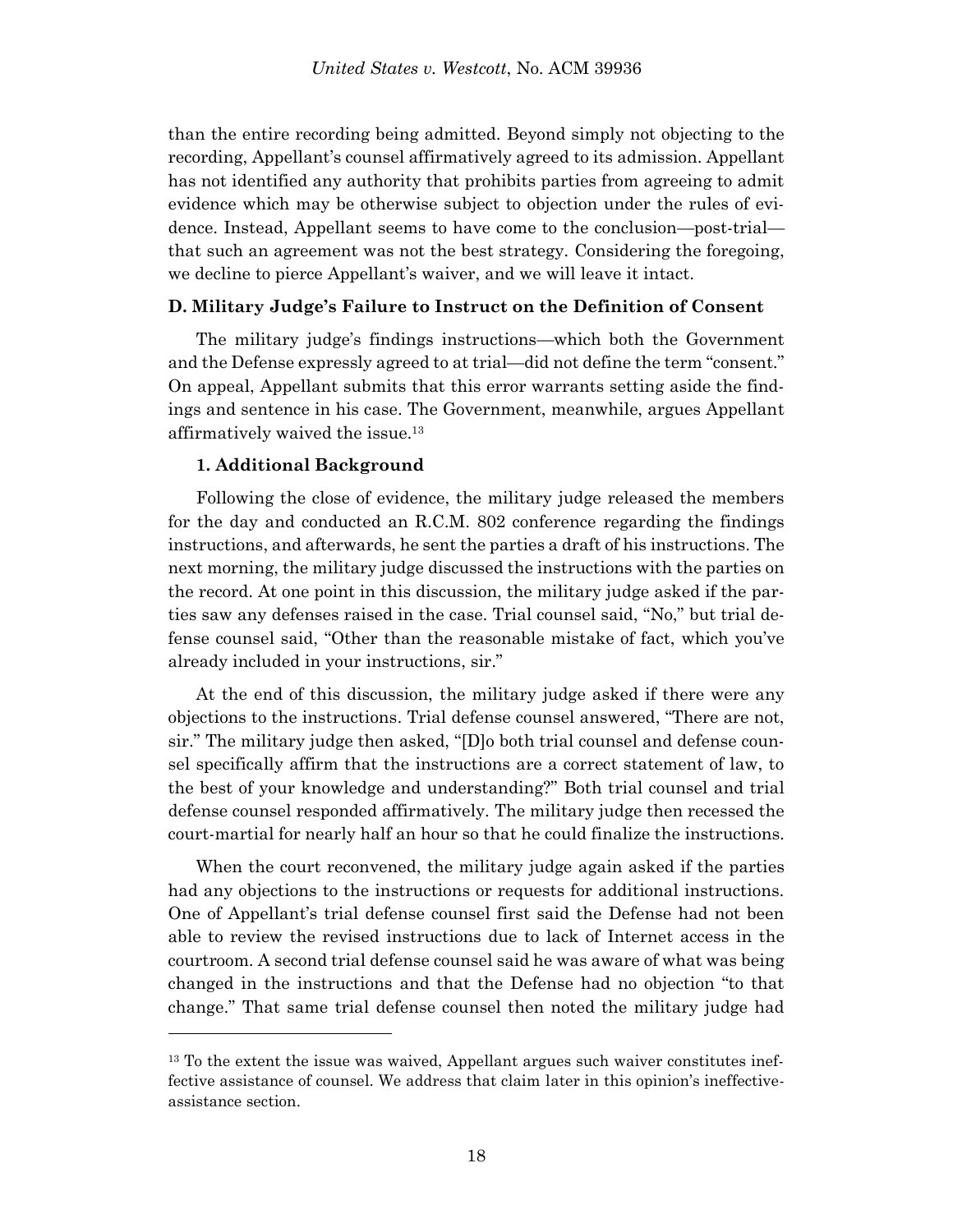than the entire recording being admitted. Beyond simply not objecting to the recording, Appellant's counsel affirmatively agreed to its admission. Appellant has not identified any authority that prohibits parties from agreeing to admit evidence which may be otherwise subject to objection under the rules of evidence. Instead, Appellant seems to have come to the conclusion—post-trial—that such an agreement was not the best strategy. Considering the foregoing, we decline to pierce Appellant's waiver, and we will leave it intact.

### D. Military Judge's Failure to Instruct on the Definition of Consent

The military judge's findings instructions—which both the Government and the Defense expressly agreed to at trial—did not define the term "consent." On appeal, Appellant submits that this error warrants setting aside the findings and sentence in his case. The Government, meanwhile, argues Appellant affirmatively waived the issue.[13]

#### 1. Additional Background

Following the close of evidence, the military judge released the members for the day and conducted an R.C.M. 802 conference regarding the findings instructions, and afterwards, he sent the parties a draft of his instructions. The next morning, the military judge discussed the instructions with the parties on the record. At one point in this discussion, the military judge asked if the parties saw any defenses raised in the case. Trial counsel said, "No," but trial defense counsel said, "Other than the reasonable mistake of fact, which you've already included in your instructions, sir."

At the end of this discussion, the military judge asked if there were any objections to the instructions. Trial defense counsel answered, "There are not, sir." The military judge then asked, "[D]o both trial counsel and defense counsel specifically affirm that the instructions are a correct statement of law, to the best of your knowledge and understanding?" Both trial counsel and trial defense counsel responded affirmatively. The military judge then recessed the court-martial for nearly half an hour so that he could finalize the instructions.

When the court reconvened, the military judge again asked if the parties had any objections to the instructions or requests for additional instructions. One of Appellant's trial defense counsel first said the Defense had not been able to review the revised instructions due to lack of Internet access in the courtroom. A second trial defense counsel said he was aware of what was being changed in the instructions and that the Defense had no objection "to that change." That same trial defense counsel then noted the military judge had

---

[13] To the extent the issue was waived, Appellant argues such waiver constitutes ineffective assistance of counsel. We address that claim later in this opinion's ineffective-assistance section.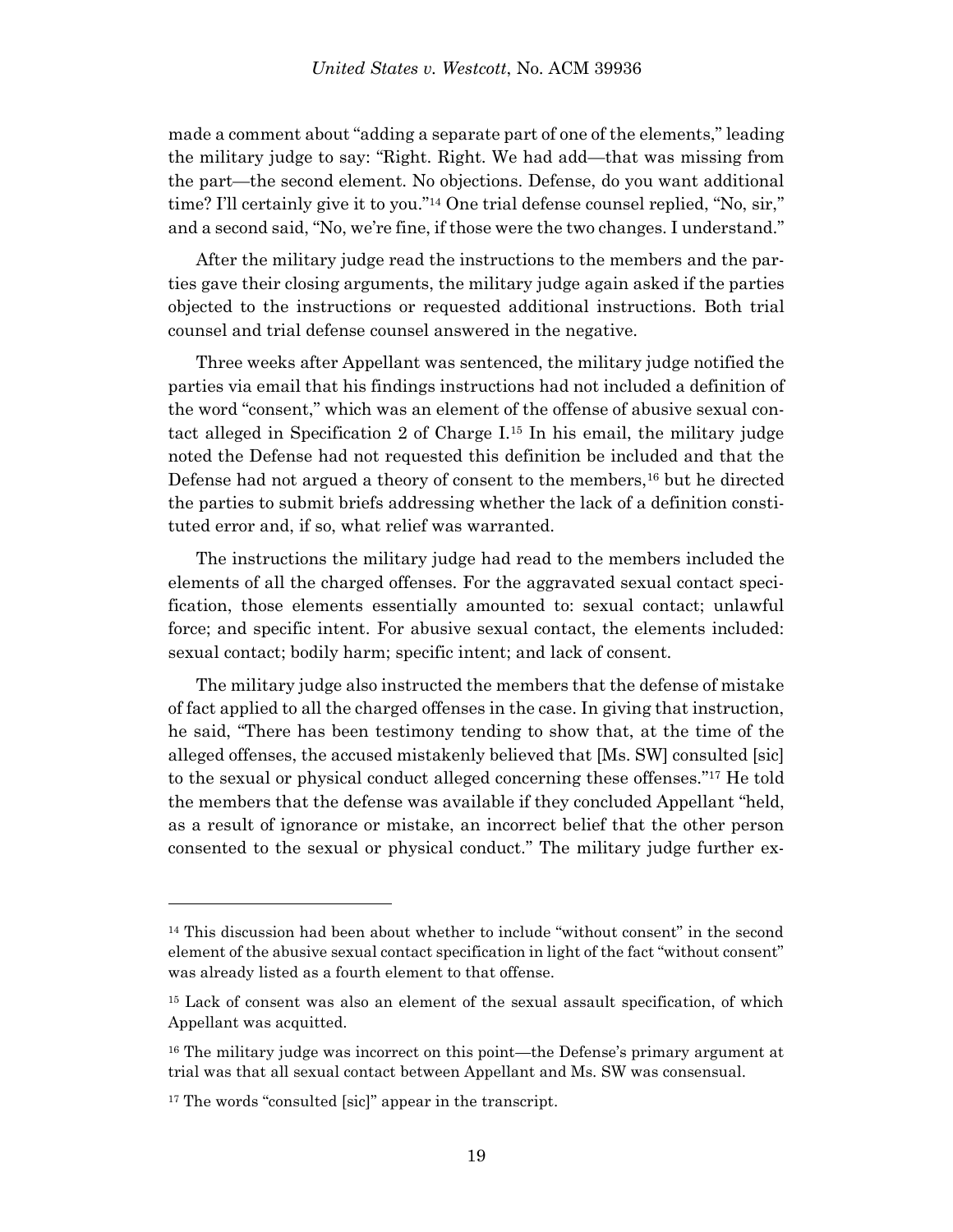made a comment about "adding a separate part of one of the elements," leading the military judge to say: "Right. Right. We had add—that was missing from the part—the second element. No objections. Defense, do you want additional time? I'll certainly give it to you."[14] One trial defense counsel replied, "No, sir," and a second said, "No, we're fine, if those were the two changes. I understand."

After the military judge read the instructions to the members and the parties gave their closing arguments, the military judge again asked if the parties objected to the instructions or requested additional instructions. Both trial counsel and trial defense counsel answered in the negative.

Three weeks after Appellant was sentenced, the military judge notified the parties via email that his findings instructions had not included a definition of the word "consent," which was an element of the offense of abusive sexual contact alleged in Specification 2 of Charge I.[15] In his email, the military judge noted the Defense had not requested this definition be included and that the Defense had not argued a theory of consent to the members,[16] but he directed the parties to submit briefs addressing whether the lack of a definition constituted error and, if so, what relief was warranted.

The instructions the military judge had read to the members included the elements of all the charged offenses. For the aggravated sexual contact specification, those elements essentially amounted to: sexual contact; unlawful force; and specific intent. For abusive sexual contact, the elements included: sexual contact; bodily harm; specific intent; and lack of consent.

The military judge also instructed the members that the defense of mistake of fact applied to all the charged offenses in the case. In giving that instruction, he said, "There has been testimony tending to show that, at the time of the alleged offenses, the accused mistakenly believed that [Ms. SW] consulted [sic] to the sexual or physical conduct alleged concerning these offenses."[17] He told the members that the defense was available if they concluded Appellant "held, as a result of ignorance or mistake, an incorrect belief that the other person consented to the sexual or physical conduct." The military judge further ex-

---

[14] This discussion had been about whether to include "without consent" in the second element of the abusive sexual contact specification in light of the fact "without consent" was already listed as a fourth element to that offense.

[15] Lack of consent was also an element of the sexual assault specification, of which Appellant was acquitted.

[16] The military judge was incorrect on this point—the Defense's primary argument at trial was that all sexual contact between Appellant and Ms. SW was consensual.

[17] The words "consulted [sic]" appear in the transcript.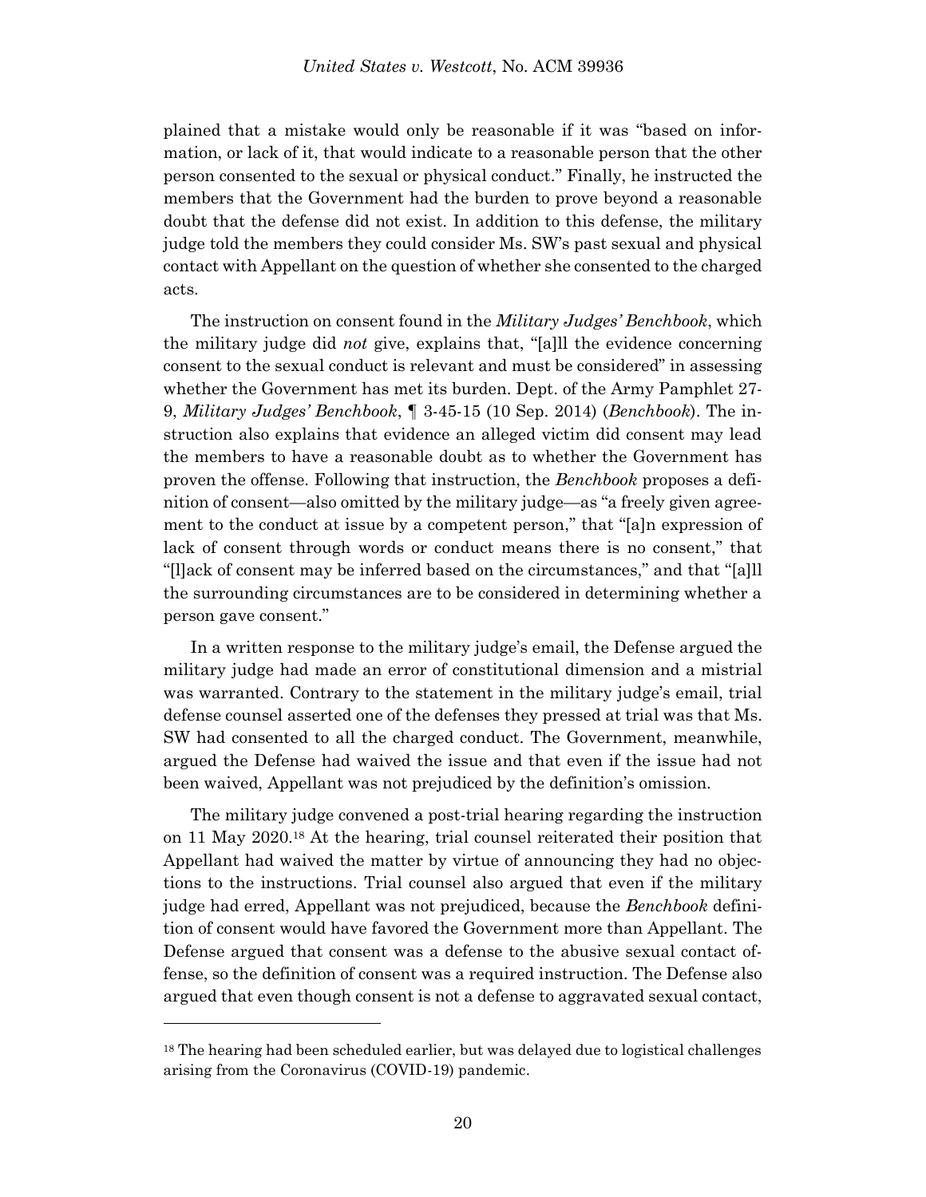plained that a mistake would only be reasonable if it was "based on information, or lack of it, that would indicate to a reasonable person that the other person consented to the sexual or physical conduct." Finally, he instructed the members that the Government had the burden to prove beyond a reasonable doubt that the defense did not exist. In addition to this defense, the military judge told the members they could consider Ms. SW's past sexual and physical contact with Appellant on the question of whether she consented to the charged acts.

The instruction on consent found in the *Military Judges' Benchbook*, which the military judge did *not* give, explains that, "[a]ll the evidence concerning consent to the sexual conduct is relevant and must be considered" in assessing whether the Government has met its burden. Dept. of the Army Pamphlet 27-9, *Military Judges' Benchbook*, ¶ 3-45-15 (10 Sep. 2014) (*Benchbook*). The instruction also explains that evidence an alleged victim did consent may lead the members to have a reasonable doubt as to whether the Government has proven the offense. Following that instruction, the *Benchbook* proposes a definition of consent—also omitted by the military judge—as "a freely given agreement to the conduct at issue by a competent person," that "[a]n expression of lack of consent through words or conduct means there is no consent," that "[l]ack of consent may be inferred based on the circumstances," and that "[a]ll the surrounding circumstances are to be considered in determining whether a person gave consent."

In a written response to the military judge's email, the Defense argued the military judge had made an error of constitutional dimension and a mistrial was warranted. Contrary to the statement in the military judge's email, trial defense counsel asserted one of the defenses they pressed at trial was that Ms. SW had consented to all the charged conduct. The Government, meanwhile, argued the Defense had waived the issue and that even if the issue had not been waived, Appellant was not prejudiced by the definition's omission.

The military judge convened a post-trial hearing regarding the instruction on 11 May 2020.[18] At the hearing, trial counsel reiterated their position that Appellant had waived the matter by virtue of announcing they had no objections to the instructions. Trial counsel also argued that even if the military judge had erred, Appellant was not prejudiced, because the *Benchbook* definition of consent would have favored the Government more than Appellant. The Defense argued that consent was a defense to the abusive sexual contact offense, so the definition of consent was a required instruction. The Defense also argued that even though consent is not a defense to aggravated sexual contact,

---

[18] The hearing had been scheduled earlier, but was delayed due to logistical challenges arising from the Coronavirus (COVID-19) pandemic.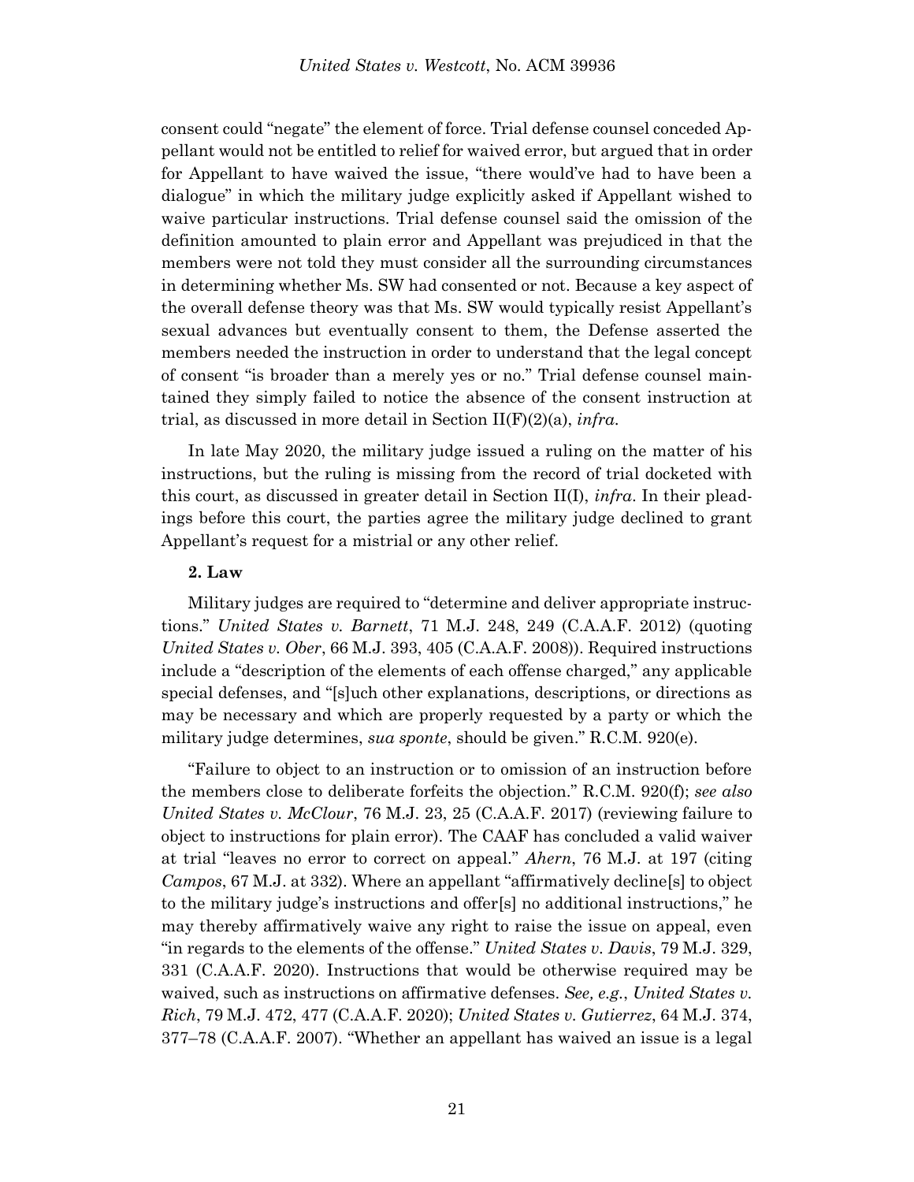consent could "negate" the element of force. Trial defense counsel conceded Appellant would not be entitled to relief for waived error, but argued that in order for Appellant to have waived the issue, "there would've had to have been a dialogue" in which the military judge explicitly asked if Appellant wished to waive particular instructions. Trial defense counsel said the omission of the definition amounted to plain error and Appellant was prejudiced in that the members were not told they must consider all the surrounding circumstances in determining whether Ms. SW had consented or not. Because a key aspect of the overall defense theory was that Ms. SW would typically resist Appellant's sexual advances but eventually consent to them, the Defense asserted the members needed the instruction in order to understand that the legal concept of consent "is broader than a merely yes or no." Trial defense counsel maintained they simply failed to notice the absence of the consent instruction at trial, as discussed in more detail in Section II(F)(2)(a), *infra*.

In late May 2020, the military judge issued a ruling on the matter of his instructions, but the ruling is missing from the record of trial docketed with this court, as discussed in greater detail in Section II(I), *infra*. In their pleadings before this court, the parties agree the military judge declined to grant Appellant's request for a mistrial or any other relief.

**2. Law**

Military judges are required to "determine and deliver appropriate instructions." *United States v. Barnett*, 71 M.J. 248, 249 (C.A.A.F. 2012) (quoting *United States v. Ober*, 66 M.J. 393, 405 (C.A.A.F. 2008)). Required instructions include a "description of the elements of each offense charged," any applicable special defenses, and "[s]uch other explanations, descriptions, or directions as may be necessary and which are properly requested by a party or which the military judge determines, *sua sponte*, should be given." R.C.M. 920(e).

"Failure to object to an instruction or to omission of an instruction before the members close to deliberate forfeits the objection." R.C.M. 920(f); *see also United States v. McClour*, 76 M.J. 23, 25 (C.A.A.F. 2017) (reviewing failure to object to instructions for plain error). The CAAF has concluded a valid waiver at trial "leaves no error to correct on appeal." *Ahern*, 76 M.J. at 197 (citing *Campos*, 67 M.J. at 332). Where an appellant "affirmatively decline[s] to object to the military judge's instructions and offer[s] no additional instructions," he may thereby affirmatively waive any right to raise the issue on appeal, even "in regards to the elements of the offense." *United States v. Davis*, 79 M.J. 329, 331 (C.A.A.F. 2020). Instructions that would be otherwise required may be waived, such as instructions on affirmative defenses. *See, e.g.*, *United States v. Rich*, 79 M.J. 472, 477 (C.A.A.F. 2020); *United States v. Gutierrez*, 64 M.J. 374, 377–78 (C.A.A.F. 2007). "Whether an appellant has waived an issue is a legal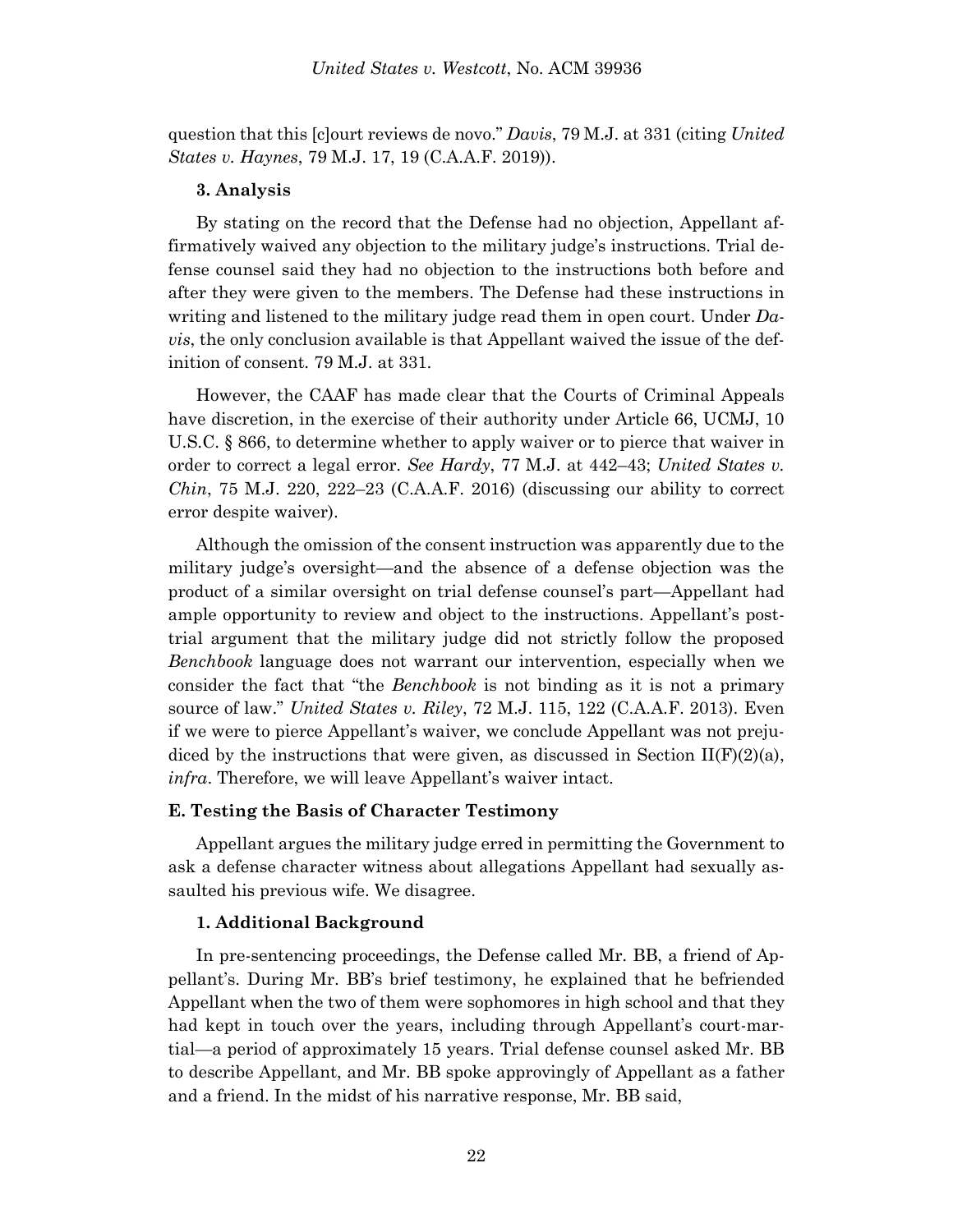question that this [c]ourt reviews de novo." *Davis*, 79 M.J. at 331 (citing *United States v. Haynes*, 79 M.J. 17, 19 (C.A.A.F. 2019)).

**3. Analysis**

By stating on the record that the Defense had no objection, Appellant affirmatively waived any objection to the military judge's instructions. Trial defense counsel said they had no objection to the instructions both before and after they were given to the members. The Defense had these instructions in writing and listened to the military judge read them in open court. Under *Davis*, the only conclusion available is that Appellant waived the issue of the definition of consent. 79 M.J. at 331.

However, the CAAF has made clear that the Courts of Criminal Appeals have discretion, in the exercise of their authority under Article 66, UCMJ, 10 U.S.C. § 866, to determine whether to apply waiver or to pierce that waiver in order to correct a legal error. *See Hardy*, 77 M.J. at 442–43; *United States v. Chin*, 75 M.J. 220, 222–23 (C.A.A.F. 2016) (discussing our ability to correct error despite waiver).

Although the omission of the consent instruction was apparently due to the military judge's oversight—and the absence of a defense objection was the product of a similar oversight on trial defense counsel's part—Appellant had ample opportunity to review and object to the instructions. Appellant's post-trial argument that the military judge did not strictly follow the proposed *Benchbook* language does not warrant our intervention, especially when we consider the fact that "the *Benchbook* is not binding as it is not a primary source of law." *United States v. Riley*, 72 M.J. 115, 122 (C.A.A.F. 2013). Even if we were to pierce Appellant's waiver, we conclude Appellant was not prejudiced by the instructions that were given, as discussed in Section II(F)(2)(a), *infra*. Therefore, we will leave Appellant's waiver intact.

**E. Testing the Basis of Character Testimony**

Appellant argues the military judge erred in permitting the Government to ask a defense character witness about allegations Appellant had sexually assaulted his previous wife. We disagree.

**1. Additional Background**

In pre-sentencing proceedings, the Defense called Mr. BB, a friend of Appellant's. During Mr. BB's brief testimony, he explained that he befriended Appellant when the two of them were sophomores in high school and that they had kept in touch over the years, including through Appellant's court-martial—a period of approximately 15 years. Trial defense counsel asked Mr. BB to describe Appellant, and Mr. BB spoke approvingly of Appellant as a father and a friend. In the midst of his narrative response, Mr. BB said,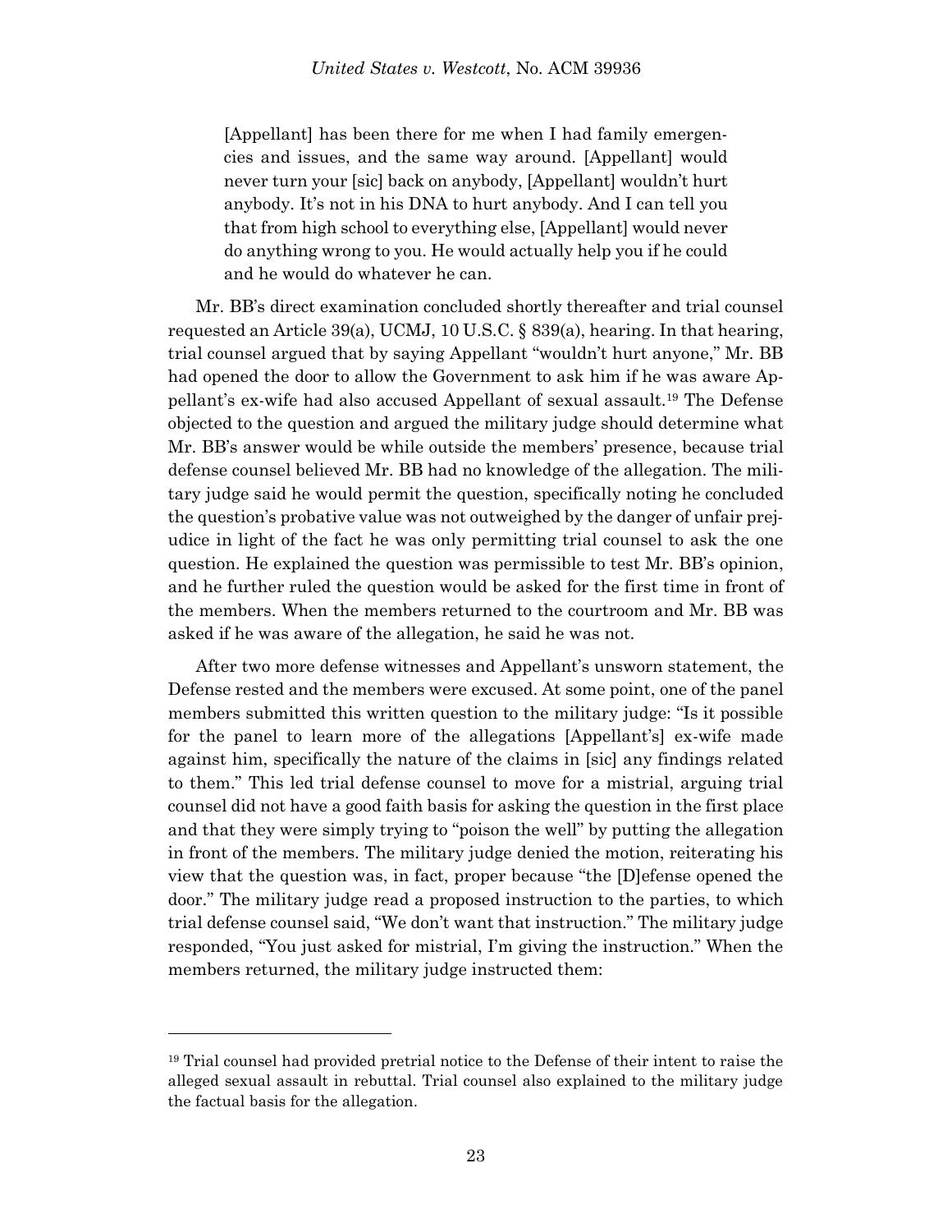> [Appellant] has been there for me when I had family emergencies and issues, and the same way around. [Appellant] would never turn your [sic] back on anybody, [Appellant] wouldn't hurt anybody. It's not in his DNA to hurt anybody. And I can tell you that from high school to everything else, [Appellant] would never do anything wrong to you. He would actually help you if he could and he would do whatever he can.

Mr. BB's direct examination concluded shortly thereafter and trial counsel requested an Article 39(a), UCMJ, 10 U.S.C. § 839(a), hearing. In that hearing, trial counsel argued that by saying Appellant "wouldn't hurt anyone," Mr. BB had opened the door to allow the Government to ask him if he was aware Appellant's ex-wife had also accused Appellant of sexual assault.[19] The Defense objected to the question and argued the military judge should determine what Mr. BB's answer would be while outside the members' presence, because trial defense counsel believed Mr. BB had no knowledge of the allegation. The military judge said he would permit the question, specifically noting he concluded the question's probative value was not outweighed by the danger of unfair prejudice in light of the fact he was only permitting trial counsel to ask the one question. He explained the question was permissible to test Mr. BB's opinion, and he further ruled the question would be asked for the first time in front of the members. When the members returned to the courtroom and Mr. BB was asked if he was aware of the allegation, he said he was not.

After two more defense witnesses and Appellant's unsworn statement, the Defense rested and the members were excused. At some point, one of the panel members submitted this written question to the military judge: "Is it possible for the panel to learn more of the allegations [Appellant's] ex-wife made against him, specifically the nature of the claims in [sic] any findings related to them." This led trial defense counsel to move for a mistrial, arguing trial counsel did not have a good faith basis for asking the question in the first place and that they were simply trying to "poison the well" by putting the allegation in front of the members. The military judge denied the motion, reiterating his view that the question was, in fact, proper because "the [D]efense opened the door." The military judge read a proposed instruction to the parties, to which trial defense counsel said, "We don't want that instruction." The military judge responded, "You just asked for mistrial, I'm giving the instruction." When the members returned, the military judge instructed them:

---

[19] Trial counsel had provided pretrial notice to the Defense of their intent to raise the alleged sexual assault in rebuttal. Trial counsel also explained to the military judge the factual basis for the allegation.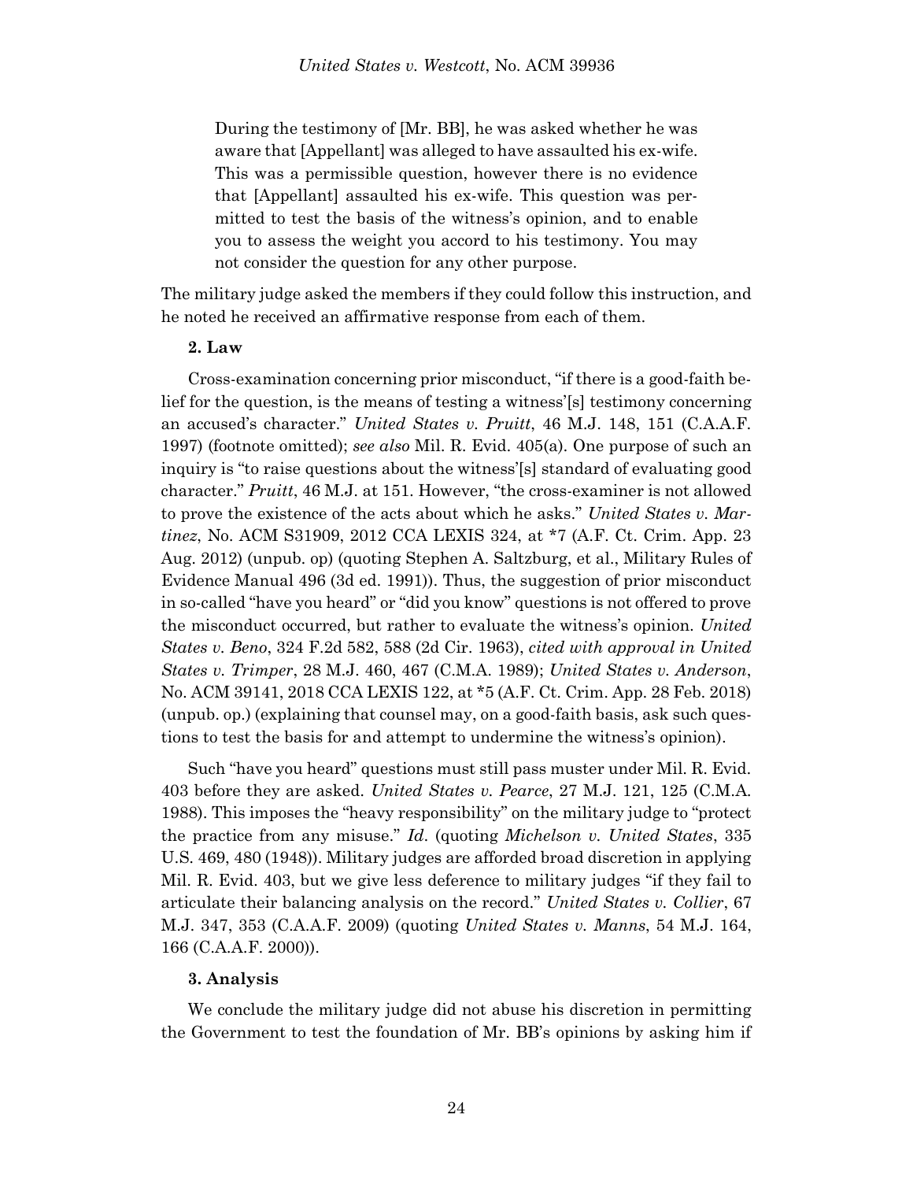> During the testimony of [Mr. BB], he was asked whether he was aware that [Appellant] was alleged to have assaulted his ex-wife. This was a permissible question, however there is no evidence that [Appellant] assaulted his ex-wife. This question was permitted to test the basis of the witness's opinion, and to enable you to assess the weight you accord to his testimony. You may not consider the question for any other purpose.

The military judge asked the members if they could follow this instruction, and he noted he received an affirmative response from each of them.

**2. Law**

Cross-examination concerning prior misconduct, "if there is a good-faith belief for the question, is the means of testing a witness'[s] testimony concerning an accused's character." *United States v. Pruitt*, 46 M.J. 148, 151 (C.A.A.F. 1997) (footnote omitted); *see also* Mil. R. Evid. 405(a). One purpose of such an inquiry is "to raise questions about the witness'[s] standard of evaluating good character." *Pruitt*, 46 M.J. at 151. However, "the cross-examiner is not allowed to prove the existence of the acts about which he asks." *United States v. Martinez*, No. ACM S31909, 2012 CCA LEXIS 324, at *7 (A.F. Ct. Crim. App. 23 Aug. 2012) (unpub. op) (quoting Stephen A. Saltzburg, et al., Military Rules of Evidence Manual 496 (3d ed. 1991)). Thus, the suggestion of prior misconduct in so-called "have you heard" or "did you know" questions is not offered to prove the misconduct occurred, but rather to evaluate the witness's opinion. *United States v. Beno*, 324 F.2d 582, 588 (2d Cir. 1963), *cited with approval in United States v. Trimper*, 28 M.J. 460, 467 (C.M.A. 1989); *United States v. Anderson*, No. ACM 39141, 2018 CCA LEXIS 122, at *5 (A.F. Ct. Crim. App. 28 Feb. 2018) (unpub. op.) (explaining that counsel may, on a good-faith basis, ask such questions to test the basis for and attempt to undermine the witness's opinion).

Such "have you heard" questions must still pass muster under Mil. R. Evid. 403 before they are asked. *United States v. Pearce*, 27 M.J. 121, 125 (C.M.A. 1988). This imposes the "heavy responsibility" on the military judge to "protect the practice from any misuse." *Id*. (quoting *Michelson v. United States*, 335 U.S. 469, 480 (1948)). Military judges are afforded broad discretion in applying Mil. R. Evid. 403, but we give less deference to military judges "if they fail to articulate their balancing analysis on the record." *United States v. Collier*, 67 M.J. 347, 353 (C.A.A.F. 2009) (quoting *United States v. Manns*, 54 M.J. 164, 166 (C.A.A.F. 2000)).

**3. Analysis**

We conclude the military judge did not abuse his discretion in permitting the Government to test the foundation of Mr. BB's opinions by asking him if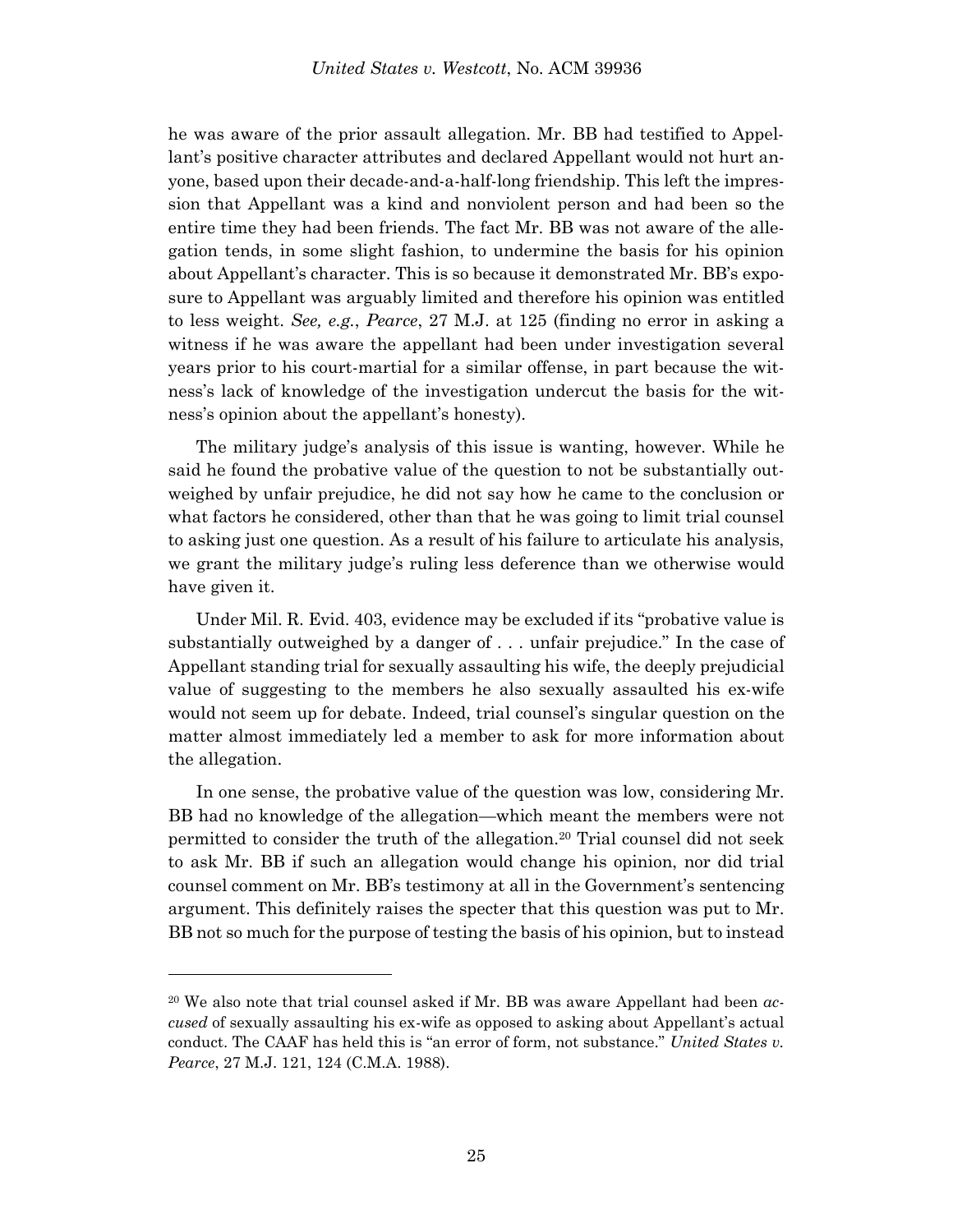he was aware of the prior assault allegation. Mr. BB had testified to Appellant's positive character attributes and declared Appellant would not hurt anyone, based upon their decade-and-a-half-long friendship. This left the impression that Appellant was a kind and nonviolent person and had been so the entire time they had been friends. The fact Mr. BB was not aware of the allegation tends, in some slight fashion, to undermine the basis for his opinion about Appellant's character. This is so because it demonstrated Mr. BB's exposure to Appellant was arguably limited and therefore his opinion was entitled to less weight. *See, e.g.*, *Pearce*, 27 M.J. at 125 (finding no error in asking a witness if he was aware the appellant had been under investigation several years prior to his court-martial for a similar offense, in part because the witness's lack of knowledge of the investigation undercut the basis for the witness's opinion about the appellant's honesty).

The military judge's analysis of this issue is wanting, however. While he said he found the probative value of the question to not be substantially outweighed by unfair prejudice, he did not say how he came to the conclusion or what factors he considered, other than that he was going to limit trial counsel to asking just one question. As a result of his failure to articulate his analysis, we grant the military judge's ruling less deference than we otherwise would have given it.

Under Mil. R. Evid. 403, evidence may be excluded if its "probative value is substantially outweighed by a danger of . . . unfair prejudice." In the case of Appellant standing trial for sexually assaulting his wife, the deeply prejudicial value of suggesting to the members he also sexually assaulted his ex-wife would not seem up for debate. Indeed, trial counsel's singular question on the matter almost immediately led a member to ask for more information about the allegation.

In one sense, the probative value of the question was low, considering Mr. BB had no knowledge of the allegation—which meant the members were not permitted to consider the truth of the allegation.[20] Trial counsel did not seek to ask Mr. BB if such an allegation would change his opinion, nor did trial counsel comment on Mr. BB's testimony at all in the Government's sentencing argument. This definitely raises the specter that this question was put to Mr. BB not so much for the purpose of testing the basis of his opinion, but to instead

---

[20] We also note that trial counsel asked if Mr. BB was aware Appellant had been *accused* of sexually assaulting his ex-wife as opposed to asking about Appellant's actual conduct. The CAAF has held this is "an error of form, not substance." *United States v. Pearce*, 27 M.J. 121, 124 (C.M.A. 1988).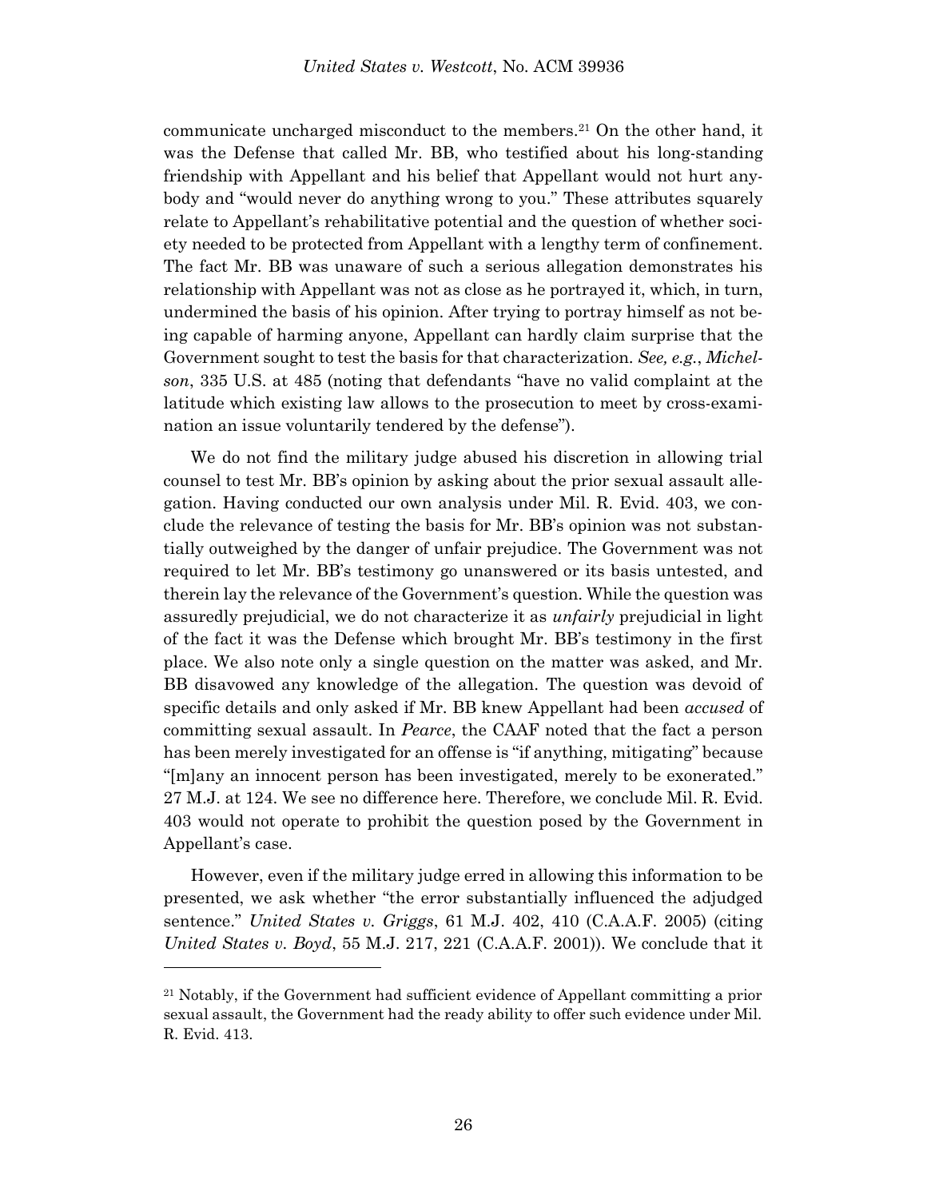communicate uncharged misconduct to the members.[21] On the other hand, it was the Defense that called Mr. BB, who testified about his long-standing friendship with Appellant and his belief that Appellant would not hurt anybody and "would never do anything wrong to you." These attributes squarely relate to Appellant's rehabilitative potential and the question of whether society needed to be protected from Appellant with a lengthy term of confinement. The fact Mr. BB was unaware of such a serious allegation demonstrates his relationship with Appellant was not as close as he portrayed it, which, in turn, undermined the basis of his opinion. After trying to portray himself as not being capable of harming anyone, Appellant can hardly claim surprise that the Government sought to test the basis for that characterization. *See, e.g.*, *Michelson*, 335 U.S. at 485 (noting that defendants "have no valid complaint at the latitude which existing law allows to the prosecution to meet by cross-examination an issue voluntarily tendered by the defense").

We do not find the military judge abused his discretion in allowing trial counsel to test Mr. BB's opinion by asking about the prior sexual assault allegation. Having conducted our own analysis under Mil. R. Evid. 403, we conclude the relevance of testing the basis for Mr. BB's opinion was not substantially outweighed by the danger of unfair prejudice. The Government was not required to let Mr. BB's testimony go unanswered or its basis untested, and therein lay the relevance of the Government's question. While the question was assuredly prejudicial, we do not characterize it as *unfairly* prejudicial in light of the fact it was the Defense which brought Mr. BB's testimony in the first place. We also note only a single question on the matter was asked, and Mr. BB disavowed any knowledge of the allegation. The question was devoid of specific details and only asked if Mr. BB knew Appellant had been *accused* of committing sexual assault. In *Pearce*, the CAAF noted that the fact a person has been merely investigated for an offense is "if anything, mitigating" because "[m]any an innocent person has been investigated, merely to be exonerated." 27 M.J. at 124. We see no difference here. Therefore, we conclude Mil. R. Evid. 403 would not operate to prohibit the question posed by the Government in Appellant's case.

However, even if the military judge erred in allowing this information to be presented, we ask whether "the error substantially influenced the adjudged sentence." *United States v. Griggs*, 61 M.J. 402, 410 (C.A.A.F. 2005) (citing *United States v. Boyd*, 55 M.J. 217, 221 (C.A.A.F. 2001)). We conclude that it

---

[21] Notably, if the Government had sufficient evidence of Appellant committing a prior sexual assault, the Government had the ready ability to offer such evidence under Mil. R. Evid. 413.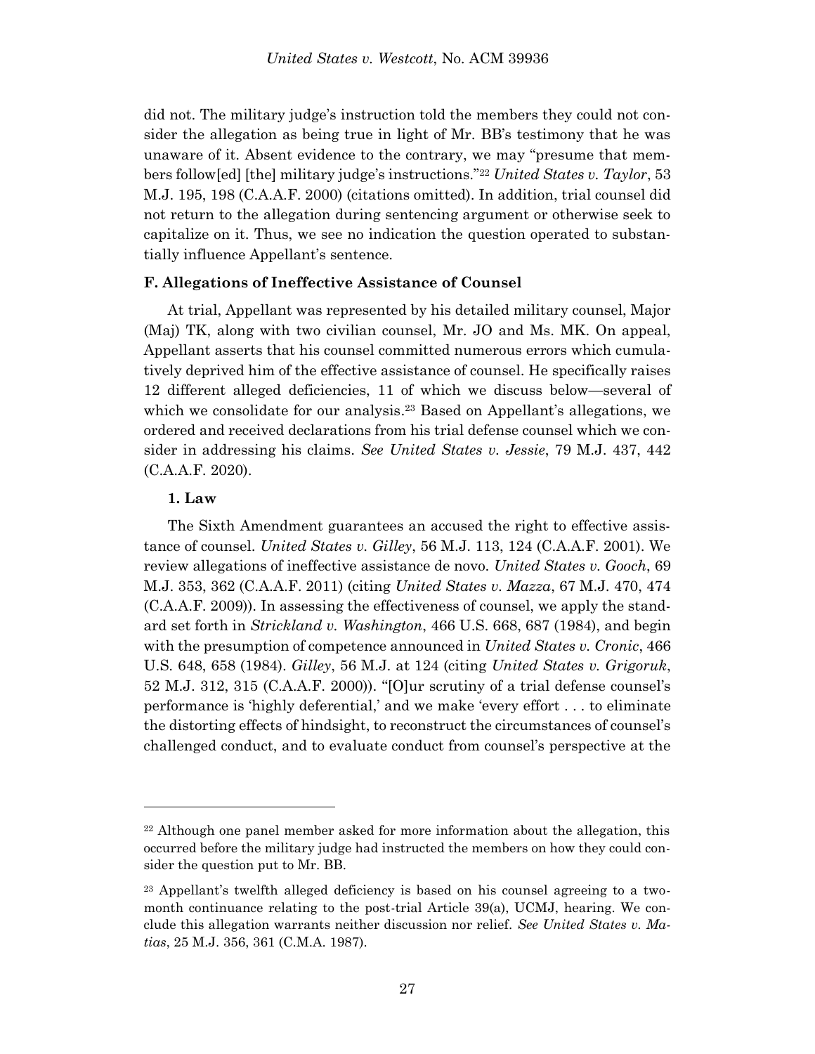did not. The military judge's instruction told the members they could not consider the allegation as being true in light of Mr. BB's testimony that he was unaware of it. Absent evidence to the contrary, we may "presume that members follow[ed] [the] military judge's instructions."[22] *United States v. Taylor*, 53 M.J. 195, 198 (C.A.A.F. 2000) (citations omitted). In addition, trial counsel did not return to the allegation during sentencing argument or otherwise seek to capitalize on it. Thus, we see no indication the question operated to substantially influence Appellant's sentence.

**F. Allegations of Ineffective Assistance of Counsel**

At trial, Appellant was represented by his detailed military counsel, Major (Maj) TK, along with two civilian counsel, Mr. JO and Ms. MK. On appeal, Appellant asserts that his counsel committed numerous errors which cumulatively deprived him of the effective assistance of counsel. He specifically raises 12 different alleged deficiencies, 11 of which we discuss below—several of which we consolidate for our analysis.[23] Based on Appellant's allegations, we ordered and received declarations from his trial defense counsel which we consider in addressing his claims. *See United States v. Jessie*, 79 M.J. 437, 442 (C.A.A.F. 2020).

**1. Law**

The Sixth Amendment guarantees an accused the right to effective assistance of counsel. *United States v. Gilley*, 56 M.J. 113, 124 (C.A.A.F. 2001). We review allegations of ineffective assistance de novo. *United States v. Gooch*, 69 M.J. 353, 362 (C.A.A.F. 2011) (citing *United States v. Mazza*, 67 M.J. 470, 474 (C.A.A.F. 2009)). In assessing the effectiveness of counsel, we apply the standard set forth in *Strickland v. Washington*, 466 U.S. 668, 687 (1984), and begin with the presumption of competence announced in *United States v. Cronic*, 466 U.S. 648, 658 (1984). *Gilley*, 56 M.J. at 124 (citing *United States v. Grigoruk*, 52 M.J. 312, 315 (C.A.A.F. 2000)). "[O]ur scrutiny of a trial defense counsel's performance is 'highly deferential,' and we make 'every effort . . . to eliminate the distorting effects of hindsight, to reconstruct the circumstances of counsel's challenged conduct, and to evaluate conduct from counsel's perspective at the

---

[22] Although one panel member asked for more information about the allegation, this occurred before the military judge had instructed the members on how they could consider the question put to Mr. BB.

[23] Appellant's twelfth alleged deficiency is based on his counsel agreeing to a two-month continuance relating to the post-trial Article 39(a), UCMJ, hearing. We conclude this allegation warrants neither discussion nor relief. *See United States v. Matias*, 25 M.J. 356, 361 (C.M.A. 1987).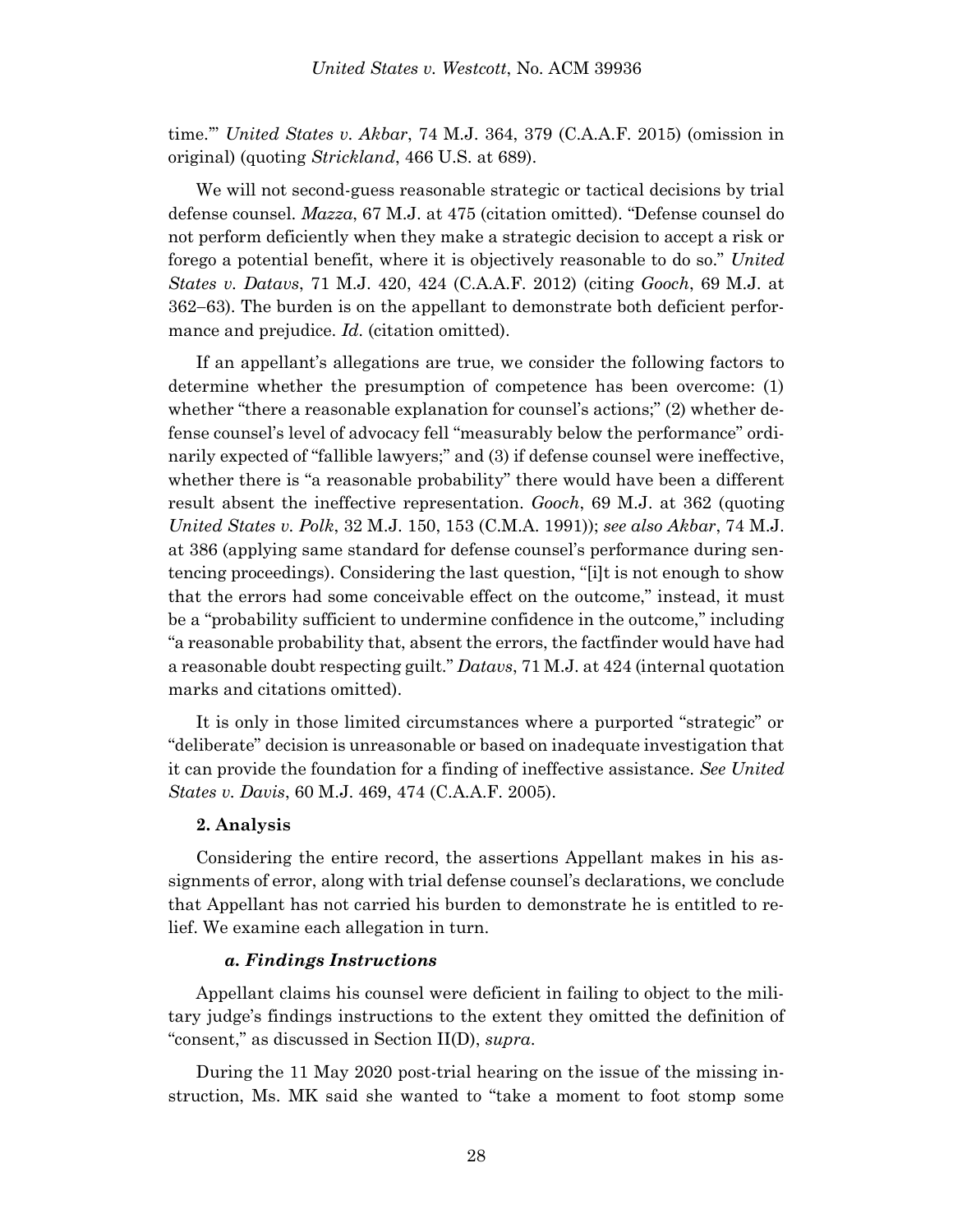time.'" *United States v. Akbar*, 74 M.J. 364, 379 (C.A.A.F. 2015) (omission in original) (quoting *Strickland*, 466 U.S. at 689).

We will not second-guess reasonable strategic or tactical decisions by trial defense counsel. *Mazza*, 67 M.J. at 475 (citation omitted). "Defense counsel do not perform deficiently when they make a strategic decision to accept a risk or forego a potential benefit, where it is objectively reasonable to do so." *United States v. Datavs*, 71 M.J. 420, 424 (C.A.A.F. 2012) (citing *Gooch*, 69 M.J. at 362–63). The burden is on the appellant to demonstrate both deficient performance and prejudice. *Id.* (citation omitted).

If an appellant's allegations are true, we consider the following factors to determine whether the presumption of competence has been overcome: (1) whether "there a reasonable explanation for counsel's actions;" (2) whether defense counsel's level of advocacy fell "measurably below the performance" ordinarily expected of "fallible lawyers;" and (3) if defense counsel were ineffective, whether there is "a reasonable probability" there would have been a different result absent the ineffective representation. *Gooch*, 69 M.J. at 362 (quoting *United States v. Polk*, 32 M.J. 150, 153 (C.M.A. 1991)); *see also Akbar*, 74 M.J. at 386 (applying same standard for defense counsel's performance during sentencing proceedings). Considering the last question, "[i]t is not enough to show that the errors had some conceivable effect on the outcome," instead, it must be a "probability sufficient to undermine confidence in the outcome," including "a reasonable probability that, absent the errors, the factfinder would have had a reasonable doubt respecting guilt." *Datavs*, 71 M.J. at 424 (internal quotation marks and citations omitted).

It is only in those limited circumstances where a purported "strategic" or "deliberate" decision is unreasonable or based on inadequate investigation that it can provide the foundation for a finding of ineffective assistance. *See United States v. Davis*, 60 M.J. 469, 474 (C.A.A.F. 2005).

**2. Analysis**

Considering the entire record, the assertions Appellant makes in his assignments of error, along with trial defense counsel's declarations, we conclude that Appellant has not carried his burden to demonstrate he is entitled to relief. We examine each allegation in turn.

***a. Findings Instructions***

Appellant claims his counsel were deficient in failing to object to the military judge's findings instructions to the extent they omitted the definition of "consent," as discussed in Section II(D), *supra*.

During the 11 May 2020 post-trial hearing on the issue of the missing instruction, Ms. MK said she wanted to "take a moment to foot stomp some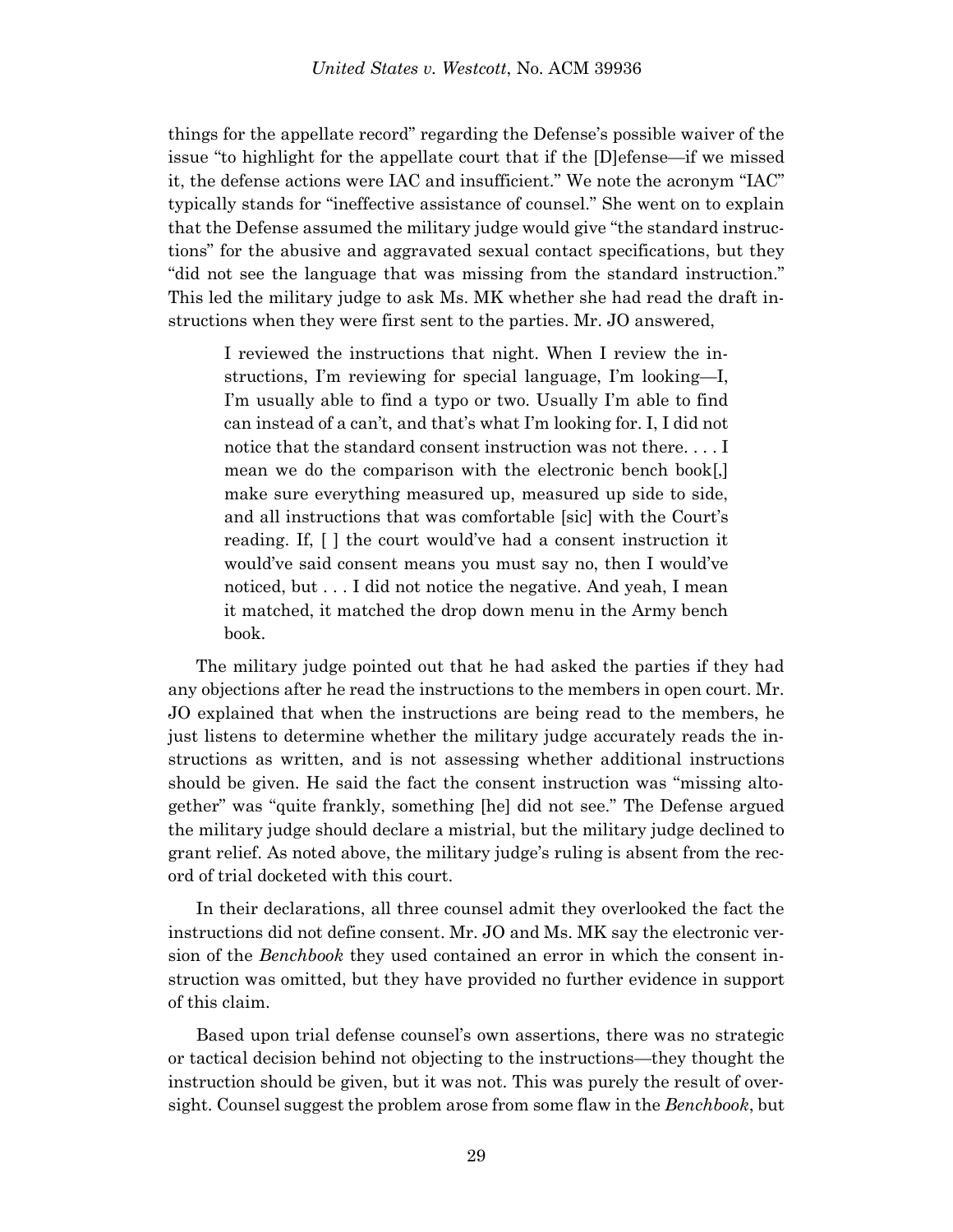things for the appellate record" regarding the Defense's possible waiver of the issue "to highlight for the appellate court that if the [D]efense—if we missed it, the defense actions were IAC and insufficient." We note the acronym "IAC" typically stands for "ineffective assistance of counsel." She went on to explain that the Defense assumed the military judge would give "the standard instructions" for the abusive and aggravated sexual contact specifications, but they "did not see the language that was missing from the standard instruction." This led the military judge to ask Ms. MK whether she had read the draft instructions when they were first sent to the parties. Mr. JO answered,

> I reviewed the instructions that night. When I review the instructions, I'm reviewing for special language, I'm looking—I, I'm usually able to find a typo or two. Usually I'm able to find can instead of a can't, and that's what I'm looking for. I, I did not notice that the standard consent instruction was not there. . . . I mean we do the comparison with the electronic bench book[,] make sure everything measured up, measured up side to side, and all instructions that was comfortable [sic] with the Court's reading. If, [ ] the court would've had a consent instruction it would've said consent means you must say no, then I would've noticed, but . . . I did not notice the negative. And yeah, I mean it matched, it matched the drop down menu in the Army bench book.

The military judge pointed out that he had asked the parties if they had any objections after he read the instructions to the members in open court. Mr. JO explained that when the instructions are being read to the members, he just listens to determine whether the military judge accurately reads the instructions as written, and is not assessing whether additional instructions should be given. He said the fact the consent instruction was "missing altogether" was "quite frankly, something [he] did not see." The Defense argued the military judge should declare a mistrial, but the military judge declined to grant relief. As noted above, the military judge's ruling is absent from the record of trial docketed with this court.

In their declarations, all three counsel admit they overlooked the fact the instructions did not define consent. Mr. JO and Ms. MK say the electronic version of the *Benchbook* they used contained an error in which the consent instruction was omitted, but they have provided no further evidence in support of this claim.

Based upon trial defense counsel's own assertions, there was no strategic or tactical decision behind not objecting to the instructions—they thought the instruction should be given, but it was not. This was purely the result of oversight. Counsel suggest the problem arose from some flaw in the *Benchbook*, but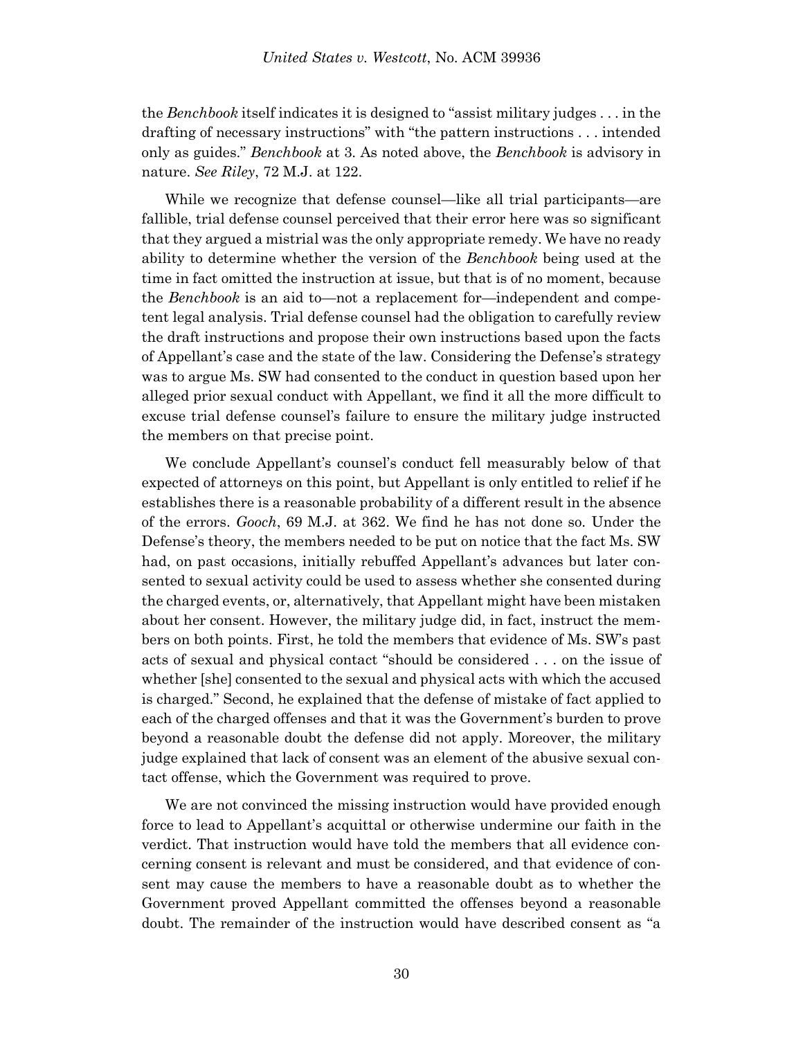the *Benchbook* itself indicates it is designed to "assist military judges . . . in the drafting of necessary instructions" with "the pattern instructions . . . intended only as guides." *Benchbook* at 3. As noted above, the *Benchbook* is advisory in nature. *See Riley*, 72 M.J. at 122.

While we recognize that defense counsel—like all trial participants—are fallible, trial defense counsel perceived that their error here was so significant that they argued a mistrial was the only appropriate remedy. We have no ready ability to determine whether the version of the *Benchbook* being used at the time in fact omitted the instruction at issue, but that is of no moment, because the *Benchbook* is an aid to—not a replacement for—independent and competent legal analysis. Trial defense counsel had the obligation to carefully review the draft instructions and propose their own instructions based upon the facts of Appellant's case and the state of the law. Considering the Defense's strategy was to argue Ms. SW had consented to the conduct in question based upon her alleged prior sexual conduct with Appellant, we find it all the more difficult to excuse trial defense counsel's failure to ensure the military judge instructed the members on that precise point.

We conclude Appellant's counsel's conduct fell measurably below of that expected of attorneys on this point, but Appellant is only entitled to relief if he establishes there is a reasonable probability of a different result in the absence of the errors. *Gooch*, 69 M.J. at 362. We find he has not done so. Under the Defense's theory, the members needed to be put on notice that the fact Ms. SW had, on past occasions, initially rebuffed Appellant's advances but later consented to sexual activity could be used to assess whether she consented during the charged events, or, alternatively, that Appellant might have been mistaken about her consent. However, the military judge did, in fact, instruct the members on both points. First, he told the members that evidence of Ms. SW's past acts of sexual and physical contact "should be considered . . . on the issue of whether [she] consented to the sexual and physical acts with which the accused is charged." Second, he explained that the defense of mistake of fact applied to each of the charged offenses and that it was the Government's burden to prove beyond a reasonable doubt the defense did not apply. Moreover, the military judge explained that lack of consent was an element of the abusive sexual contact offense, which the Government was required to prove.

We are not convinced the missing instruction would have provided enough force to lead to Appellant's acquittal or otherwise undermine our faith in the verdict. That instruction would have told the members that all evidence concerning consent is relevant and must be considered, and that evidence of consent may cause the members to have a reasonable doubt as to whether the Government proved Appellant committed the offenses beyond a reasonable doubt. The remainder of the instruction would have described consent as "a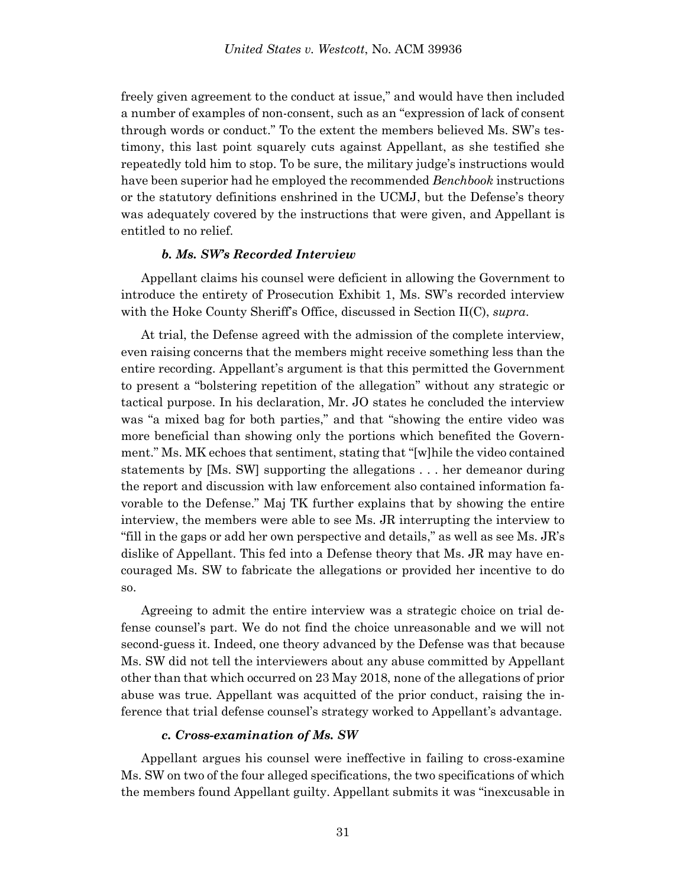freely given agreement to the conduct at issue," and would have then included a number of examples of non-consent, such as an "expression of lack of consent through words or conduct." To the extent the members believed Ms. SW's testimony, this last point squarely cuts against Appellant, as she testified she repeatedly told him to stop. To be sure, the military judge's instructions would have been superior had he employed the recommended *Benchbook* instructions or the statutory definitions enshrined in the UCMJ, but the Defense's theory was adequately covered by the instructions that were given, and Appellant is entitled to no relief.

#### *b. Ms. SW's Recorded Interview*

Appellant claims his counsel were deficient in allowing the Government to introduce the entirety of Prosecution Exhibit 1, Ms. SW's recorded interview with the Hoke County Sheriff's Office, discussed in Section II(C), *supra*.

At trial, the Defense agreed with the admission of the complete interview, even raising concerns that the members might receive something less than the entire recording. Appellant's argument is that this permitted the Government to present a "bolstering repetition of the allegation" without any strategic or tactical purpose. In his declaration, Mr. JO states he concluded the interview was "a mixed bag for both parties," and that "showing the entire video was more beneficial than showing only the portions which benefited the Government." Ms. MK echoes that sentiment, stating that "[w]hile the video contained statements by [Ms. SW] supporting the allegations . . . her demeanor during the report and discussion with law enforcement also contained information favorable to the Defense." Maj TK further explains that by showing the entire interview, the members were able to see Ms. JR interrupting the interview to "fill in the gaps or add her own perspective and details," as well as see Ms. JR's dislike of Appellant. This fed into a Defense theory that Ms. JR may have encouraged Ms. SW to fabricate the allegations or provided her incentive to do so.

Agreeing to admit the entire interview was a strategic choice on trial defense counsel's part. We do not find the choice unreasonable and we will not second-guess it. Indeed, one theory advanced by the Defense was that because Ms. SW did not tell the interviewers about any abuse committed by Appellant other than that which occurred on 23 May 2018, none of the allegations of prior abuse was true. Appellant was acquitted of the prior conduct, raising the inference that trial defense counsel's strategy worked to Appellant's advantage.

#### *c. Cross-examination of Ms. SW*

Appellant argues his counsel were ineffective in failing to cross-examine Ms. SW on two of the four alleged specifications, the two specifications of which the members found Appellant guilty. Appellant submits it was "inexcusable in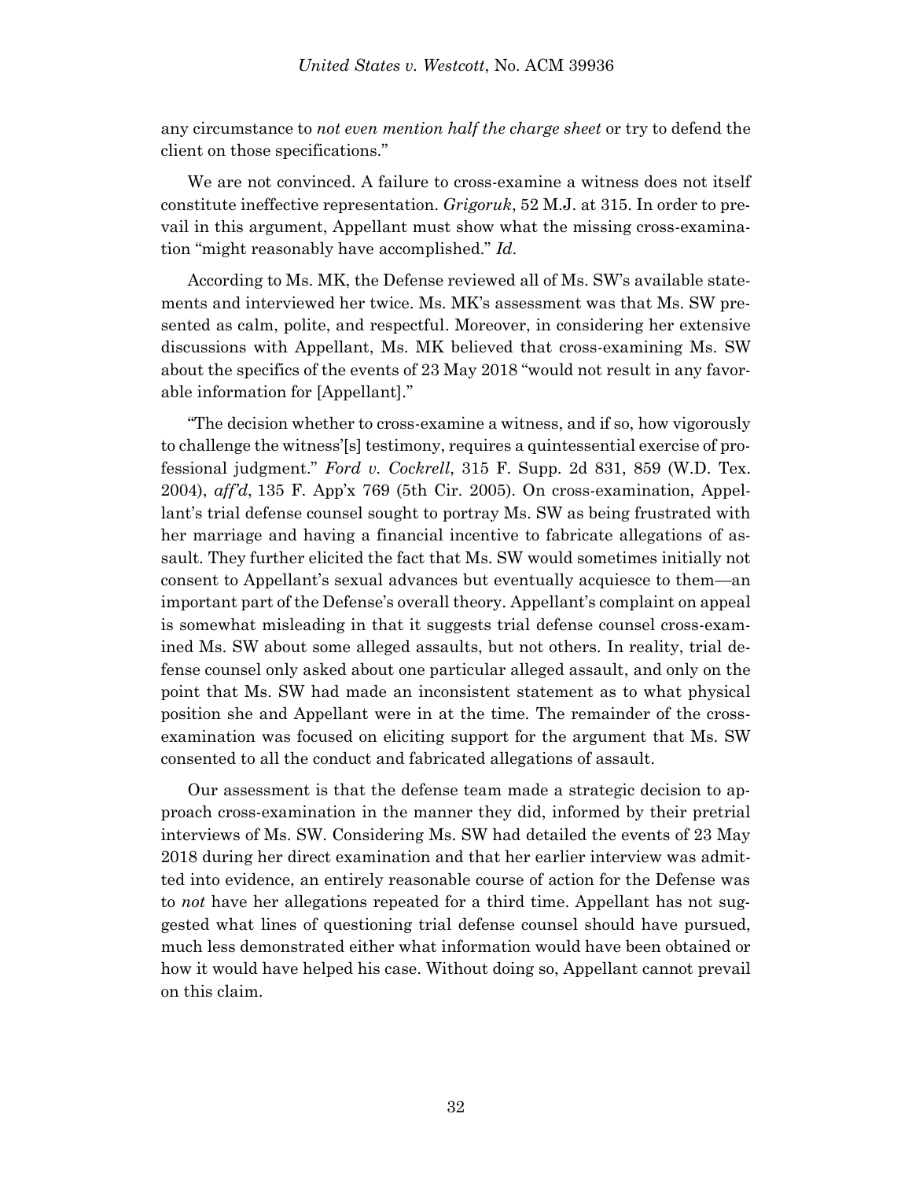any circumstance to *not even mention half the charge sheet* or try to defend the client on those specifications."

We are not convinced. A failure to cross-examine a witness does not itself constitute ineffective representation. *Grigoruk*, 52 M.J. at 315. In order to prevail in this argument, Appellant must show what the missing cross-examination "might reasonably have accomplished." *Id*.

According to Ms. MK, the Defense reviewed all of Ms. SW's available statements and interviewed her twice. Ms. MK's assessment was that Ms. SW presented as calm, polite, and respectful. Moreover, in considering her extensive discussions with Appellant, Ms. MK believed that cross-examining Ms. SW about the specifics of the events of 23 May 2018 "would not result in any favorable information for [Appellant]."

"The decision whether to cross-examine a witness, and if so, how vigorously to challenge the witness'[s] testimony, requires a quintessential exercise of professional judgment." *Ford v. Cockrell*, 315 F. Supp. 2d 831, 859 (W.D. Tex. 2004), *aff'd*, 135 F. App'x 769 (5th Cir. 2005). On cross-examination, Appellant's trial defense counsel sought to portray Ms. SW as being frustrated with her marriage and having a financial incentive to fabricate allegations of assault. They further elicited the fact that Ms. SW would sometimes initially not consent to Appellant's sexual advances but eventually acquiesce to them—an important part of the Defense's overall theory. Appellant's complaint on appeal is somewhat misleading in that it suggests trial defense counsel cross-examined Ms. SW about some alleged assaults, but not others. In reality, trial defense counsel only asked about one particular alleged assault, and only on the point that Ms. SW had made an inconsistent statement as to what physical position she and Appellant were in at the time. The remainder of the cross-examination was focused on eliciting support for the argument that Ms. SW consented to all the conduct and fabricated allegations of assault.

Our assessment is that the defense team made a strategic decision to approach cross-examination in the manner they did, informed by their pretrial interviews of Ms. SW. Considering Ms. SW had detailed the events of 23 May 2018 during her direct examination and that her earlier interview was admitted into evidence, an entirely reasonable course of action for the Defense was to *not* have her allegations repeated for a third time. Appellant has not suggested what lines of questioning trial defense counsel should have pursued, much less demonstrated either what information would have been obtained or how it would have helped his case. Without doing so, Appellant cannot prevail on this claim.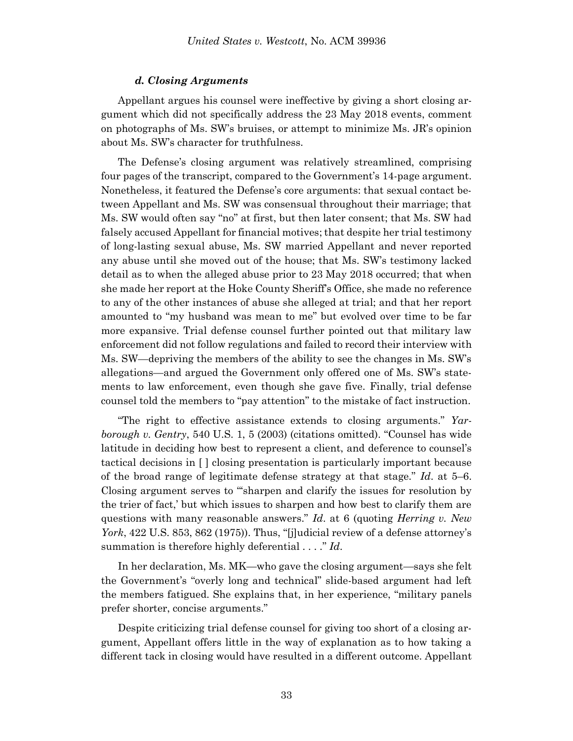#### *d. Closing Arguments*

Appellant argues his counsel were ineffective by giving a short closing argument which did not specifically address the 23 May 2018 events, comment on photographs of Ms. SW's bruises, or attempt to minimize Ms. JR's opinion about Ms. SW's character for truthfulness.

The Defense's closing argument was relatively streamlined, comprising four pages of the transcript, compared to the Government's 14-page argument. Nonetheless, it featured the Defense's core arguments: that sexual contact between Appellant and Ms. SW was consensual throughout their marriage; that Ms. SW would often say "no" at first, but then later consent; that Ms. SW had falsely accused Appellant for financial motives; that despite her trial testimony of long-lasting sexual abuse, Ms. SW married Appellant and never reported any abuse until she moved out of the house; that Ms. SW's testimony lacked detail as to when the alleged abuse prior to 23 May 2018 occurred; that when she made her report at the Hoke County Sheriff's Office, she made no reference to any of the other instances of abuse she alleged at trial; and that her report amounted to "my husband was mean to me" but evolved over time to be far more expansive. Trial defense counsel further pointed out that military law enforcement did not follow regulations and failed to record their interview with Ms. SW—depriving the members of the ability to see the changes in Ms. SW's allegations—and argued the Government only offered one of Ms. SW's statements to law enforcement, even though she gave five. Finally, trial defense counsel told the members to "pay attention" to the mistake of fact instruction.

"The right to effective assistance extends to closing arguments." *Yarborough v. Gentry*, 540 U.S. 1, 5 (2003) (citations omitted). "Counsel has wide latitude in deciding how best to represent a client, and deference to counsel's tactical decisions in [ ] closing presentation is particularly important because of the broad range of legitimate defense strategy at that stage." *Id*. at 5–6. Closing argument serves to "'sharpen and clarify the issues for resolution by the trier of fact,' but which issues to sharpen and how best to clarify them are questions with many reasonable answers." *Id*. at 6 (quoting *Herring v. New York*, 422 U.S. 853, 862 (1975)). Thus, "[j]udicial review of a defense attorney's summation is therefore highly deferential . . . ." *Id*.

In her declaration, Ms. MK—who gave the closing argument—says she felt the Government's "overly long and technical" slide-based argument had left the members fatigued. She explains that, in her experience, "military panels prefer shorter, concise arguments."

Despite criticizing trial defense counsel for giving too short of a closing argument, Appellant offers little in the way of explanation as to how taking a different tack in closing would have resulted in a different outcome. Appellant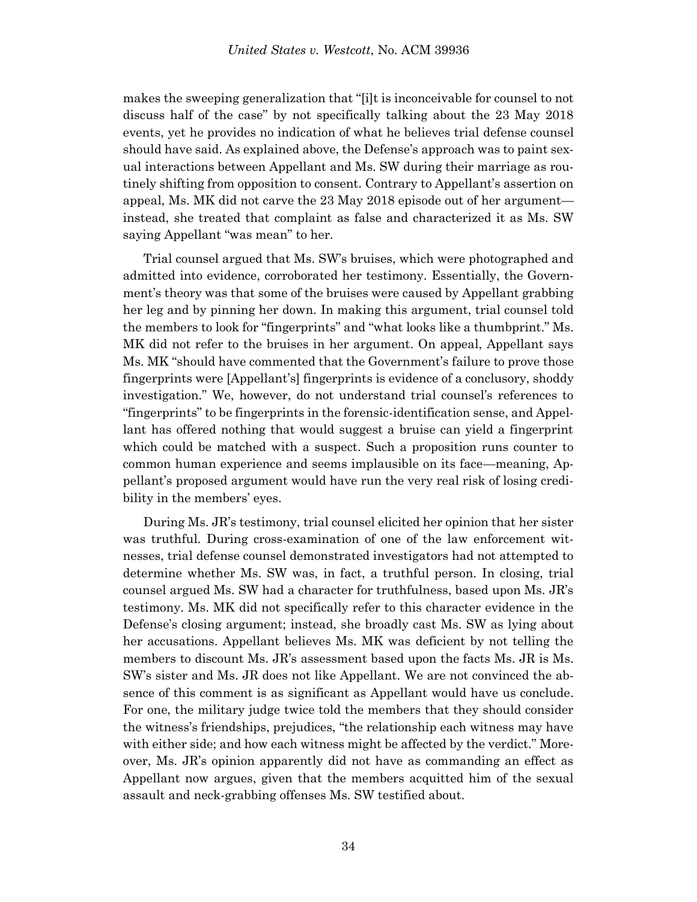makes the sweeping generalization that "[i]t is inconceivable for counsel to not discuss half of the case" by not specifically talking about the 23 May 2018 events, yet he provides no indication of what he believes trial defense counsel should have said. As explained above, the Defense's approach was to paint sexual interactions between Appellant and Ms. SW during their marriage as routinely shifting from opposition to consent. Contrary to Appellant's assertion on appeal, Ms. MK did not carve the 23 May 2018 episode out of her argument—instead, she treated that complaint as false and characterized it as Ms. SW saying Appellant "was mean" to her.

Trial counsel argued that Ms. SW's bruises, which were photographed and admitted into evidence, corroborated her testimony. Essentially, the Government's theory was that some of the bruises were caused by Appellant grabbing her leg and by pinning her down. In making this argument, trial counsel told the members to look for "fingerprints" and "what looks like a thumbprint." Ms. MK did not refer to the bruises in her argument. On appeal, Appellant says Ms. MK "should have commented that the Government's failure to prove those fingerprints were [Appellant's] fingerprints is evidence of a conclusory, shoddy investigation." We, however, do not understand trial counsel's references to "fingerprints" to be fingerprints in the forensic-identification sense, and Appellant has offered nothing that would suggest a bruise can yield a fingerprint which could be matched with a suspect. Such a proposition runs counter to common human experience and seems implausible on its face—meaning, Appellant's proposed argument would have run the very real risk of losing credibility in the members' eyes.

During Ms. JR's testimony, trial counsel elicited her opinion that her sister was truthful. During cross-examination of one of the law enforcement witnesses, trial defense counsel demonstrated investigators had not attempted to determine whether Ms. SW was, in fact, a truthful person. In closing, trial counsel argued Ms. SW had a character for truthfulness, based upon Ms. JR's testimony. Ms. MK did not specifically refer to this character evidence in the Defense's closing argument; instead, she broadly cast Ms. SW as lying about her accusations. Appellant believes Ms. MK was deficient by not telling the members to discount Ms. JR's assessment based upon the facts Ms. JR is Ms. SW's sister and Ms. JR does not like Appellant. We are not convinced the absence of this comment is as significant as Appellant would have us conclude. For one, the military judge twice told the members that they should consider the witness's friendships, prejudices, "the relationship each witness may have with either side; and how each witness might be affected by the verdict." Moreover, Ms. JR's opinion apparently did not have as commanding an effect as Appellant now argues, given that the members acquitted him of the sexual assault and neck-grabbing offenses Ms. SW testified about.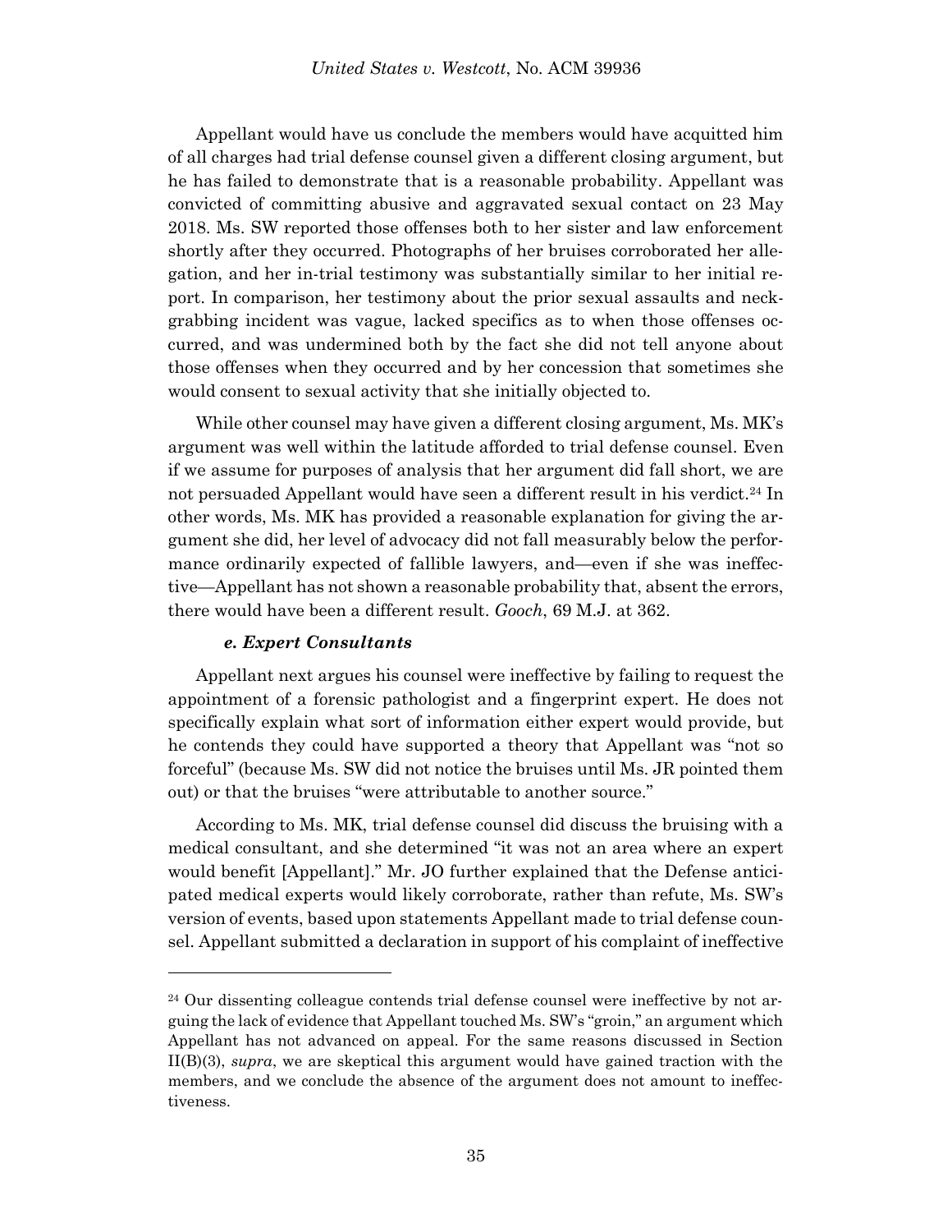Appellant would have us conclude the members would have acquitted him of all charges had trial defense counsel given a different closing argument, but he has failed to demonstrate that is a reasonable probability. Appellant was convicted of committing abusive and aggravated sexual contact on 23 May 2018. Ms. SW reported those offenses both to her sister and law enforcement shortly after they occurred. Photographs of her bruises corroborated her allegation, and her in-trial testimony was substantially similar to her initial report. In comparison, her testimony about the prior sexual assaults and neck-grabbing incident was vague, lacked specifics as to when those offenses occurred, and was undermined both by the fact she did not tell anyone about those offenses when they occurred and by her concession that sometimes she would consent to sexual activity that she initially objected to.

While other counsel may have given a different closing argument, Ms. MK's argument was well within the latitude afforded to trial defense counsel. Even if we assume for purposes of analysis that her argument did fall short, we are not persuaded Appellant would have seen a different result in his verdict.[24] In other words, Ms. MK has provided a reasonable explanation for giving the argument she did, her level of advocacy did not fall measurably below the performance ordinarily expected of fallible lawyers, and—even if she was ineffective—Appellant has not shown a reasonable probability that, absent the errors, there would have been a different result. *Gooch*, 69 M.J. at 362.

#### *e. Expert Consultants*

Appellant next argues his counsel were ineffective by failing to request the appointment of a forensic pathologist and a fingerprint expert. He does not specifically explain what sort of information either expert would provide, but he contends they could have supported a theory that Appellant was "not so forceful" (because Ms. SW did not notice the bruises until Ms. JR pointed them out) or that the bruises "were attributable to another source."

According to Ms. MK, trial defense counsel did discuss the bruising with a medical consultant, and she determined "it was not an area where an expert would benefit [Appellant]." Mr. JO further explained that the Defense anticipated medical experts would likely corroborate, rather than refute, Ms. SW's version of events, based upon statements Appellant made to trial defense counsel. Appellant submitted a declaration in support of his complaint of ineffective

---

[24] Our dissenting colleague contends trial defense counsel were ineffective by not arguing the lack of evidence that Appellant touched Ms. SW's "groin," an argument which Appellant has not advanced on appeal. For the same reasons discussed in Section II(B)(3), *supra*, we are skeptical this argument would have gained traction with the members, and we conclude the absence of the argument does not amount to ineffectiveness.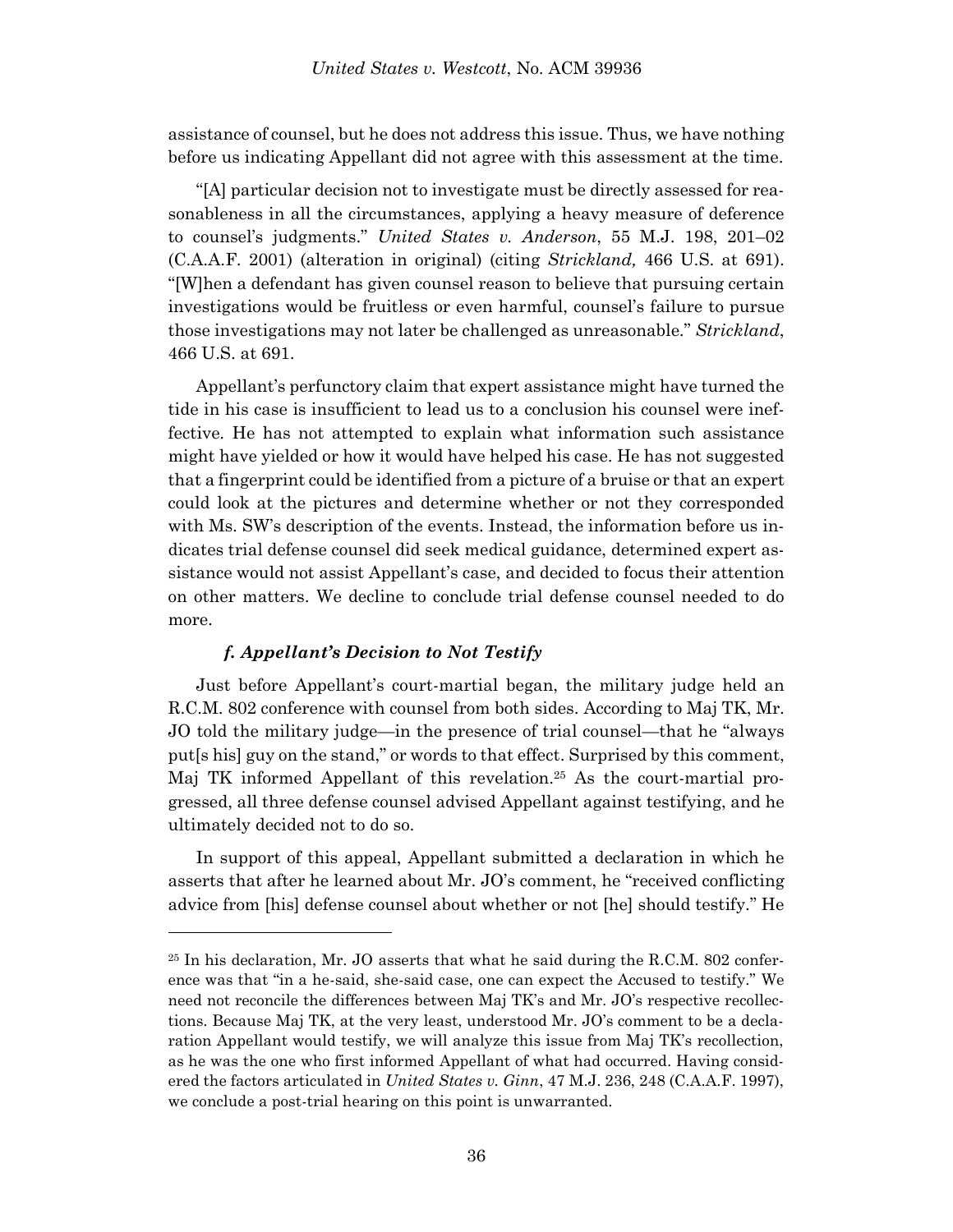assistance of counsel, but he does not address this issue. Thus, we have nothing before us indicating Appellant did not agree with this assessment at the time.

"[A] particular decision not to investigate must be directly assessed for reasonableness in all the circumstances, applying a heavy measure of deference to counsel's judgments." *United States v. Anderson*, 55 M.J. 198, 201–02 (C.A.A.F. 2001) (alteration in original) (citing *Strickland,* 466 U.S. at 691). "[W]hen a defendant has given counsel reason to believe that pursuing certain investigations would be fruitless or even harmful, counsel's failure to pursue those investigations may not later be challenged as unreasonable." *Strickland*, 466 U.S. at 691.

Appellant's perfunctory claim that expert assistance might have turned the tide in his case is insufficient to lead us to a conclusion his counsel were ineffective. He has not attempted to explain what information such assistance might have yielded or how it would have helped his case. He has not suggested that a fingerprint could be identified from a picture of a bruise or that an expert could look at the pictures and determine whether or not they corresponded with Ms. SW's description of the events. Instead, the information before us indicates trial defense counsel did seek medical guidance, determined expert assistance would not assist Appellant's case, and decided to focus their attention on other matters. We decline to conclude trial defense counsel needed to do more.

#### *f. Appellant's Decision to Not Testify*

Just before Appellant's court-martial began, the military judge held an R.C.M. 802 conference with counsel from both sides. According to Maj TK, Mr. JO told the military judge—in the presence of trial counsel—that he "always put[s his] guy on the stand," or words to that effect. Surprised by this comment, Maj TK informed Appellant of this revelation.[25] As the court-martial progressed, all three defense counsel advised Appellant against testifying, and he ultimately decided not to do so.

In support of this appeal, Appellant submitted a declaration in which he asserts that after he learned about Mr. JO's comment, he "received conflicting advice from [his] defense counsel about whether or not [he] should testify." He

---

[25] In his declaration, Mr. JO asserts that what he said during the R.C.M. 802 conference was that "in a he-said, she-said case, one can expect the Accused to testify." We need not reconcile the differences between Maj TK's and Mr. JO's respective recollections. Because Maj TK, at the very least, understood Mr. JO's comment to be a declaration Appellant would testify, we will analyze this issue from Maj TK's recollection, as he was the one who first informed Appellant of what had occurred. Having considered the factors articulated in *United States v. Ginn*, 47 M.J. 236, 248 (C.A.A.F. 1997), we conclude a post-trial hearing on this point is unwarranted.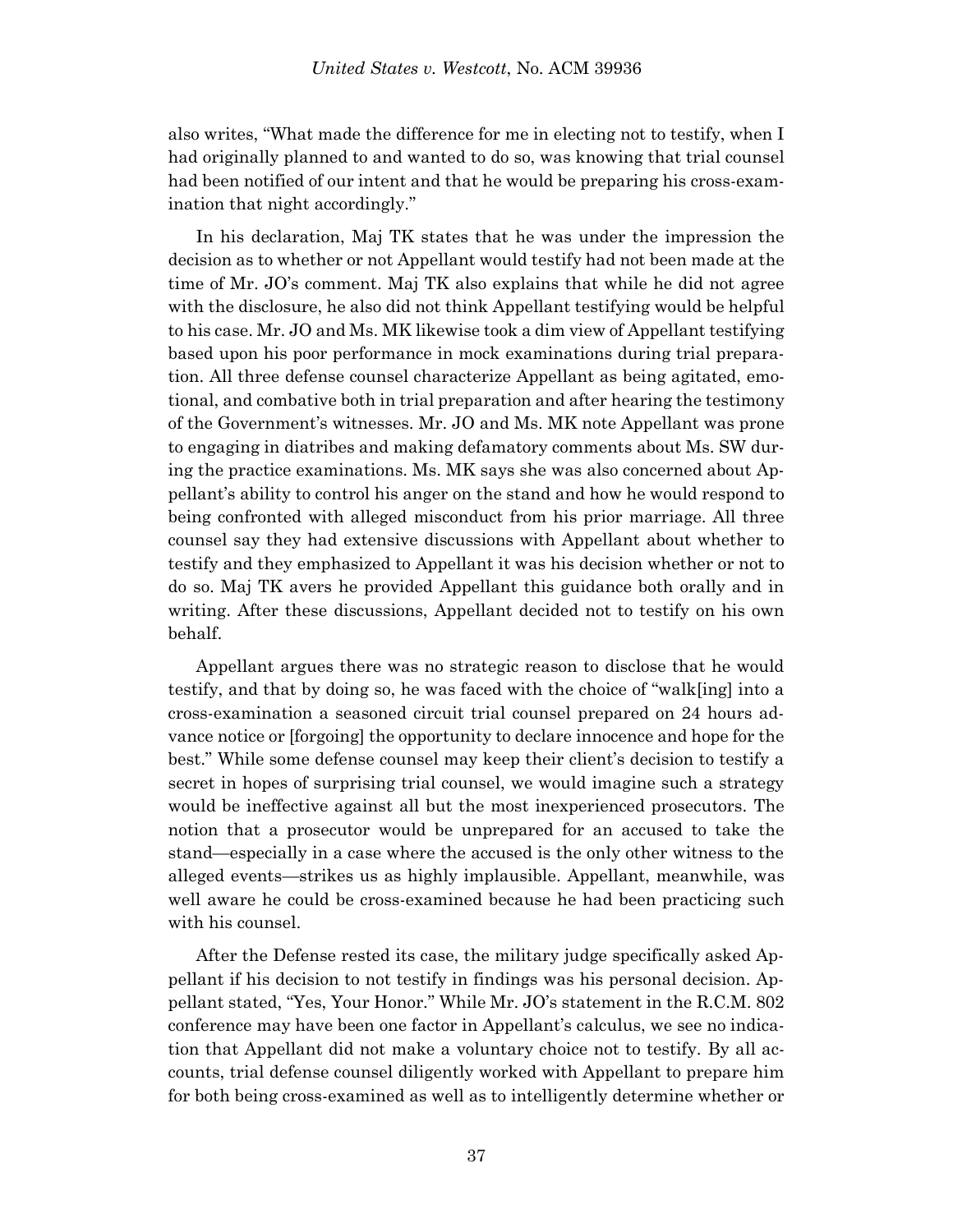also writes, "What made the difference for me in electing not to testify, when I had originally planned to and wanted to do so, was knowing that trial counsel had been notified of our intent and that he would be preparing his cross-examination that night accordingly."

In his declaration, Maj TK states that he was under the impression the decision as to whether or not Appellant would testify had not been made at the time of Mr. JO's comment. Maj TK also explains that while he did not agree with the disclosure, he also did not think Appellant testifying would be helpful to his case. Mr. JO and Ms. MK likewise took a dim view of Appellant testifying based upon his poor performance in mock examinations during trial preparation. All three defense counsel characterize Appellant as being agitated, emotional, and combative both in trial preparation and after hearing the testimony of the Government's witnesses. Mr. JO and Ms. MK note Appellant was prone to engaging in diatribes and making defamatory comments about Ms. SW during the practice examinations. Ms. MK says she was also concerned about Appellant's ability to control his anger on the stand and how he would respond to being confronted with alleged misconduct from his prior marriage. All three counsel say they had extensive discussions with Appellant about whether to testify and they emphasized to Appellant it was his decision whether or not to do so. Maj TK avers he provided Appellant this guidance both orally and in writing. After these discussions, Appellant decided not to testify on his own behalf.

Appellant argues there was no strategic reason to disclose that he would testify, and that by doing so, he was faced with the choice of "walk[ing] into a cross-examination a seasoned circuit trial counsel prepared on 24 hours advance notice or [forgoing] the opportunity to declare innocence and hope for the best." While some defense counsel may keep their client's decision to testify a secret in hopes of surprising trial counsel, we would imagine such a strategy would be ineffective against all but the most inexperienced prosecutors. The notion that a prosecutor would be unprepared for an accused to take the stand—especially in a case where the accused is the only other witness to the alleged events—strikes us as highly implausible. Appellant, meanwhile, was well aware he could be cross-examined because he had been practicing such with his counsel.

After the Defense rested its case, the military judge specifically asked Appellant if his decision to not testify in findings was his personal decision. Appellant stated, "Yes, Your Honor." While Mr. JO's statement in the R.C.M. 802 conference may have been one factor in Appellant's calculus, we see no indication that Appellant did not make a voluntary choice not to testify. By all accounts, trial defense counsel diligently worked with Appellant to prepare him for both being cross-examined as well as to intelligently determine whether or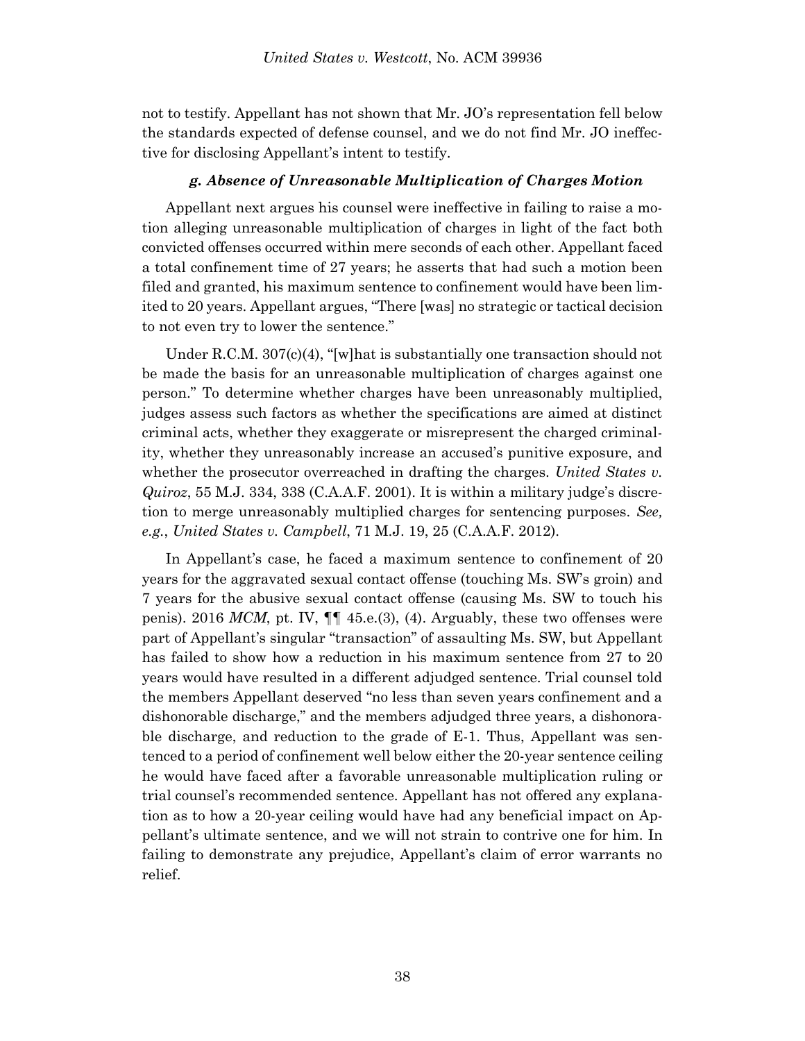not to testify. Appellant has not shown that Mr. JO's representation fell below the standards expected of defense counsel, and we do not find Mr. JO ineffective for disclosing Appellant's intent to testify.

#### *g. Absence of Unreasonable Multiplication of Charges Motion*

Appellant next argues his counsel were ineffective in failing to raise a motion alleging unreasonable multiplication of charges in light of the fact both convicted offenses occurred within mere seconds of each other. Appellant faced a total confinement time of 27 years; he asserts that had such a motion been filed and granted, his maximum sentence to confinement would have been limited to 20 years. Appellant argues, "There [was] no strategic or tactical decision to not even try to lower the sentence."

Under R.C.M. 307(c)(4), "[w]hat is substantially one transaction should not be made the basis for an unreasonable multiplication of charges against one person." To determine whether charges have been unreasonably multiplied, judges assess such factors as whether the specifications are aimed at distinct criminal acts, whether they exaggerate or misrepresent the charged criminality, whether they unreasonably increase an accused's punitive exposure, and whether the prosecutor overreached in drafting the charges. *United States v. Quiroz*, 55 M.J. 334, 338 (C.A.A.F. 2001). It is within a military judge's discretion to merge unreasonably multiplied charges for sentencing purposes. *See, e.g.*, *United States v. Campbell*, 71 M.J. 19, 25 (C.A.A.F. 2012).

In Appellant's case, he faced a maximum sentence to confinement of 20 years for the aggravated sexual contact offense (touching Ms. SW's groin) and 7 years for the abusive sexual contact offense (causing Ms. SW to touch his penis). 2016 *MCM*, pt. IV, ¶¶ 45.e.(3), (4). Arguably, these two offenses were part of Appellant's singular "transaction" of assaulting Ms. SW, but Appellant has failed to show how a reduction in his maximum sentence from 27 to 20 years would have resulted in a different adjudged sentence. Trial counsel told the members Appellant deserved "no less than seven years confinement and a dishonorable discharge," and the members adjudged three years, a dishonorable discharge, and reduction to the grade of E-1. Thus, Appellant was sentenced to a period of confinement well below either the 20-year sentence ceiling he would have faced after a favorable unreasonable multiplication ruling or trial counsel's recommended sentence. Appellant has not offered any explanation as to how a 20-year ceiling would have had any beneficial impact on Appellant's ultimate sentence, and we will not strain to contrive one for him. In failing to demonstrate any prejudice, Appellant's claim of error warrants no relief.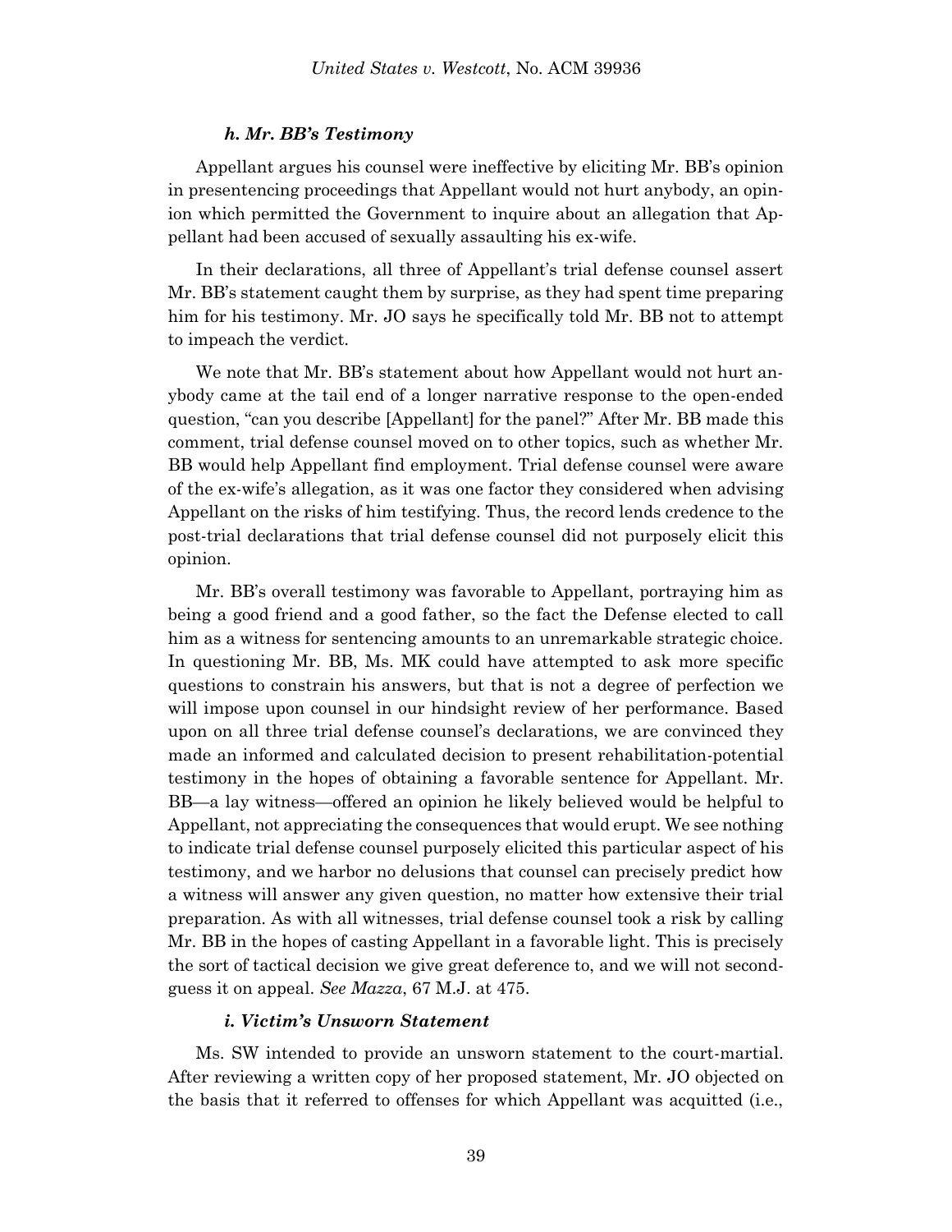#### *h. Mr. BB's Testimony*

Appellant argues his counsel were ineffective by eliciting Mr. BB's opinion in presentencing proceedings that Appellant would not hurt anybody, an opinion which permitted the Government to inquire about an allegation that Appellant had been accused of sexually assaulting his ex-wife.

In their declarations, all three of Appellant's trial defense counsel assert Mr. BB's statement caught them by surprise, as they had spent time preparing him for his testimony. Mr. JO says he specifically told Mr. BB not to attempt to impeach the verdict.

We note that Mr. BB's statement about how Appellant would not hurt anybody came at the tail end of a longer narrative response to the open-ended question, "can you describe [Appellant] for the panel?" After Mr. BB made this comment, trial defense counsel moved on to other topics, such as whether Mr. BB would help Appellant find employment. Trial defense counsel were aware of the ex-wife's allegation, as it was one factor they considered when advising Appellant on the risks of him testifying. Thus, the record lends credence to the post-trial declarations that trial defense counsel did not purposely elicit this opinion.

Mr. BB's overall testimony was favorable to Appellant, portraying him as being a good friend and a good father, so the fact the Defense elected to call him as a witness for sentencing amounts to an unremarkable strategic choice. In questioning Mr. BB, Ms. MK could have attempted to ask more specific questions to constrain his answers, but that is not a degree of perfection we will impose upon counsel in our hindsight review of her performance. Based upon on all three trial defense counsel's declarations, we are convinced they made an informed and calculated decision to present rehabilitation-potential testimony in the hopes of obtaining a favorable sentence for Appellant. Mr. BB—a lay witness—offered an opinion he likely believed would be helpful to Appellant, not appreciating the consequences that would erupt. We see nothing to indicate trial defense counsel purposely elicited this particular aspect of his testimony, and we harbor no delusions that counsel can precisely predict how a witness will answer any given question, no matter how extensive their trial preparation. As with all witnesses, trial defense counsel took a risk by calling Mr. BB in the hopes of casting Appellant in a favorable light. This is precisely the sort of tactical decision we give great deference to, and we will not second-guess it on appeal. *See Mazza*, 67 M.J. at 475.

#### *i. Victim's Unsworn Statement*

Ms. SW intended to provide an unsworn statement to the court-martial. After reviewing a written copy of her proposed statement, Mr. JO objected on the basis that it referred to offenses for which Appellant was acquitted (i.e.,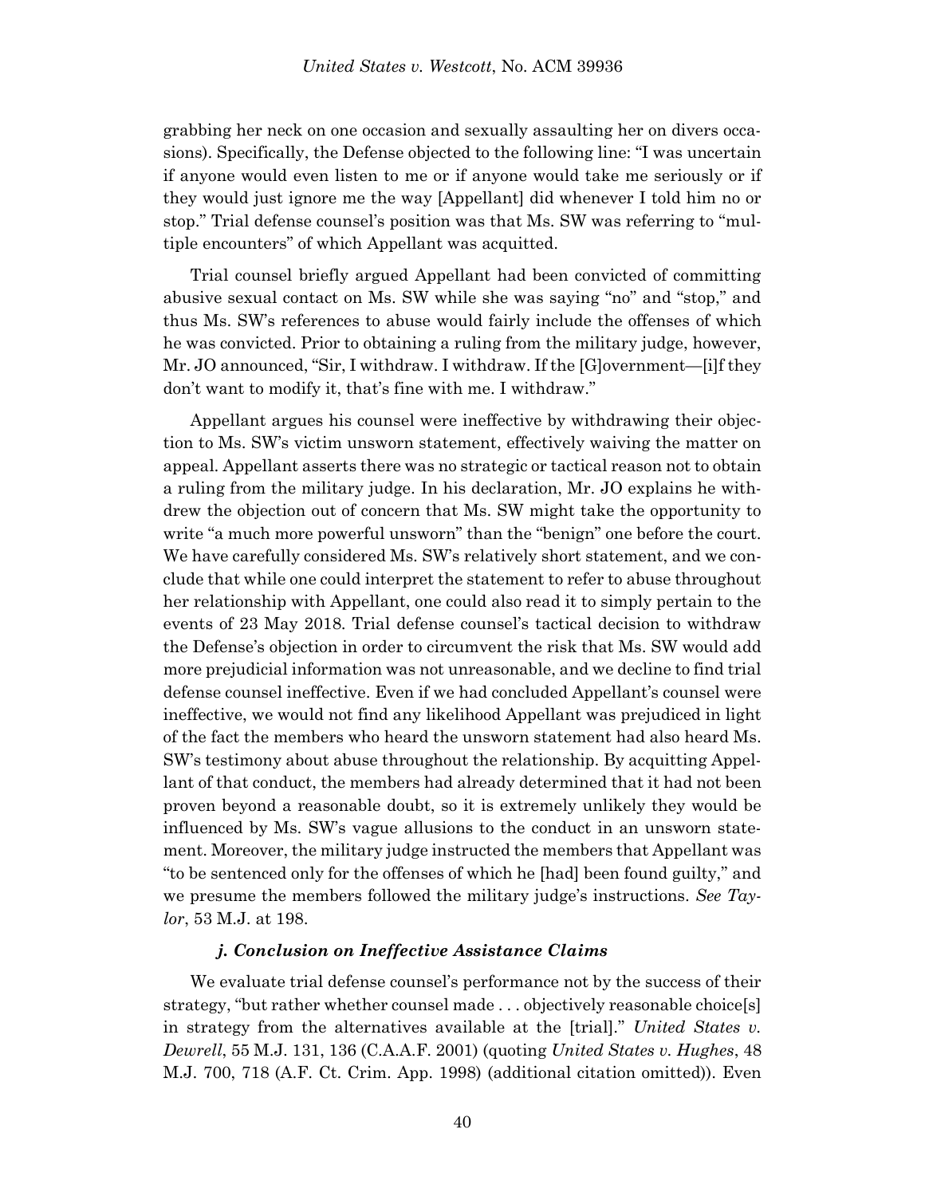grabbing her neck on one occasion and sexually assaulting her on divers occasions). Specifically, the Defense objected to the following line: "I was uncertain if anyone would even listen to me or if anyone would take me seriously or if they would just ignore me the way [Appellant] did whenever I told him no or stop." Trial defense counsel's position was that Ms. SW was referring to "multiple encounters" of which Appellant was acquitted.

Trial counsel briefly argued Appellant had been convicted of committing abusive sexual contact on Ms. SW while she was saying "no" and "stop," and thus Ms. SW's references to abuse would fairly include the offenses of which he was convicted. Prior to obtaining a ruling from the military judge, however, Mr. JO announced, "Sir, I withdraw. I withdraw. If the [G]overnment—[i]f they don't want to modify it, that's fine with me. I withdraw."

Appellant argues his counsel were ineffective by withdrawing their objection to Ms. SW's victim unsworn statement, effectively waiving the matter on appeal. Appellant asserts there was no strategic or tactical reason not to obtain a ruling from the military judge. In his declaration, Mr. JO explains he withdrew the objection out of concern that Ms. SW might take the opportunity to write "a much more powerful unsworn" than the "benign" one before the court. We have carefully considered Ms. SW's relatively short statement, and we conclude that while one could interpret the statement to refer to abuse throughout her relationship with Appellant, one could also read it to simply pertain to the events of 23 May 2018. Trial defense counsel's tactical decision to withdraw the Defense's objection in order to circumvent the risk that Ms. SW would add more prejudicial information was not unreasonable, and we decline to find trial defense counsel ineffective. Even if we had concluded Appellant's counsel were ineffective, we would not find any likelihood Appellant was prejudiced in light of the fact the members who heard the unsworn statement had also heard Ms. SW's testimony about abuse throughout the relationship. By acquitting Appellant of that conduct, the members had already determined that it had not been proven beyond a reasonable doubt, so it is extremely unlikely they would be influenced by Ms. SW's vague allusions to the conduct in an unsworn statement. Moreover, the military judge instructed the members that Appellant was "to be sentenced only for the offenses of which he [had] been found guilty," and we presume the members followed the military judge's instructions. *See Taylor*, 53 M.J. at 198.

#### *j. Conclusion on Ineffective Assistance Claims*

We evaluate trial defense counsel's performance not by the success of their strategy, "but rather whether counsel made . . . objectively reasonable choice[s] in strategy from the alternatives available at the [trial]." *United States v. Dewrell*, 55 M.J. 131, 136 (C.A.A.F. 2001) (quoting *United States v. Hughes*, 48 M.J. 700, 718 (A.F. Ct. Crim. App. 1998) (additional citation omitted)). Even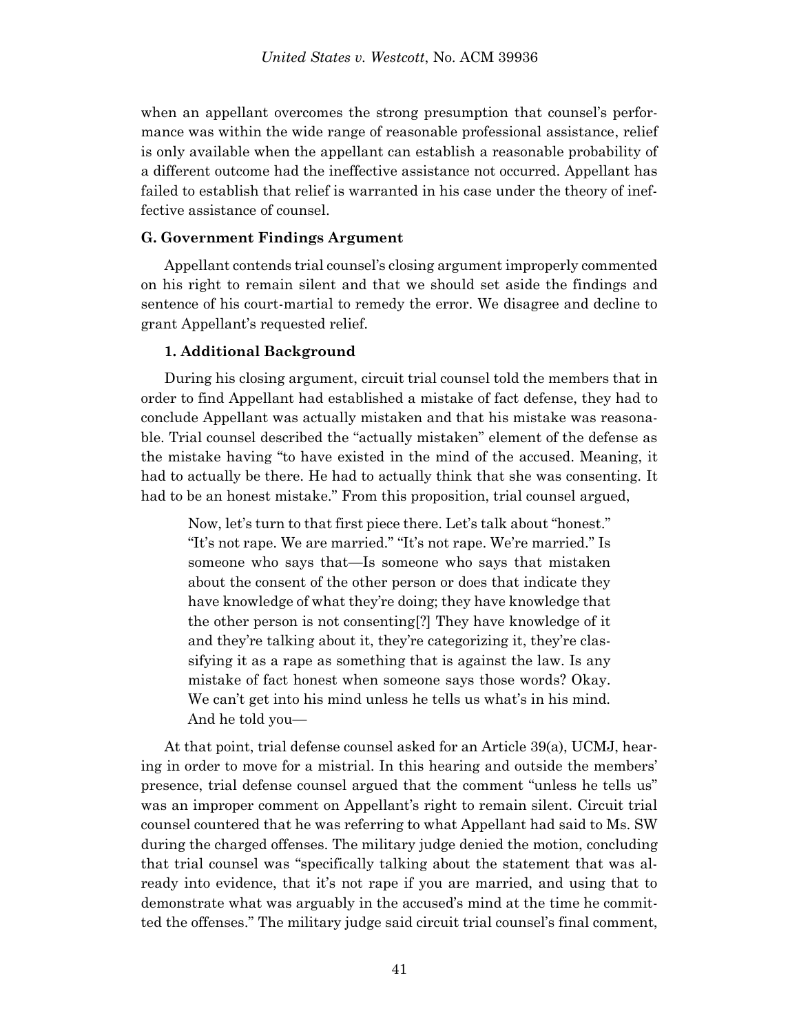when an appellant overcomes the strong presumption that counsel's performance was within the wide range of reasonable professional assistance, relief is only available when the appellant can establish a reasonable probability of a different outcome had the ineffective assistance not occurred. Appellant has failed to establish that relief is warranted in his case under the theory of ineffective assistance of counsel.

### G. Government Findings Argument

Appellant contends trial counsel's closing argument improperly commented on his right to remain silent and that we should set aside the findings and sentence of his court-martial to remedy the error. We disagree and decline to grant Appellant's requested relief.

#### 1. Additional Background

During his closing argument, circuit trial counsel told the members that in order to find Appellant had established a mistake of fact defense, they had to conclude Appellant was actually mistaken and that his mistake was reasonable. Trial counsel described the "actually mistaken" element of the defense as the mistake having "to have existed in the mind of the accused. Meaning, it had to actually be there. He had to actually think that she was consenting. It had to be an honest mistake." From this proposition, trial counsel argued,

> Now, let's turn to that first piece there. Let's talk about "honest." "It's not rape. We are married." "It's not rape. We're married." Is someone who says that—Is someone who says that mistaken about the consent of the other person or does that indicate they have knowledge of what they're doing; they have knowledge that the other person is not consenting[?] They have knowledge of it and they're talking about it, they're categorizing it, they're classifying it as a rape as something that is against the law. Is any mistake of fact honest when someone says those words? Okay. We can't get into his mind unless he tells us what's in his mind. And he told you—

At that point, trial defense counsel asked for an Article 39(a), UCMJ, hearing in order to move for a mistrial. In this hearing and outside the members' presence, trial defense counsel argued that the comment "unless he tells us" was an improper comment on Appellant's right to remain silent. Circuit trial counsel countered that he was referring to what Appellant had said to Ms. SW during the charged offenses. The military judge denied the motion, concluding that trial counsel was "specifically talking about the statement that was already into evidence, that it's not rape if you are married, and using that to demonstrate what was arguably in the accused's mind at the time he committed the offenses." The military judge said circuit trial counsel's final comment,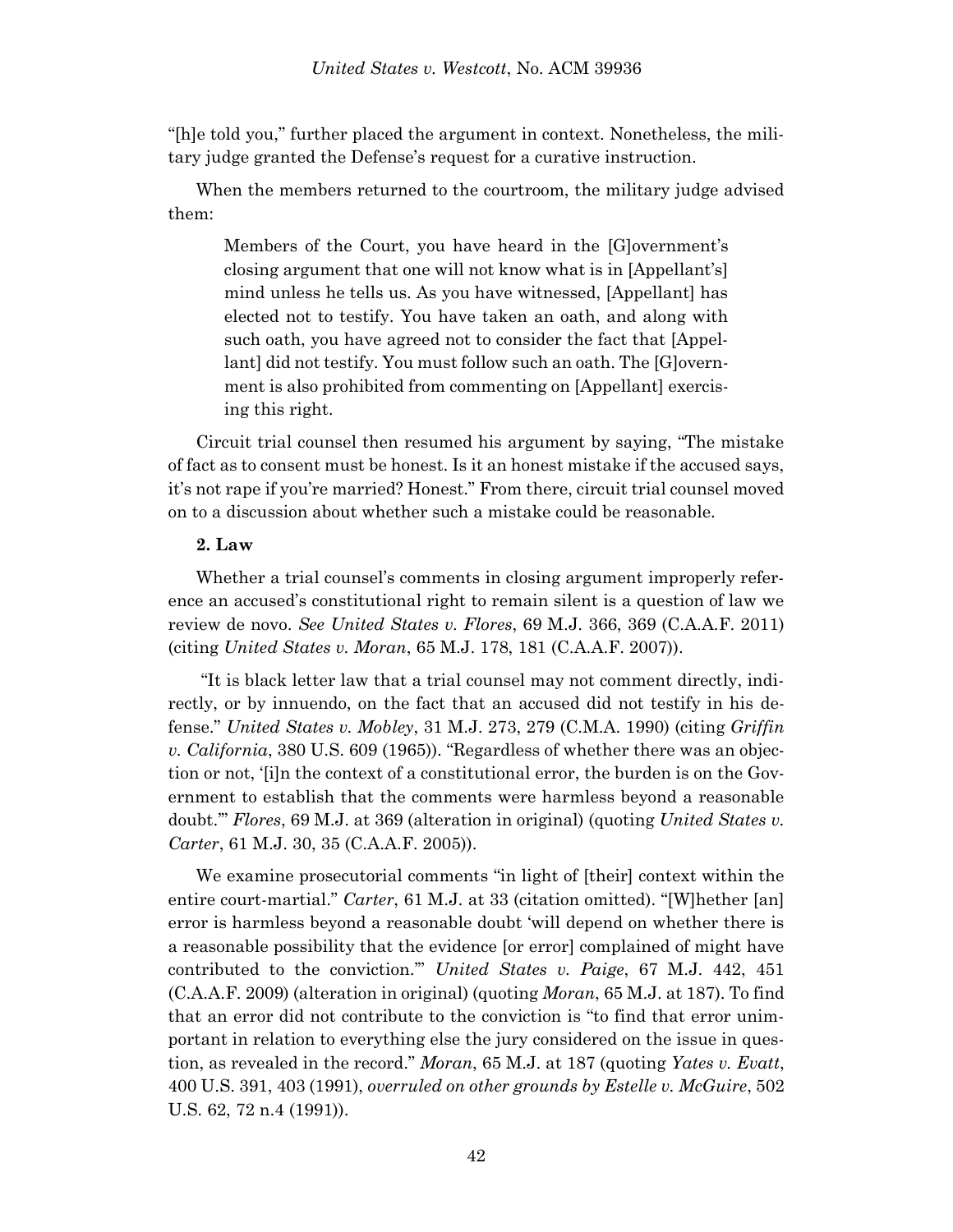"[h]e told you," further placed the argument in context. Nonetheless, the military judge granted the Defense's request for a curative instruction.

When the members returned to the courtroom, the military judge advised them:

> Members of the Court, you have heard in the [G]overnment's closing argument that one will not know what is in [Appellant's] mind unless he tells us. As you have witnessed, [Appellant] has elected not to testify. You have taken an oath, and along with such oath, you have agreed not to consider the fact that [Appellant] did not testify. You must follow such an oath. The [G]overnment is also prohibited from commenting on [Appellant] exercising this right.

Circuit trial counsel then resumed his argument by saying, "The mistake of fact as to consent must be honest. Is it an honest mistake if the accused says, it's not rape if you're married? Honest." From there, circuit trial counsel moved on to a discussion about whether such a mistake could be reasonable.

**2. Law**

Whether a trial counsel's comments in closing argument improperly reference an accused's constitutional right to remain silent is a question of law we review de novo. *See United States v. Flores*, 69 M.J. 366, 369 (C.A.A.F. 2011) (citing *United States v. Moran*, 65 M.J. 178, 181 (C.A.A.F. 2007)).

"It is black letter law that a trial counsel may not comment directly, indirectly, or by innuendo, on the fact that an accused did not testify in his defense." *United States v. Mobley*, 31 M.J. 273, 279 (C.M.A. 1990) (citing *Griffin v. California*, 380 U.S. 609 (1965)). "Regardless of whether there was an objection or not, '[i]n the context of a constitutional error, the burden is on the Government to establish that the comments were harmless beyond a reasonable doubt.'" *Flores*, 69 M.J. at 369 (alteration in original) (quoting *United States v. Carter*, 61 M.J. 30, 35 (C.A.A.F. 2005)).

We examine prosecutorial comments "in light of [their] context within the entire court-martial." *Carter*, 61 M.J. at 33 (citation omitted). "[W]hether [an] error is harmless beyond a reasonable doubt 'will depend on whether there is a reasonable possibility that the evidence [or error] complained of might have contributed to the conviction.'" *United States v. Paige*, 67 M.J. 442, 451 (C.A.A.F. 2009) (alteration in original) (quoting *Moran*, 65 M.J. at 187). To find that an error did not contribute to the conviction is "to find that error unimportant in relation to everything else the jury considered on the issue in question, as revealed in the record." *Moran*, 65 M.J. at 187 (quoting *Yates v. Evatt*, 400 U.S. 391, 403 (1991), *overruled on other grounds by Estelle v. McGuire*, 502 U.S. 62, 72 n.4 (1991)).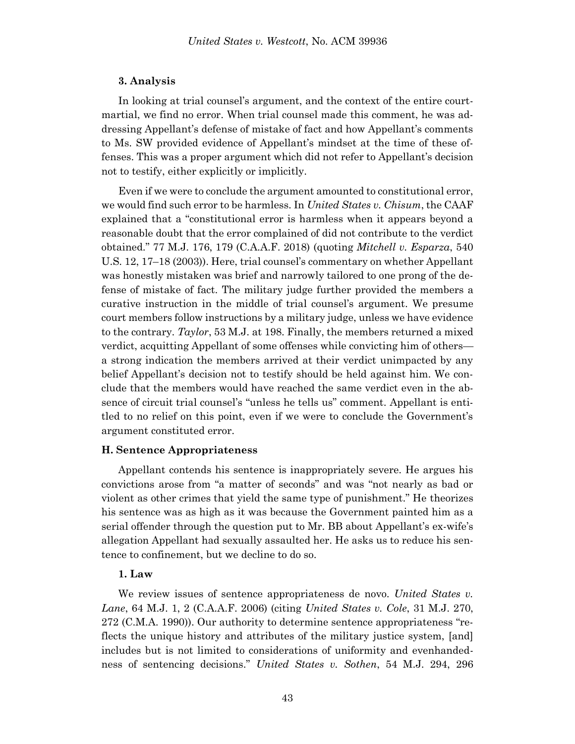### 3. Analysis

In looking at trial counsel's argument, and the context of the entire court-martial, we find no error. When trial counsel made this comment, he was addressing Appellant's defense of mistake of fact and how Appellant's comments to Ms. SW provided evidence of Appellant's mindset at the time of these offenses. This was a proper argument which did not refer to Appellant's decision not to testify, either explicitly or implicitly.

Even if we were to conclude the argument amounted to constitutional error, we would find such error to be harmless. In *United States v. Chisum*, the CAAF explained that a "constitutional error is harmless when it appears beyond a reasonable doubt that the error complained of did not contribute to the verdict obtained." 77 M.J. 176, 179 (C.A.A.F. 2018) (quoting *Mitchell v. Esparza*, 540 U.S. 12, 17–18 (2003)). Here, trial counsel's commentary on whether Appellant was honestly mistaken was brief and narrowly tailored to one prong of the defense of mistake of fact. The military judge further provided the members a curative instruction in the middle of trial counsel's argument. We presume court members follow instructions by a military judge, unless we have evidence to the contrary. *Taylor*, 53 M.J. at 198. Finally, the members returned a mixed verdict, acquitting Appellant of some offenses while convicting him of others—a strong indication the members arrived at their verdict unimpacted by any belief Appellant's decision not to testify should be held against him. We conclude that the members would have reached the same verdict even in the absence of circuit trial counsel's "unless he tells us" comment. Appellant is entitled to no relief on this point, even if we were to conclude the Government's argument constituted error.

## H. Sentence Appropriateness

Appellant contends his sentence is inappropriately severe. He argues his convictions arose from "a matter of seconds" and was "not nearly as bad or violent as other crimes that yield the same type of punishment." He theorizes his sentence was as high as it was because the Government painted him as a serial offender through the question put to Mr. BB about Appellant's ex-wife's allegation Appellant had sexually assaulted her. He asks us to reduce his sentence to confinement, but we decline to do so.

### 1. Law

We review issues of sentence appropriateness de novo. *United States v. Lane*, 64 M.J. 1, 2 (C.A.A.F. 2006) (citing *United States v. Cole*, 31 M.J. 270, 272 (C.M.A. 1990)). Our authority to determine sentence appropriateness "reflects the unique history and attributes of the military justice system, [and] includes but is not limited to considerations of uniformity and evenhandedness of sentencing decisions." *United States v. Sothen*, 54 M.J. 294, 296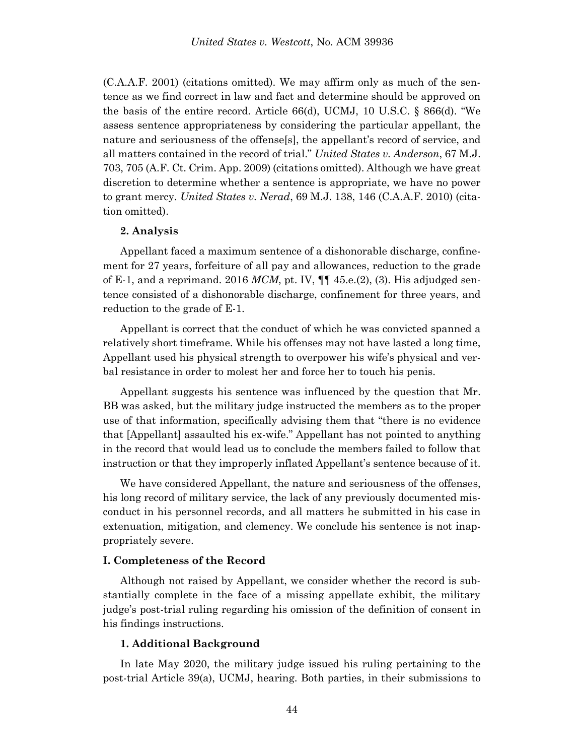(C.A.A.F. 2001) (citations omitted). We may affirm only as much of the sentence as we find correct in law and fact and determine should be approved on the basis of the entire record. Article 66(d), UCMJ, 10 U.S.C. § 866(d). "We assess sentence appropriateness by considering the particular appellant, the nature and seriousness of the offense[s], the appellant's record of service, and all matters contained in the record of trial." *United States v. Anderson*, 67 M.J. 703, 705 (A.F. Ct. Crim. App. 2009) (citations omitted). Although we have great discretion to determine whether a sentence is appropriate, we have no power to grant mercy. *United States v. Nerad*, 69 M.J. 138, 146 (C.A.A.F. 2010) (citation omitted).

**2. Analysis**

Appellant faced a maximum sentence of a dishonorable discharge, confinement for 27 years, forfeiture of all pay and allowances, reduction to the grade of E-1, and a reprimand. 2016 *MCM*, pt. IV, ¶¶ 45.e.(2), (3). His adjudged sentence consisted of a dishonorable discharge, confinement for three years, and reduction to the grade of E-1.

Appellant is correct that the conduct of which he was convicted spanned a relatively short timeframe. While his offenses may not have lasted a long time, Appellant used his physical strength to overpower his wife's physical and verbal resistance in order to molest her and force her to touch his penis.

Appellant suggests his sentence was influenced by the question that Mr. BB was asked, but the military judge instructed the members as to the proper use of that information, specifically advising them that "there is no evidence that [Appellant] assaulted his ex-wife." Appellant has not pointed to anything in the record that would lead us to conclude the members failed to follow that instruction or that they improperly inflated Appellant's sentence because of it.

We have considered Appellant, the nature and seriousness of the offenses, his long record of military service, the lack of any previously documented misconduct in his personnel records, and all matters he submitted in his case in extenuation, mitigation, and clemency. We conclude his sentence is not inappropriately severe.

### I. Completeness of the Record

Although not raised by Appellant, we consider whether the record is substantially complete in the face of a missing appellate exhibit, the military judge's post-trial ruling regarding his omission of the definition of consent in his findings instructions.

**1. Additional Background**

In late May 2020, the military judge issued his ruling pertaining to the post-trial Article 39(a), UCMJ, hearing. Both parties, in their submissions to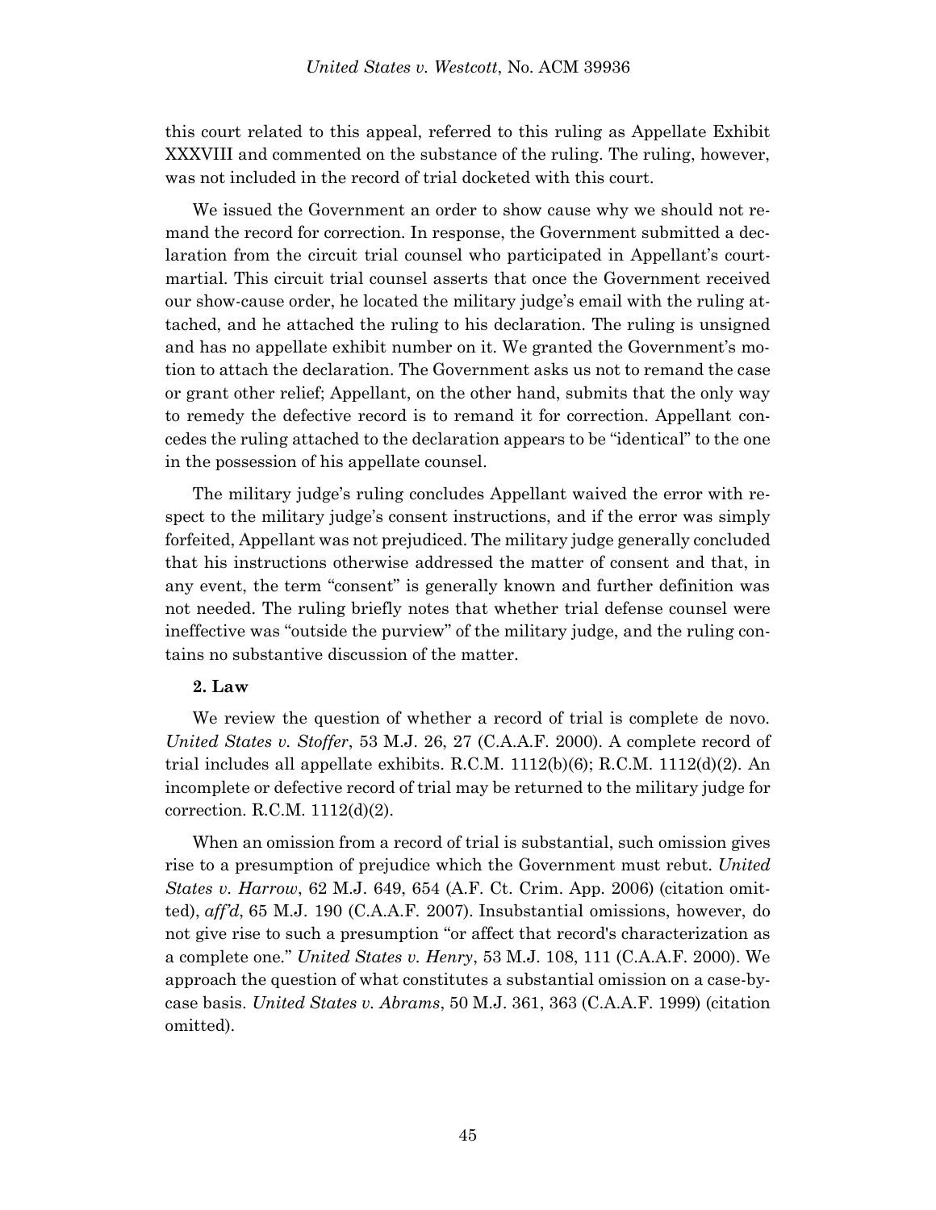this court related to this appeal, referred to this ruling as Appellate Exhibit XXXVIII and commented on the substance of the ruling. The ruling, however, was not included in the record of trial docketed with this court.

We issued the Government an order to show cause why we should not remand the record for correction. In response, the Government submitted a declaration from the circuit trial counsel who participated in Appellant's court-martial. This circuit trial counsel asserts that once the Government received our show-cause order, he located the military judge's email with the ruling attached, and he attached the ruling to his declaration. The ruling is unsigned and has no appellate exhibit number on it. We granted the Government's motion to attach the declaration. The Government asks us not to remand the case or grant other relief; Appellant, on the other hand, submits that the only way to remedy the defective record is to remand it for correction. Appellant concedes the ruling attached to the declaration appears to be "identical" to the one in the possession of his appellate counsel.

The military judge's ruling concludes Appellant waived the error with respect to the military judge's consent instructions, and if the error was simply forfeited, Appellant was not prejudiced. The military judge generally concluded that his instructions otherwise addressed the matter of consent and that, in any event, the term "consent" is generally known and further definition was not needed. The ruling briefly notes that whether trial defense counsel were ineffective was "outside the purview" of the military judge, and the ruling contains no substantive discussion of the matter.

**2. Law**

We review the question of whether a record of trial is complete de novo. *United States v. Stoffer*, 53 M.J. 26, 27 (C.A.A.F. 2000). A complete record of trial includes all appellate exhibits. R.C.M. 1112(b)(6); R.C.M. 1112(d)(2). An incomplete or defective record of trial may be returned to the military judge for correction. R.C.M. 1112(d)(2).

When an omission from a record of trial is substantial, such omission gives rise to a presumption of prejudice which the Government must rebut. *United States v. Harrow*, 62 M.J. 649, 654 (A.F. Ct. Crim. App. 2006) (citation omitted), *aff'd*, 65 M.J. 190 (C.A.A.F. 2007). Insubstantial omissions, however, do not give rise to such a presumption "or affect that record's characterization as a complete one." *United States v. Henry*, 53 M.J. 108, 111 (C.A.A.F. 2000). We approach the question of what constitutes a substantial omission on a case-by-case basis. *United States v. Abrams*, 50 M.J. 361, 363 (C.A.A.F. 1999) (citation omitted).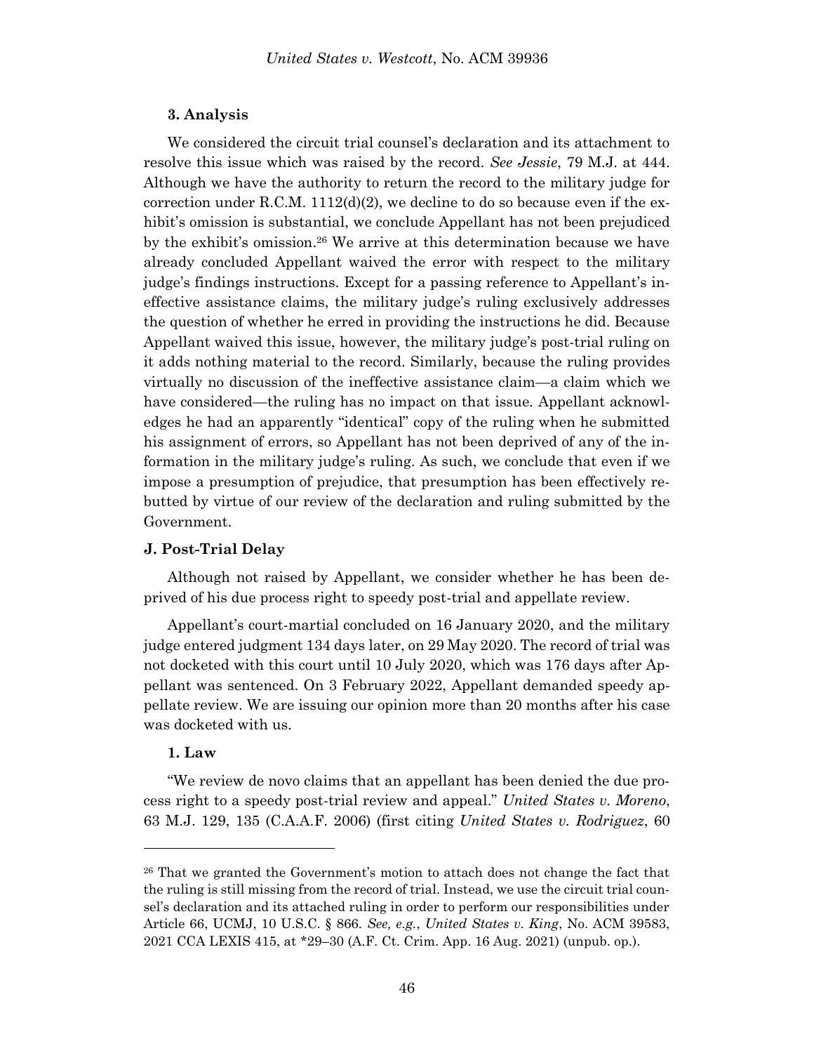### 3. Analysis

We considered the circuit trial counsel's declaration and its attachment to resolve this issue which was raised by the record. *See Jessie*, 79 M.J. at 444. Although we have the authority to return the record to the military judge for correction under R.C.M. 1112(d)(2), we decline to do so because even if the exhibit's omission is substantial, we conclude Appellant has not been prejudiced by the exhibit's omission.[26] We arrive at this determination because we have already concluded Appellant waived the error with respect to the military judge's findings instructions. Except for a passing reference to Appellant's ineffective assistance claims, the military judge's ruling exclusively addresses the question of whether he erred in providing the instructions he did. Because Appellant waived this issue, however, the military judge's post-trial ruling on it adds nothing material to the record. Similarly, because the ruling provides virtually no discussion of the ineffective assistance claim—a claim which we have considered—the ruling has no impact on that issue. Appellant acknowledges he had an apparently "identical" copy of the ruling when he submitted his assignment of errors, so Appellant has not been deprived of any of the information in the military judge's ruling. As such, we conclude that even if we impose a presumption of prejudice, that presumption has been effectively rebutted by virtue of our review of the declaration and ruling submitted by the Government.

## J. Post-Trial Delay

Although not raised by Appellant, we consider whether he has been deprived of his due process right to speedy post-trial and appellate review.

Appellant's court-martial concluded on 16 January 2020, and the military judge entered judgment 134 days later, on 29 May 2020. The record of trial was not docketed with this court until 10 July 2020, which was 176 days after Appellant was sentenced. On 3 February 2022, Appellant demanded speedy appellate review. We are issuing our opinion more than 20 months after his case was docketed with us.

### 1. Law

"We review de novo claims that an appellant has been denied the due process right to a speedy post-trial review and appeal." *United States v. Moreno*, 63 M.J. 129, 135 (C.A.A.F. 2006) (first citing *United States v. Rodriguez*, 60

---

[26] That we granted the Government's motion to attach does not change the fact that the ruling is still missing from the record of trial. Instead, we use the circuit trial counsel's declaration and its attached ruling in order to perform our responsibilities under Article 66, UCMJ, 10 U.S.C. § 866. *See, e.g.*, *United States v. King*, No. ACM 39583, 2021 CCA LEXIS 415, at *29–30 (A.F. Ct. Crim. App. 16 Aug. 2021) (unpub. op.).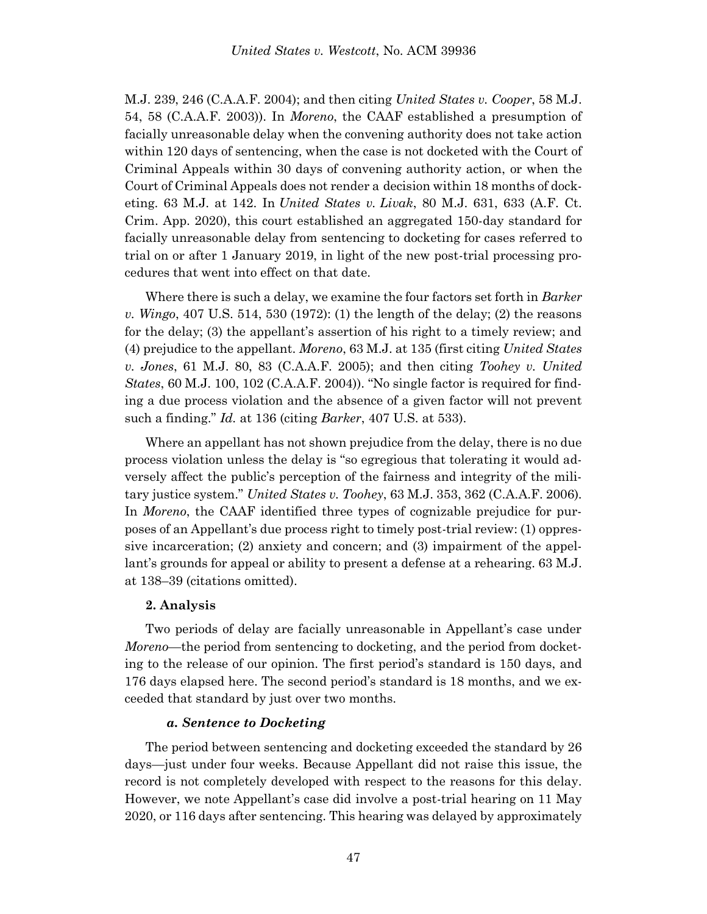M.J. 239, 246 (C.A.A.F. 2004); and then citing *United States v. Cooper*, 58 M.J. 54, 58 (C.A.A.F. 2003)). In *Moreno*, the CAAF established a presumption of facially unreasonable delay when the convening authority does not take action within 120 days of sentencing, when the case is not docketed with the Court of Criminal Appeals within 30 days of convening authority action, or when the Court of Criminal Appeals does not render a decision within 18 months of docketing. 63 M.J. at 142. In *United States v. Livak*, 80 M.J. 631, 633 (A.F. Ct. Crim. App. 2020), this court established an aggregated 150-day standard for facially unreasonable delay from sentencing to docketing for cases referred to trial on or after 1 January 2019, in light of the new post-trial processing procedures that went into effect on that date.

Where there is such a delay, we examine the four factors set forth in *Barker v. Wingo*, 407 U.S. 514, 530 (1972): (1) the length of the delay; (2) the reasons for the delay; (3) the appellant's assertion of his right to a timely review; and (4) prejudice to the appellant. *Moreno*, 63 M.J. at 135 (first citing *United States v. Jones*, 61 M.J. 80, 83 (C.A.A.F. 2005); and then citing *Toohey v. United States*, 60 M.J. 100, 102 (C.A.A.F. 2004)). "No single factor is required for finding a due process violation and the absence of a given factor will not prevent such a finding." *Id.* at 136 (citing *Barker*, 407 U.S. at 533).

Where an appellant has not shown prejudice from the delay, there is no due process violation unless the delay is "so egregious that tolerating it would adversely affect the public's perception of the fairness and integrity of the military justice system." *United States v. Toohey*, 63 M.J. 353, 362 (C.A.A.F. 2006). In *Moreno*, the CAAF identified three types of cognizable prejudice for purposes of an Appellant's due process right to timely post-trial review: (1) oppressive incarceration; (2) anxiety and concern; and (3) impairment of the appellant's grounds for appeal or ability to present a defense at a rehearing. 63 M.J. at 138–39 (citations omitted).

**2. Analysis**

Two periods of delay are facially unreasonable in Appellant's case under *Moreno*—the period from sentencing to docketing, and the period from docketing to the release of our opinion. The first period's standard is 150 days, and 176 days elapsed here. The second period's standard is 18 months, and we exceeded that standard by just over two months.

***a. Sentence to Docketing***

The period between sentencing and docketing exceeded the standard by 26 days—just under four weeks. Because Appellant did not raise this issue, the record is not completely developed with respect to the reasons for this delay. However, we note Appellant's case did involve a post-trial hearing on 11 May 2020, or 116 days after sentencing. This hearing was delayed by approximately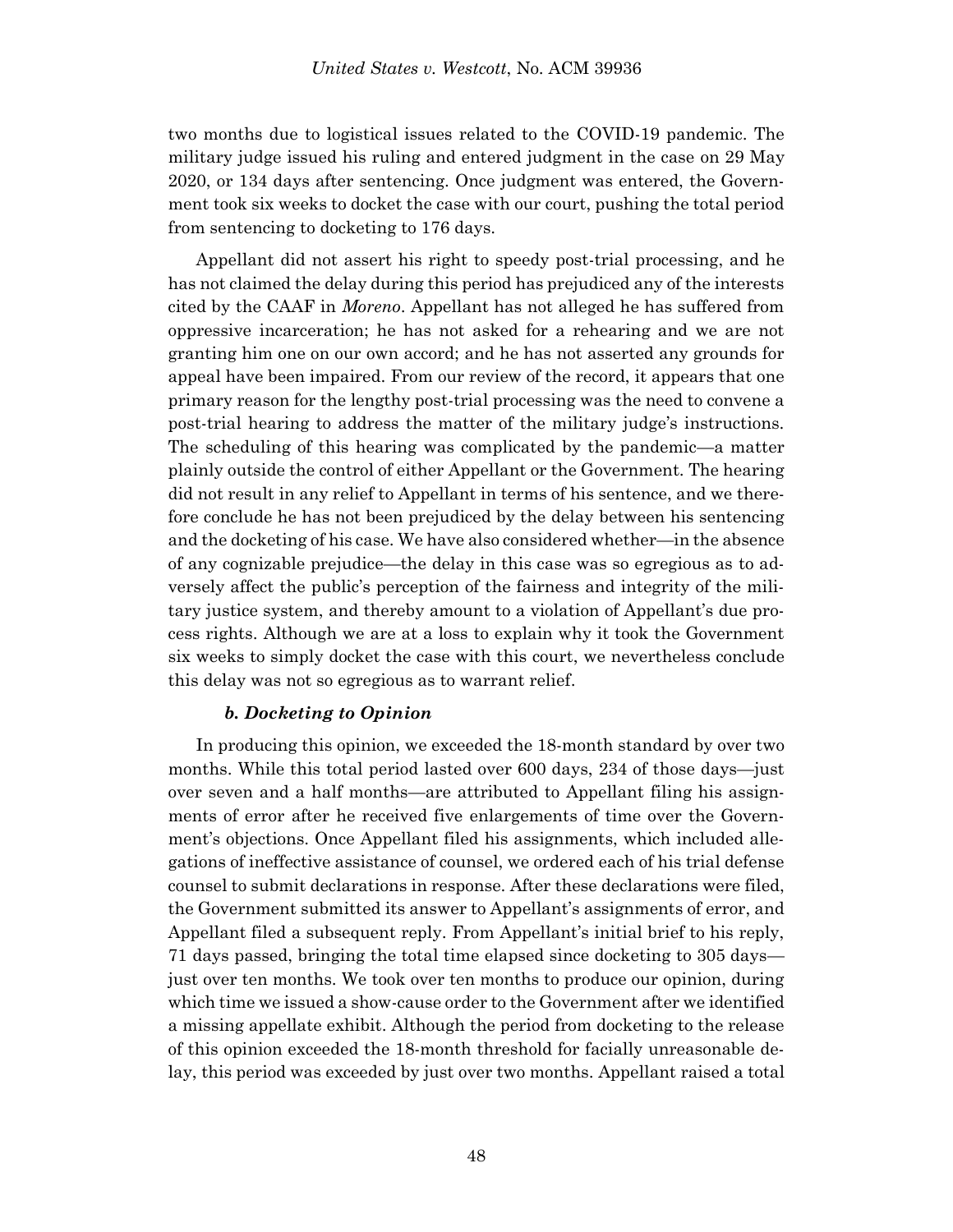two months due to logistical issues related to the COVID-19 pandemic. The military judge issued his ruling and entered judgment in the case on 29 May 2020, or 134 days after sentencing. Once judgment was entered, the Government took six weeks to docket the case with our court, pushing the total period from sentencing to docketing to 176 days.

Appellant did not assert his right to speedy post-trial processing, and he has not claimed the delay during this period has prejudiced any of the interests cited by the CAAF in *Moreno*. Appellant has not alleged he has suffered from oppressive incarceration; he has not asked for a rehearing and we are not granting him one on our own accord; and he has not asserted any grounds for appeal have been impaired. From our review of the record, it appears that one primary reason for the lengthy post-trial processing was the need to convene a post-trial hearing to address the matter of the military judge's instructions. The scheduling of this hearing was complicated by the pandemic—a matter plainly outside the control of either Appellant or the Government. The hearing did not result in any relief to Appellant in terms of his sentence, and we therefore conclude he has not been prejudiced by the delay between his sentencing and the docketing of his case. We have also considered whether—in the absence of any cognizable prejudice—the delay in this case was so egregious as to adversely affect the public's perception of the fairness and integrity of the military justice system, and thereby amount to a violation of Appellant's due process rights. Although we are at a loss to explain why it took the Government six weeks to simply docket the case with this court, we nevertheless conclude this delay was not so egregious as to warrant relief.

#### *b. Docketing to Opinion*

In producing this opinion, we exceeded the 18-month standard by over two months. While this total period lasted over 600 days, 234 of those days—just over seven and a half months—are attributed to Appellant filing his assignments of error after he received five enlargements of time over the Government's objections. Once Appellant filed his assignments, which included allegations of ineffective assistance of counsel, we ordered each of his trial defense counsel to submit declarations in response. After these declarations were filed, the Government submitted its answer to Appellant's assignments of error, and Appellant filed a subsequent reply. From Appellant's initial brief to his reply, 71 days passed, bringing the total time elapsed since docketing to 305 days—just over ten months. We took over ten months to produce our opinion, during which time we issued a show-cause order to the Government after we identified a missing appellate exhibit. Although the period from docketing to the release of this opinion exceeded the 18-month threshold for facially unreasonable delay, this period was exceeded by just over two months. Appellant raised a total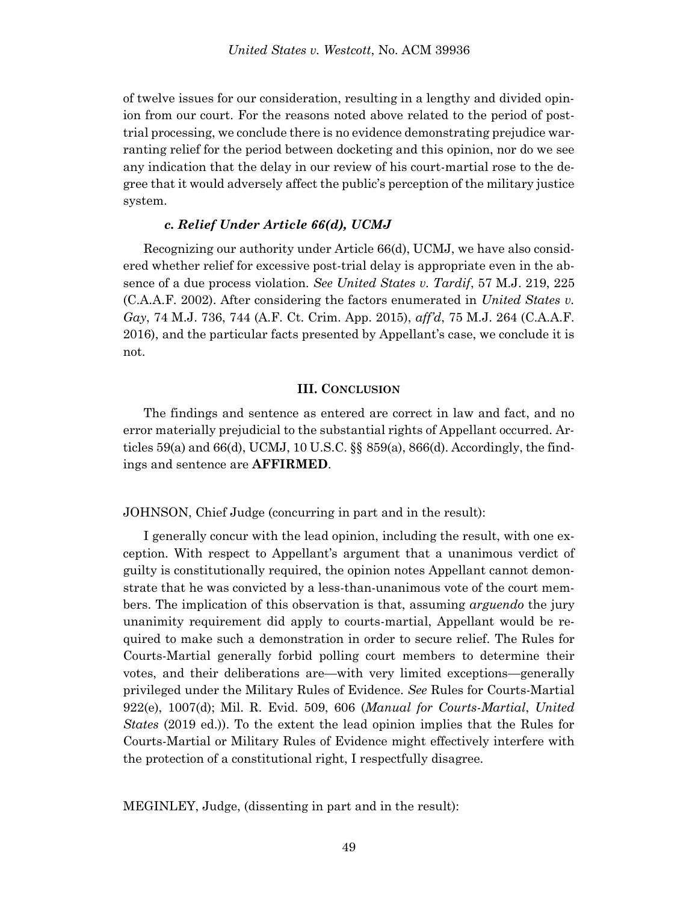of twelve issues for our consideration, resulting in a lengthy and divided opinion from our court. For the reasons noted above related to the period of post-trial processing, we conclude there is no evidence demonstrating prejudice warranting relief for the period between docketing and this opinion, nor do we see any indication that the delay in our review of his court-martial rose to the degree that it would adversely affect the public's perception of the military justice system.

#### *c. Relief Under Article 66(d), UCMJ*

Recognizing our authority under Article 66(d), UCMJ, we have also considered whether relief for excessive post-trial delay is appropriate even in the absence of a due process violation. *See United States v. Tardif*, 57 M.J. 219, 225 (C.A.A.F. 2002). After considering the factors enumerated in *United States v. Gay*, 74 M.J. 736, 744 (A.F. Ct. Crim. App. 2015), *aff'd*, 75 M.J. 264 (C.A.A.F. 2016), and the particular facts presented by Appellant's case, we conclude it is not.

## III. CONCLUSION

The findings and sentence as entered are correct in law and fact, and no error materially prejudicial to the substantial rights of Appellant occurred. Articles 59(a) and 66(d), UCMJ, 10 U.S.C. §§ 859(a), 866(d). Accordingly, the findings and sentence are **AFFIRMED**.

JOHNSON, Chief Judge (concurring in part and in the result):

I generally concur with the lead opinion, including the result, with one exception. With respect to Appellant's argument that a unanimous verdict of guilty is constitutionally required, the opinion notes Appellant cannot demonstrate that he was convicted by a less-than-unanimous vote of the court members. The implication of this observation is that, assuming *arguendo* the jury unanimity requirement did apply to courts-martial, Appellant would be required to make such a demonstration in order to secure relief. The Rules for Courts-Martial generally forbid polling court members to determine their votes, and their deliberations are—with very limited exceptions—generally privileged under the Military Rules of Evidence. *See* Rules for Courts-Martial 922(e), 1007(d); Mil. R. Evid. 509, 606 (*Manual for Courts-Martial*, *United States* (2019 ed.)). To the extent the lead opinion implies that the Rules for Courts-Martial or Military Rules of Evidence might effectively interfere with the protection of a constitutional right, I respectfully disagree.

MEGINLEY, Judge, (dissenting in part and in the result):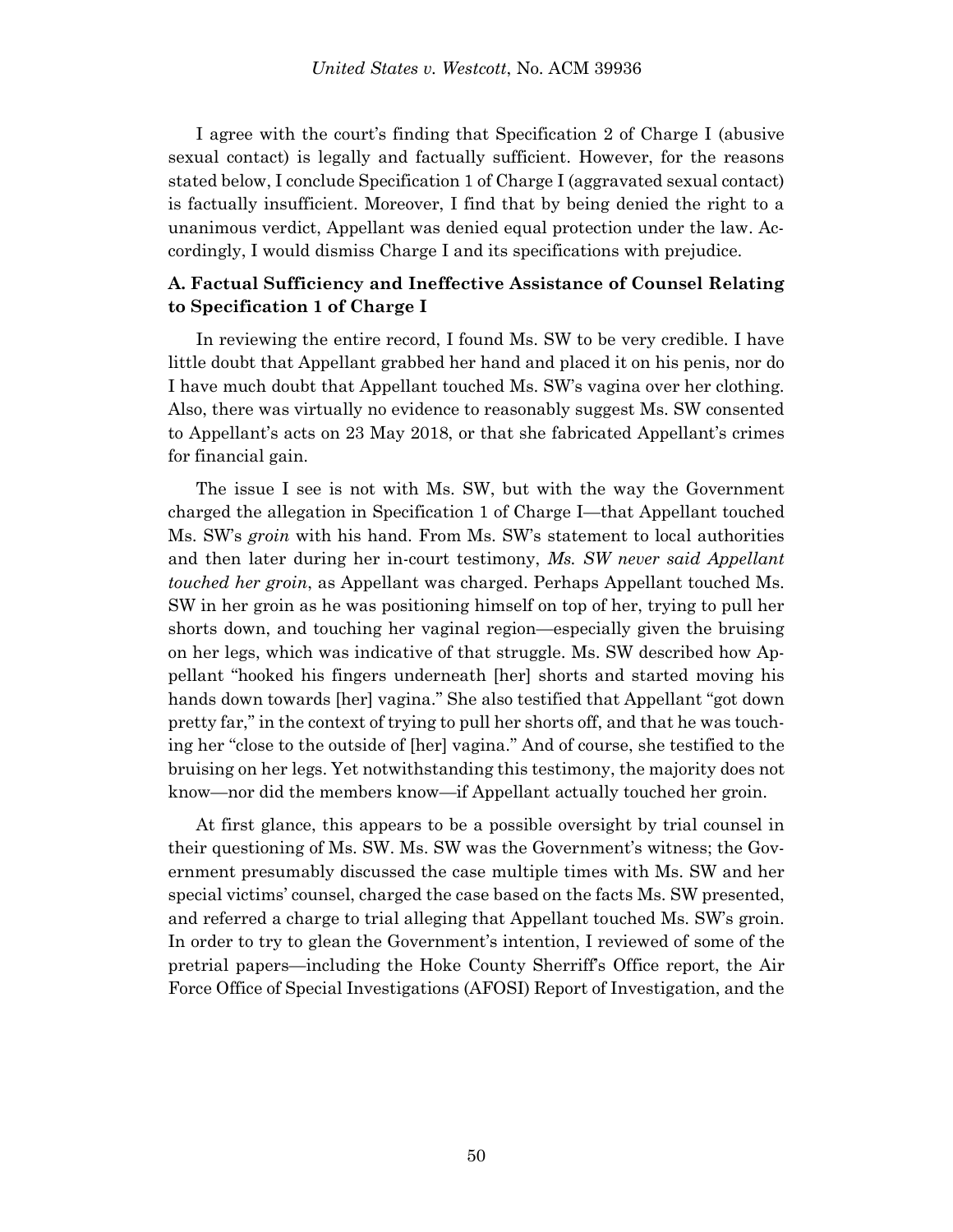I agree with the court's finding that Specification 2 of Charge I (abusive sexual contact) is legally and factually sufficient. However, for the reasons stated below, I conclude Specification 1 of Charge I (aggravated sexual contact) is factually insufficient. Moreover, I find that by being denied the right to a unanimous verdict, Appellant was denied equal protection under the law. Accordingly, I would dismiss Charge I and its specifications with prejudice.

### A. Factual Sufficiency and Ineffective Assistance of Counsel Relating to Specification 1 of Charge I

In reviewing the entire record, I found Ms. SW to be very credible. I have little doubt that Appellant grabbed her hand and placed it on his penis, nor do I have much doubt that Appellant touched Ms. SW's vagina over her clothing. Also, there was virtually no evidence to reasonably suggest Ms. SW consented to Appellant's acts on 23 May 2018, or that she fabricated Appellant's crimes for financial gain.

The issue I see is not with Ms. SW, but with the way the Government charged the allegation in Specification 1 of Charge I—that Appellant touched Ms. SW's *groin* with his hand. From Ms. SW's statement to local authorities and then later during her in-court testimony, *Ms. SW never said Appellant touched her groin*, as Appellant was charged. Perhaps Appellant touched Ms. SW in her groin as he was positioning himself on top of her, trying to pull her shorts down, and touching her vaginal region—especially given the bruising on her legs, which was indicative of that struggle. Ms. SW described how Appellant "hooked his fingers underneath [her] shorts and started moving his hands down towards [her] vagina." She also testified that Appellant "got down pretty far," in the context of trying to pull her shorts off, and that he was touching her "close to the outside of [her] vagina." And of course, she testified to the bruising on her legs. Yet notwithstanding this testimony, the majority does not know—nor did the members know—if Appellant actually touched her groin.

At first glance, this appears to be a possible oversight by trial counsel in their questioning of Ms. SW. Ms. SW was the Government's witness; the Government presumably discussed the case multiple times with Ms. SW and her special victims' counsel, charged the case based on the facts Ms. SW presented, and referred a charge to trial alleging that Appellant touched Ms. SW's groin. In order to try to glean the Government's intention, I reviewed of some of the pretrial papers—including the Hoke County Sherriff's Office report, the Air Force Office of Special Investigations (AFOSI) Report of Investigation, and the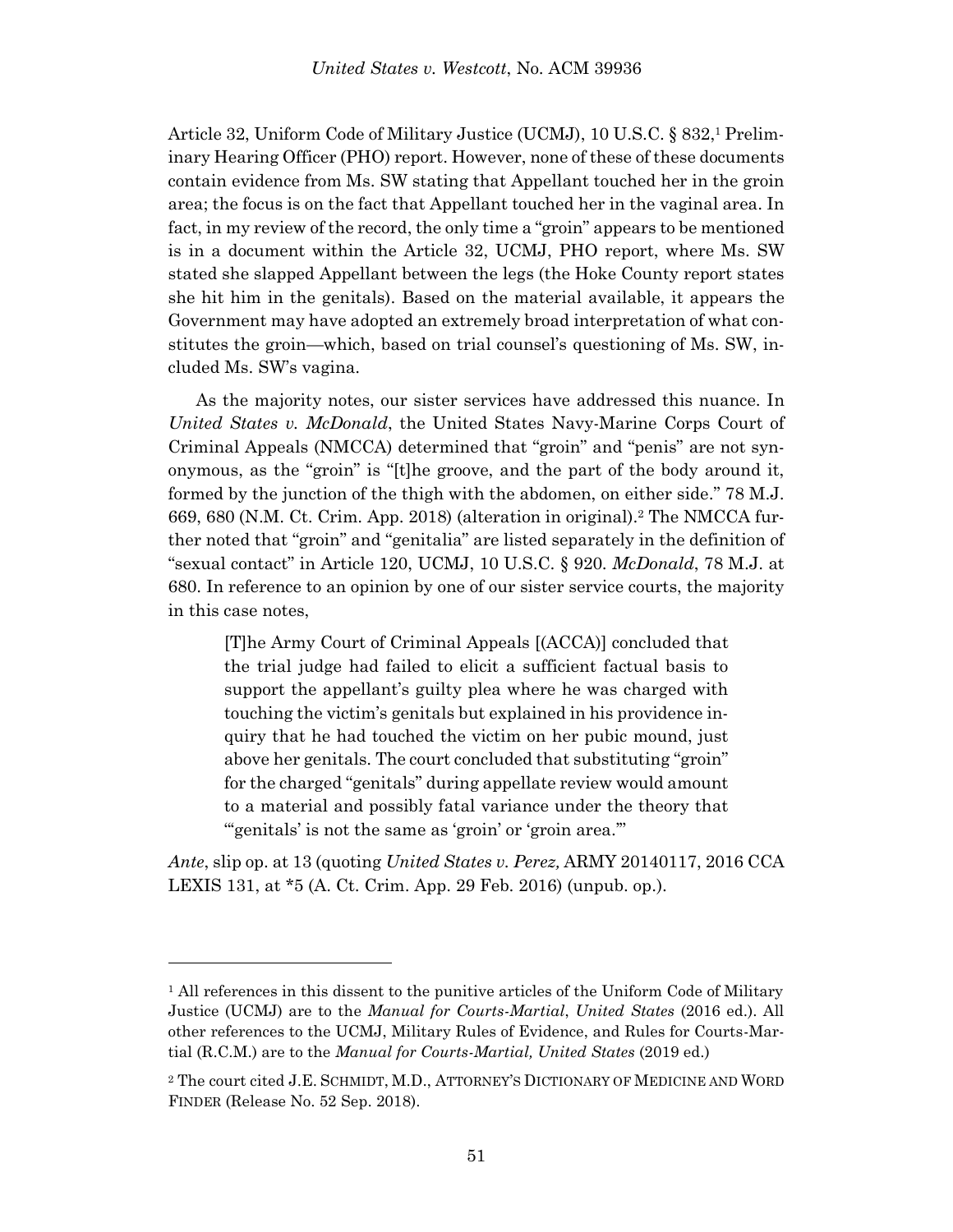Article 32, Uniform Code of Military Justice (UCMJ), 10 U.S.C. § 832,[1] Preliminary Hearing Officer (PHO) report. However, none of these of these documents contain evidence from Ms. SW stating that Appellant touched her in the groin area; the focus is on the fact that Appellant touched her in the vaginal area. In fact, in my review of the record, the only time a "groin" appears to be mentioned is in a document within the Article 32, UCMJ, PHO report, where Ms. SW stated she slapped Appellant between the legs (the Hoke County report states she hit him in the genitals). Based on the material available, it appears the Government may have adopted an extremely broad interpretation of what constitutes the groin—which, based on trial counsel's questioning of Ms. SW, included Ms. SW's vagina.

As the majority notes, our sister services have addressed this nuance. In *United States v. McDonald*, the United States Navy-Marine Corps Court of Criminal Appeals (NMCCA) determined that "groin" and "penis" are not synonymous, as the "groin" is "[t]he groove, and the part of the body around it, formed by the junction of the thigh with the abdomen, on either side." 78 M.J. 669, 680 (N.M. Ct. Crim. App. 2018) (alteration in original).[2] The NMCCA further noted that "groin" and "genitalia" are listed separately in the definition of "sexual contact" in Article 120, UCMJ, 10 U.S.C. § 920. *McDonald*, 78 M.J. at 680. In reference to an opinion by one of our sister service courts, the majority in this case notes,

> [T]he Army Court of Criminal Appeals [(ACCA)] concluded that the trial judge had failed to elicit a sufficient factual basis to support the appellant's guilty plea where he was charged with touching the victim's genitals but explained in his providence inquiry that he had touched the victim on her pubic mound, just above her genitals. The court concluded that substituting "groin" for the charged "genitals" during appellate review would amount to a material and possibly fatal variance under the theory that "'genitals' is not the same as 'groin' or 'groin area.'"

*Ante*, slip op. at 13 (quoting *United States v. Perez,* ARMY 20140117, 2016 CCA LEXIS 131, at *5 (A. Ct. Crim. App. 29 Feb. 2016) (unpub. op.).

---

[1] All references in this dissent to the punitive articles of the Uniform Code of Military Justice (UCMJ) are to the *Manual for Courts-Martial*, *United States* (2016 ed.). All other references to the UCMJ, Military Rules of Evidence, and Rules for Courts-Martial (R.C.M.) are to the *Manual for Courts-Martial, United States* (2019 ed.)

[2] The court cited J.E. SCHMIDT, M.D., ATTORNEY'S DICTIONARY OF MEDICINE AND WORD FINDER (Release No. 52 Sep. 2018).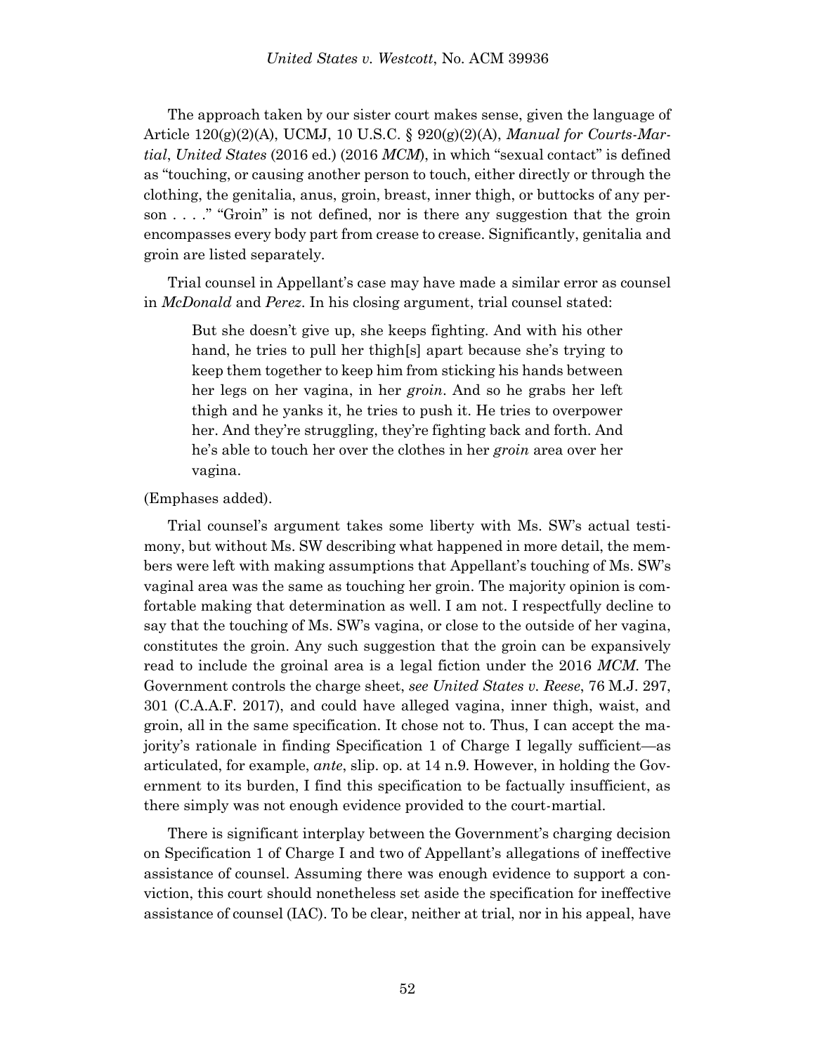The approach taken by our sister court makes sense, given the language of Article 120(g)(2)(A), UCMJ, 10 U.S.C. § 920(g)(2)(A), *Manual for Courts-Martial*, *United States* (2016 ed.) (2016 *MCM*), in which "sexual contact" is defined as "touching, or causing another person to touch, either directly or through the clothing, the genitalia, anus, groin, breast, inner thigh, or buttocks of any person . . . ." "Groin" is not defined, nor is there any suggestion that the groin encompasses every body part from crease to crease. Significantly, genitalia and groin are listed separately.

Trial counsel in Appellant's case may have made a similar error as counsel in *McDonald* and *Perez*. In his closing argument, trial counsel stated:

> But she doesn't give up, she keeps fighting. And with his other hand, he tries to pull her thigh[s] apart because she's trying to keep them together to keep him from sticking his hands between her legs on her vagina, in her *groin*. And so he grabs her left thigh and he yanks it, he tries to push it. He tries to overpower her. And they're struggling, they're fighting back and forth. And he's able to touch her over the clothes in her *groin* area over her vagina.

(Emphases added).

Trial counsel's argument takes some liberty with Ms. SW's actual testimony, but without Ms. SW describing what happened in more detail, the members were left with making assumptions that Appellant's touching of Ms. SW's vaginal area was the same as touching her groin. The majority opinion is comfortable making that determination as well. I am not. I respectfully decline to say that the touching of Ms. SW's vagina, or close to the outside of her vagina, constitutes the groin. Any such suggestion that the groin can be expansively read to include the groinal area is a legal fiction under the 2016 *MCM*. The Government controls the charge sheet, *see United States v. Reese*, 76 M.J. 297, 301 (C.A.A.F. 2017), and could have alleged vagina, inner thigh, waist, and groin, all in the same specification. It chose not to. Thus, I can accept the majority's rationale in finding Specification 1 of Charge I legally sufficient—as articulated, for example, *ante*, slip. op. at 14 n.9. However, in holding the Government to its burden, I find this specification to be factually insufficient, as there simply was not enough evidence provided to the court-martial.

There is significant interplay between the Government's charging decision on Specification 1 of Charge I and two of Appellant's allegations of ineffective assistance of counsel. Assuming there was enough evidence to support a conviction, this court should nonetheless set aside the specification for ineffective assistance of counsel (IAC). To be clear, neither at trial, nor in his appeal, have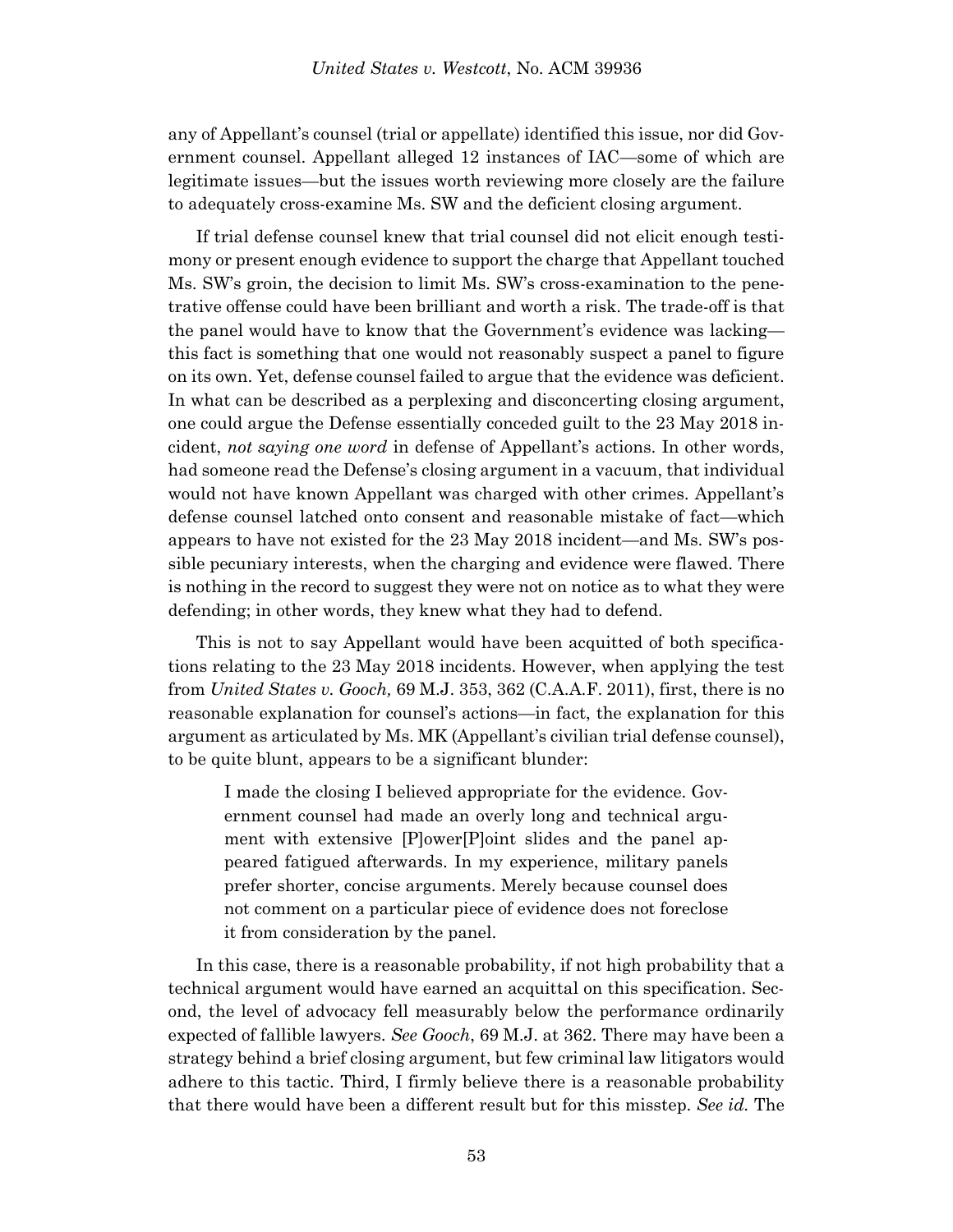any of Appellant's counsel (trial or appellate) identified this issue, nor did Government counsel. Appellant alleged 12 instances of IAC—some of which are legitimate issues—but the issues worth reviewing more closely are the failure to adequately cross-examine Ms. SW and the deficient closing argument.

If trial defense counsel knew that trial counsel did not elicit enough testimony or present enough evidence to support the charge that Appellant touched Ms. SW's groin, the decision to limit Ms. SW's cross-examination to the penetrative offense could have been brilliant and worth a risk. The trade-off is that the panel would have to know that the Government's evidence was lacking—this fact is something that one would not reasonably suspect a panel to figure on its own. Yet, defense counsel failed to argue that the evidence was deficient. In what can be described as a perplexing and disconcerting closing argument, one could argue the Defense essentially conceded guilt to the 23 May 2018 incident, *not saying one word* in defense of Appellant's actions. In other words, had someone read the Defense's closing argument in a vacuum, that individual would not have known Appellant was charged with other crimes. Appellant's defense counsel latched onto consent and reasonable mistake of fact—which appears to have not existed for the 23 May 2018 incident—and Ms. SW's possible pecuniary interests, when the charging and evidence were flawed. There is nothing in the record to suggest they were not on notice as to what they were defending; in other words, they knew what they had to defend.

This is not to say Appellant would have been acquitted of both specifications relating to the 23 May 2018 incidents. However, when applying the test from *United States v. Gooch,* 69 M.J. 353, 362 (C.A.A.F. 2011), first, there is no reasonable explanation for counsel's actions—in fact, the explanation for this argument as articulated by Ms. MK (Appellant's civilian trial defense counsel), to be quite blunt, appears to be a significant blunder:

> I made the closing I believed appropriate for the evidence. Government counsel had made an overly long and technical argument with extensive [P]ower[P]oint slides and the panel appeared fatigued afterwards. In my experience, military panels prefer shorter, concise arguments. Merely because counsel does not comment on a particular piece of evidence does not foreclose it from consideration by the panel.

In this case, there is a reasonable probability, if not high probability that a technical argument would have earned an acquittal on this specification. Second, the level of advocacy fell measurably below the performance ordinarily expected of fallible lawyers. *See Gooch*, 69 M.J. at 362. There may have been a strategy behind a brief closing argument, but few criminal law litigators would adhere to this tactic. Third, I firmly believe there is a reasonable probability that there would have been a different result but for this misstep. *See id.* The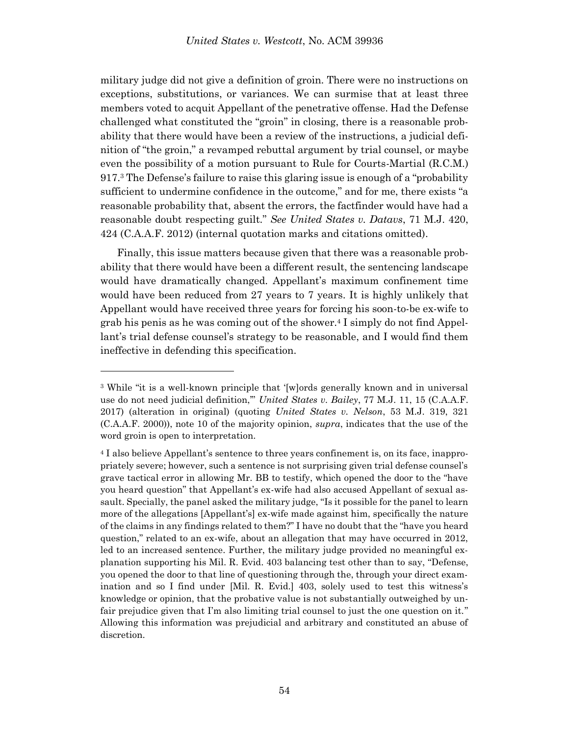military judge did not give a definition of groin. There were no instructions on exceptions, substitutions, or variances. We can surmise that at least three members voted to acquit Appellant of the penetrative offense. Had the Defense challenged what constituted the "groin" in closing, there is a reasonable probability that there would have been a review of the instructions, a judicial definition of "the groin," a revamped rebuttal argument by trial counsel, or maybe even the possibility of a motion pursuant to Rule for Courts-Martial (R.C.M.) 917.[3] The Defense's failure to raise this glaring issue is enough of a "probability sufficient to undermine confidence in the outcome," and for me, there exists "a reasonable probability that, absent the errors, the factfinder would have had a reasonable doubt respecting guilt." *See United States v. Datavs*, 71 M.J. 420, 424 (C.A.A.F. 2012) (internal quotation marks and citations omitted).

Finally, this issue matters because given that there was a reasonable probability that there would have been a different result, the sentencing landscape would have dramatically changed. Appellant's maximum confinement time would have been reduced from 27 years to 7 years. It is highly unlikely that Appellant would have received three years for forcing his soon-to-be ex-wife to grab his penis as he was coming out of the shower.[4] I simply do not find Appellant's trial defense counsel's strategy to be reasonable, and I would find them ineffective in defending this specification.

---

[3] While "it is a well-known principle that '[w]ords generally known and in universal use do not need judicial definition,'" *United States v. Bailey*, 77 M.J. 11, 15 (C.A.A.F. 2017) (alteration in original) (quoting *United States v. Nelson*, 53 M.J. 319, 321 (C.A.A.F. 2000)), note 10 of the majority opinion, *supra*, indicates that the use of the word groin is open to interpretation.

[4] I also believe Appellant's sentence to three years confinement is, on its face, inappropriately severe; however, such a sentence is not surprising given trial defense counsel's grave tactical error in allowing Mr. BB to testify, which opened the door to the "have you heard question" that Appellant's ex-wife had also accused Appellant of sexual assault. Specially, the panel asked the military judge, "Is it possible for the panel to learn more of the allegations [Appellant's] ex-wife made against him, specifically the nature of the claims in any findings related to them?" I have no doubt that the "have you heard question," related to an ex-wife, about an allegation that may have occurred in 2012, led to an increased sentence. Further, the military judge provided no meaningful explanation supporting his Mil. R. Evid. 403 balancing test other than to say, "Defense, you opened the door to that line of questioning through the, through your direct examination and so I find under [Mil. R. Evid.] 403, solely used to test this witness's knowledge or opinion, that the probative value is not substantially outweighed by unfair prejudice given that I'm also limiting trial counsel to just the one question on it." Allowing this information was prejudicial and arbitrary and constituted an abuse of discretion.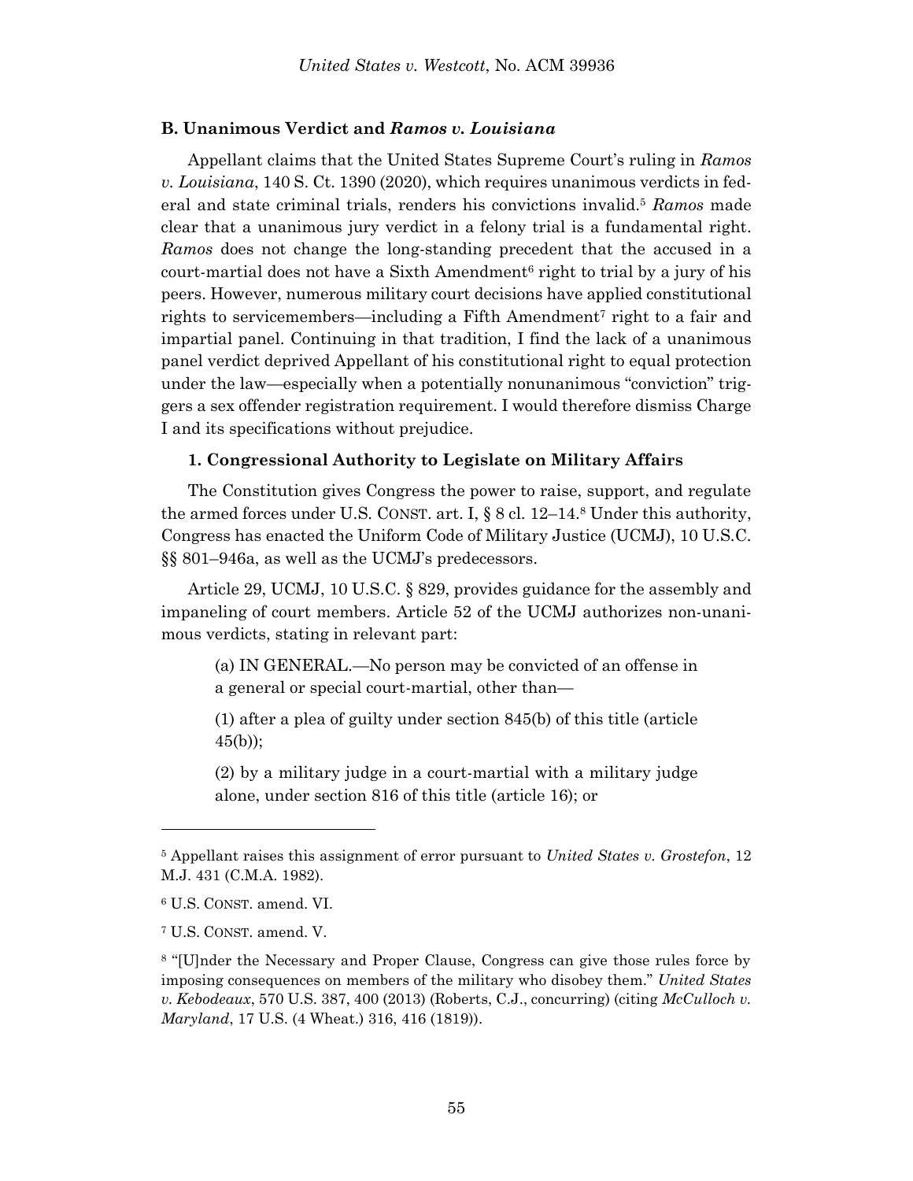### B. Unanimous Verdict and *Ramos v. Louisiana*

Appellant claims that the United States Supreme Court's ruling in *Ramos v. Louisiana*, 140 S. Ct. 1390 (2020), which requires unanimous verdicts in federal and state criminal trials, renders his convictions invalid.[5] *Ramos* made clear that a unanimous jury verdict in a felony trial is a fundamental right. *Ramos* does not change the long-standing precedent that the accused in a court-martial does not have a Sixth Amendment[6] right to trial by a jury of his peers. However, numerous military court decisions have applied constitutional rights to servicemembers—including a Fifth Amendment[7] right to a fair and impartial panel. Continuing in that tradition, I find the lack of a unanimous panel verdict deprived Appellant of his constitutional right to equal protection under the law—especially when a potentially nonunanimous "conviction" triggers a sex offender registration requirement. I would therefore dismiss Charge I and its specifications without prejudice.

#### 1. Congressional Authority to Legislate on Military Affairs

The Constitution gives Congress the power to raise, support, and regulate the armed forces under U.S. CONST. art. I, § 8 cl. 12–14.[8] Under this authority, Congress has enacted the Uniform Code of Military Justice (UCMJ), 10 U.S.C. §§ 801–946a, as well as the UCMJ's predecessors.

Article 29, UCMJ, 10 U.S.C. § 829, provides guidance for the assembly and impaneling of court members. Article 52 of the UCMJ authorizes non-unanimous verdicts, stating in relevant part:

> (a) IN GENERAL.—No person may be convicted of an offense in a general or special court-martial, other than—
>
> (1) after a plea of guilty under section 845(b) of this title (article 45(b));
>
> (2) by a military judge in a court-martial with a military judge alone, under section 816 of this title (article 16); or

---

[5] Appellant raises this assignment of error pursuant to *United States v. Grostefon*, 12 M.J. 431 (C.M.A. 1982).

[6] U.S. CONST. amend. VI.

[7] U.S. CONST. amend. V.

[8] "[U]nder the Necessary and Proper Clause, Congress can give those rules force by imposing consequences on members of the military who disobey them." *United States v. Kebodeaux*, 570 U.S. 387, 400 (2013) (Roberts, C.J., concurring) (citing *McCulloch v. Maryland*, 17 U.S. (4 Wheat.) 316, 416 (1819)).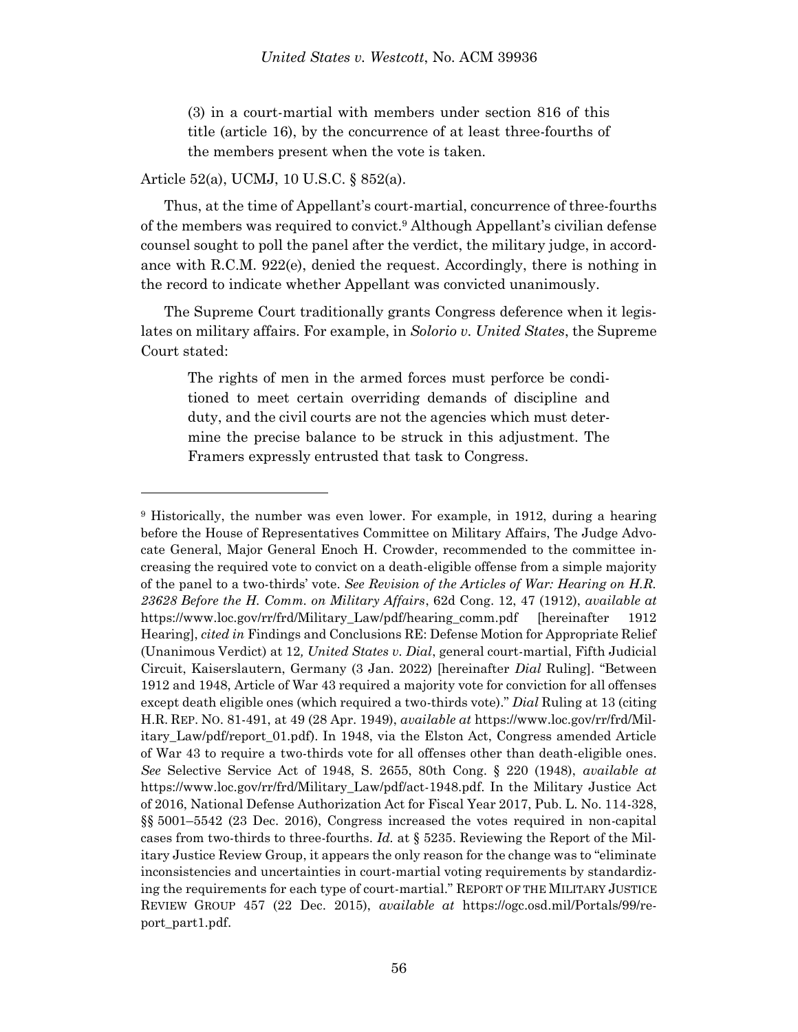> (3) in a court-martial with members under section 816 of this title (article 16), by the concurrence of at least three-fourths of the members present when the vote is taken.

Article 52(a), UCMJ, 10 U.S.C. § 852(a).

Thus, at the time of Appellant's court-martial, concurrence of three-fourths of the members was required to convict.[9] Although Appellant's civilian defense counsel sought to poll the panel after the verdict, the military judge, in accordance with R.C.M. 922(e), denied the request. Accordingly, there is nothing in the record to indicate whether Appellant was convicted unanimously.

The Supreme Court traditionally grants Congress deference when it legislates on military affairs. For example, in *Solorio v. United States*, the Supreme Court stated:

> The rights of men in the armed forces must perforce be conditioned to meet certain overriding demands of discipline and duty, and the civil courts are not the agencies which must determine the precise balance to be struck in this adjustment. The Framers expressly entrusted that task to Congress.

---

[9] Historically, the number was even lower. For example, in 1912, during a hearing before the House of Representatives Committee on Military Affairs, The Judge Advocate General, Major General Enoch H. Crowder, recommended to the committee increasing the required vote to convict on a death-eligible offense from a simple majority of the panel to a two-thirds' vote. *See Revision of the Articles of War: Hearing on H.R. 23628 Before the H. Comm. on Military Affairs*, 62d Cong. 12, 47 (1912), *available at* https://www.loc.gov/rr/frd/Military_Law/pdf/hearing_comm.pdf [hereinafter 1912 Hearing], *cited in* Findings and Conclusions RE: Defense Motion for Appropriate Relief (Unanimous Verdict) at 12, *United States v. Dial*, general court-martial, Fifth Judicial Circuit, Kaiserslautern, Germany (3 Jan. 2022) [hereinafter *Dial* Ruling]. "Between 1912 and 1948, Article of War 43 required a majority vote for conviction for all offenses except death eligible ones (which required a two-thirds vote)." *Dial* Ruling at 13 (citing H.R. REP. NO. 81-491, at 49 (28 Apr. 1949), *available at* https://www.loc.gov/rr/frd/Military_Law/pdf/report_01.pdf). In 1948, via the Elston Act, Congress amended Article of War 43 to require a two-thirds vote for all offenses other than death-eligible ones. *See* Selective Service Act of 1948, S. 2655, 80th Cong. § 220 (1948), *available at* https://www.loc.gov/rr/frd/Military_Law/pdf/act-1948.pdf. In the Military Justice Act of 2016, National Defense Authorization Act for Fiscal Year 2017, Pub. L. No. 114-328, §§ 5001–5542 (23 Dec. 2016), Congress increased the votes required in non-capital cases from two-thirds to three-fourths. *Id.* at § 5235. Reviewing the Report of the Military Justice Review Group, it appears the only reason for the change was to "eliminate inconsistencies and uncertainties in court-martial voting requirements by standardizing the requirements for each type of court-martial." REPORT OF THE MILITARY JUSTICE REVIEW GROUP 457 (22 Dec. 2015), *available at* https://ogc.osd.mil/Portals/99/report_part1.pdf.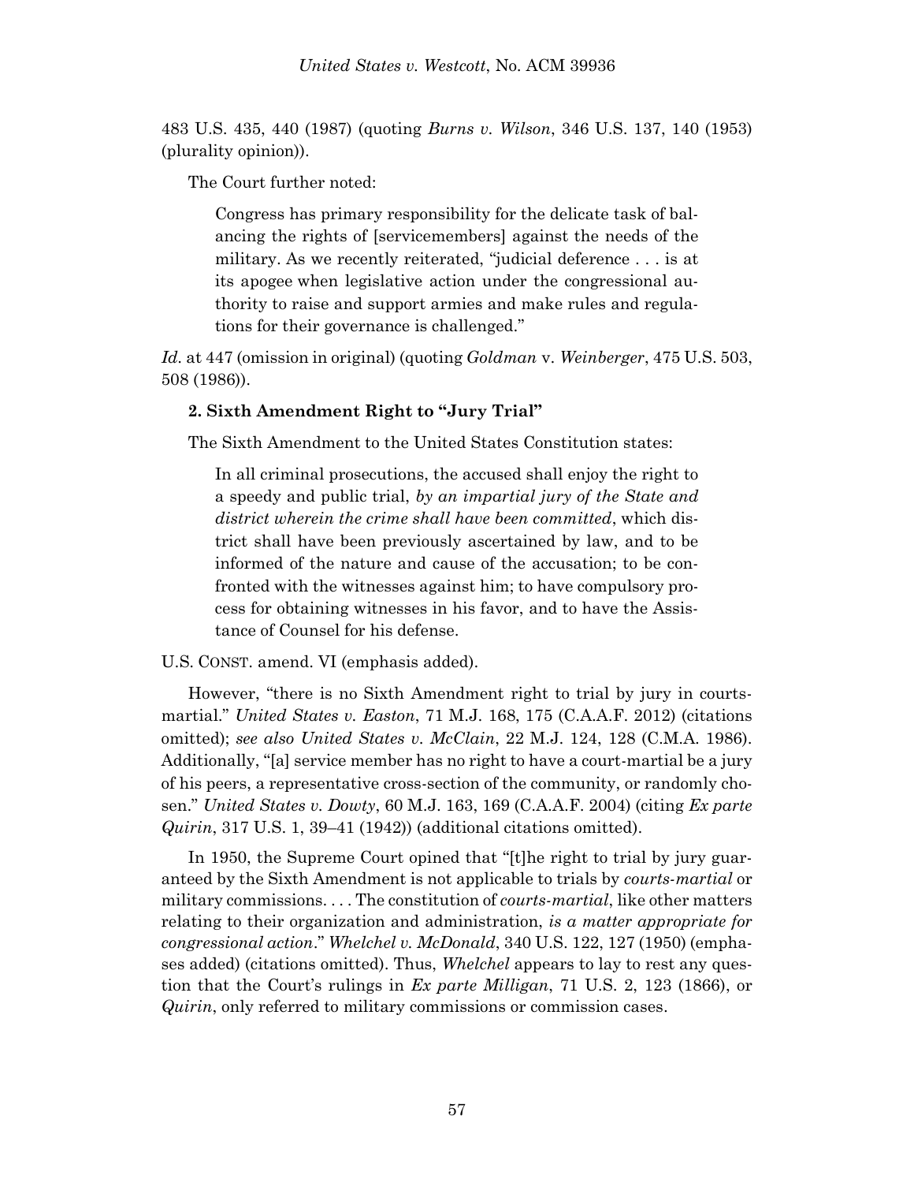483 U.S. 435, 440 (1987) (quoting *Burns v. Wilson*, 346 U.S. 137, 140 (1953) (plurality opinion)).

The Court further noted:

> Congress has primary responsibility for the delicate task of balancing the rights of [servicemembers] against the needs of the military. As we recently reiterated, "judicial deference . . . is at its apogee when legislative action under the congressional authority to raise and support armies and make rules and regulations for their governance is challenged."

*Id.* at 447 (omission in original) (quoting *Goldman* v. *Weinberger*, 475 U.S. 503, 508 (1986)).

**2. Sixth Amendment Right to "Jury Trial"**

The Sixth Amendment to the United States Constitution states:

> In all criminal prosecutions, the accused shall enjoy the right to a speedy and public trial, *by an impartial jury of the State and district wherein the crime shall have been committed*, which district shall have been previously ascertained by law, and to be informed of the nature and cause of the accusation; to be confronted with the witnesses against him; to have compulsory process for obtaining witnesses in his favor, and to have the Assistance of Counsel for his defense.

U.S. CONST. amend. VI (emphasis added).

However, "there is no Sixth Amendment right to trial by jury in courts-martial." *United States v. Easton*, 71 M.J. 168, 175 (C.A.A.F. 2012) (citations omitted); *see also United States v. McClain*, 22 M.J. 124, 128 (C.M.A. 1986). Additionally, "[a] service member has no right to have a court-martial be a jury of his peers, a representative cross-section of the community, or randomly chosen." *United States v. Dowty*, 60 M.J. 163, 169 (C.A.A.F. 2004) (citing *Ex parte Quirin*, 317 U.S. 1, 39–41 (1942)) (additional citations omitted).

In 1950, the Supreme Court opined that "[t]he right to trial by jury guaranteed by the Sixth Amendment is not applicable to trials by *courts-martial* or military commissions. . . . The constitution of *courts-martial*, like other matters relating to their organization and administration, *is a matter appropriate for congressional action*." *Whelchel v. McDonald*, 340 U.S. 122, 127 (1950) (emphases added) (citations omitted). Thus, *Whelchel* appears to lay to rest any question that the Court's rulings in *Ex parte Milligan*, 71 U.S. 2, 123 (1866), or *Quirin*, only referred to military commissions or commission cases.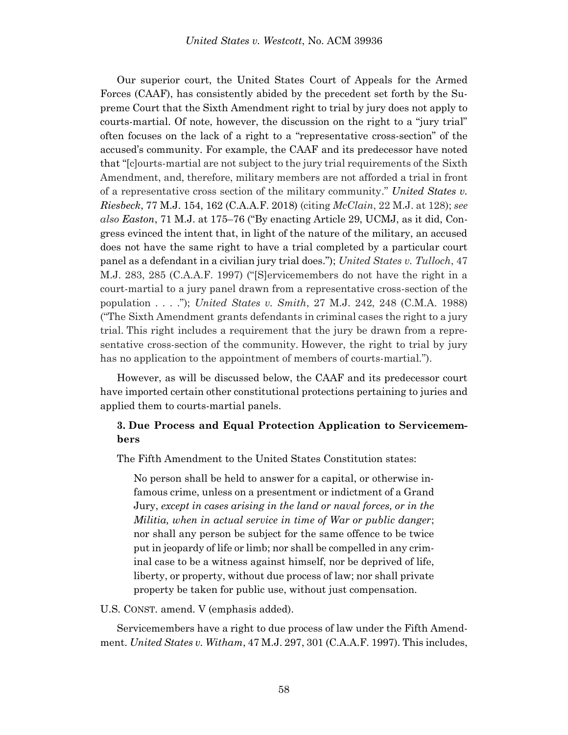Our superior court, the United States Court of Appeals for the Armed Forces (CAAF), has consistently abided by the precedent set forth by the Supreme Court that the Sixth Amendment right to trial by jury does not apply to courts-martial. Of note, however, the discussion on the right to a "jury trial" often focuses on the lack of a right to a "representative cross-section" of the accused's community. For example, the CAAF and its predecessor have noted that "[c]ourts-martial are not subject to the jury trial requirements of the Sixth Amendment, and, therefore, military members are not afforded a trial in front of a representative cross section of the military community." *United States v. Riesbeck*, 77 M.J. 154, 162 (C.A.A.F. 2018) (citing *McClain*, 22 M.J. at 128); *see also Easton*, 71 M.J. at 175–76 ("By enacting Article 29, UCMJ, as it did, Congress evinced the intent that, in light of the nature of the military, an accused does not have the same right to have a trial completed by a particular court panel as a defendant in a civilian jury trial does."); *United States v. Tulloch*, 47 M.J. 283, 285 (C.A.A.F. 1997) ("[S]ervicemembers do not have the right in a court-martial to a jury panel drawn from a representative cross-section of the population . . . ."); *United States v. Smith*, 27 M.J. 242, 248 (C.M.A. 1988) ("The Sixth Amendment grants defendants in criminal cases the right to a jury trial. This right includes a requirement that the jury be drawn from a representative cross-section of the community. However, the right to trial by jury has no application to the appointment of members of courts-martial.").

However, as will be discussed below, the CAAF and its predecessor court have imported certain other constitutional protections pertaining to juries and applied them to courts-martial panels.

### 3. Due Process and Equal Protection Application to Servicemembers

The Fifth Amendment to the United States Constitution states:

> No person shall be held to answer for a capital, or otherwise infamous crime, unless on a presentment or indictment of a Grand Jury, *except in cases arising in the land or naval forces, or in the Militia, when in actual service in time of War or public danger*; nor shall any person be subject for the same offence to be twice put in jeopardy of life or limb; nor shall be compelled in any criminal case to be a witness against himself, nor be deprived of life, liberty, or property, without due process of law; nor shall private property be taken for public use, without just compensation.

U.S. CONST. amend. V (emphasis added).

Servicemembers have a right to due process of law under the Fifth Amendment. *United States v. Witham*, 47 M.J. 297, 301 (C.A.A.F. 1997). This includes,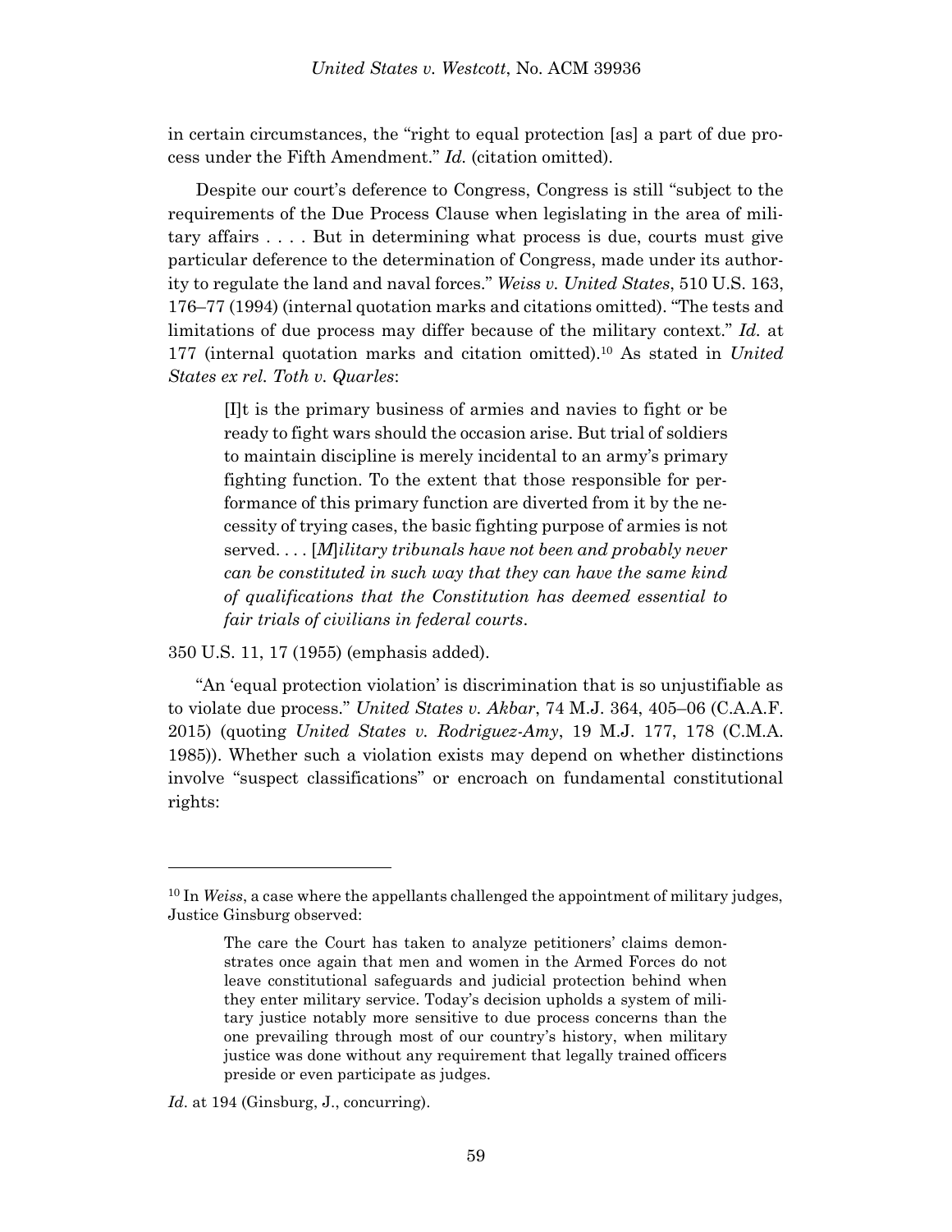in certain circumstances, the "right to equal protection [as] a part of due process under the Fifth Amendment." *Id.* (citation omitted).

Despite our court's deference to Congress, Congress is still "subject to the requirements of the Due Process Clause when legislating in the area of military affairs . . . . But in determining what process is due, courts must give particular deference to the determination of Congress, made under its authority to regulate the land and naval forces." *Weiss v. United States*, 510 U.S. 163, 176–77 (1994) (internal quotation marks and citations omitted). "The tests and limitations of due process may differ because of the military context." *Id.* at 177 (internal quotation marks and citation omitted).[10] As stated in *United States ex rel. Toth v. Quarles*:

> [I]t is the primary business of armies and navies to fight or be ready to fight wars should the occasion arise. But trial of soldiers to maintain discipline is merely incidental to an army's primary fighting function. To the extent that those responsible for performance of this primary function are diverted from it by the necessity of trying cases, the basic fighting purpose of armies is not served. . . . [*M*]*ilitary tribunals have not been and probably never can be constituted in such way that they can have the same kind of qualifications that the Constitution has deemed essential to fair trials of civilians in federal courts*.

350 U.S. 11, 17 (1955) (emphasis added).

"An 'equal protection violation' is discrimination that is so unjustifiable as to violate due process." *United States v. Akbar*, 74 M.J. 364, 405–06 (C.A.A.F. 2015) (quoting *United States v. Rodriguez-Amy*, 19 M.J. 177, 178 (C.M.A. 1985)). Whether such a violation exists may depend on whether distinctions involve "suspect classifications" or encroach on fundamental constitutional rights:

---

[10] In *Weiss*, a case where the appellants challenged the appointment of military judges, Justice Ginsburg observed:

> The care the Court has taken to analyze petitioners' claims demonstrates once again that men and women in the Armed Forces do not leave constitutional safeguards and judicial protection behind when they enter military service. Today's decision upholds a system of military justice notably more sensitive to due process concerns than the one prevailing through most of our country's history, when military justice was done without any requirement that legally trained officers preside or even participate as judges.

*Id*. at 194 (Ginsburg, J., concurring).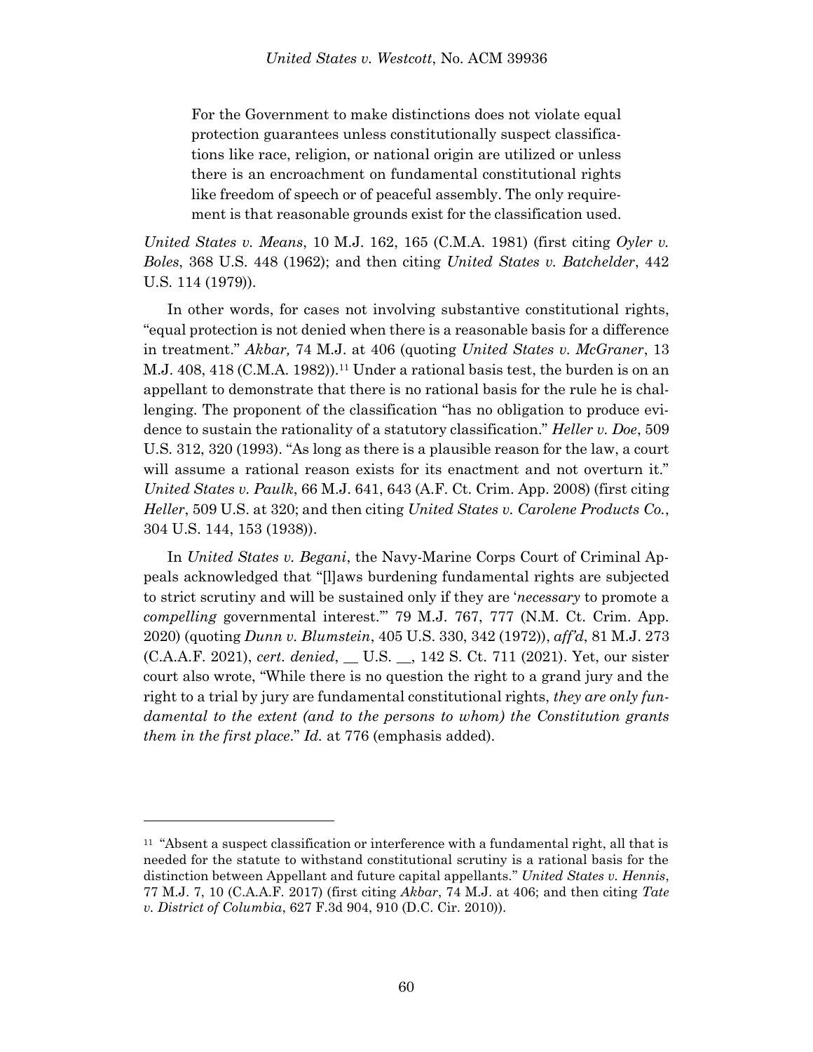> For the Government to make distinctions does not violate equal protection guarantees unless constitutionally suspect classifications like race, religion, or national origin are utilized or unless there is an encroachment on fundamental constitutional rights like freedom of speech or of peaceful assembly. The only requirement is that reasonable grounds exist for the classification used.

*United States v. Means*, 10 M.J. 162, 165 (C.M.A. 1981) (first citing *Oyler v. Boles*, 368 U.S. 448 (1962); and then citing *United States v. Batchelder*, 442 U.S. 114 (1979)).

In other words, for cases not involving substantive constitutional rights, "equal protection is not denied when there is a reasonable basis for a difference in treatment." *Akbar,* 74 M.J. at 406 (quoting *United States v. McGraner*, 13 M.J. 408, 418 (C.M.A. 1982)).[11] Under a rational basis test, the burden is on an appellant to demonstrate that there is no rational basis for the rule he is challenging. The proponent of the classification "has no obligation to produce evidence to sustain the rationality of a statutory classification." *Heller v. Doe*, 509 U.S. 312, 320 (1993). "As long as there is a plausible reason for the law, a court will assume a rational reason exists for its enactment and not overturn it." *United States v. Paulk*, 66 M.J. 641, 643 (A.F. Ct. Crim. App. 2008) (first citing *Heller*, 509 U.S. at 320; and then citing *United States v. Carolene Products Co.*, 304 U.S. 144, 153 (1938)).

In *United States v. Begani*, the Navy-Marine Corps Court of Criminal Appeals acknowledged that "[l]aws burdening fundamental rights are subjected to strict scrutiny and will be sustained only if they are '*necessary* to promote a *compelling* governmental interest.'" 79 M.J. 767, 777 (N.M. Ct. Crim. App. 2020) (quoting *Dunn v. Blumstein*, 405 U.S. 330, 342 (1972)), *aff'd*, 81 M.J. 273 (C.A.A.F. 2021), *cert. denied*, __ U.S. __, 142 S. Ct. 711 (2021). Yet, our sister court also wrote, "While there is no question the right to a grand jury and the right to a trial by jury are fundamental constitutional rights, *they are only fundamental to the extent (and to the persons to whom) the Constitution grants them in the first place*." *Id.* at 776 (emphasis added).

---

[11] "Absent a suspect classification or interference with a fundamental right, all that is needed for the statute to withstand constitutional scrutiny is a rational basis for the distinction between Appellant and future capital appellants." *United States v. Hennis*, 77 M.J. 7, 10 (C.A.A.F. 2017) (first citing *Akbar*, 74 M.J. at 406; and then citing *Tate v. District of Columbia*, 627 F.3d 904, 910 (D.C. Cir. 2010)).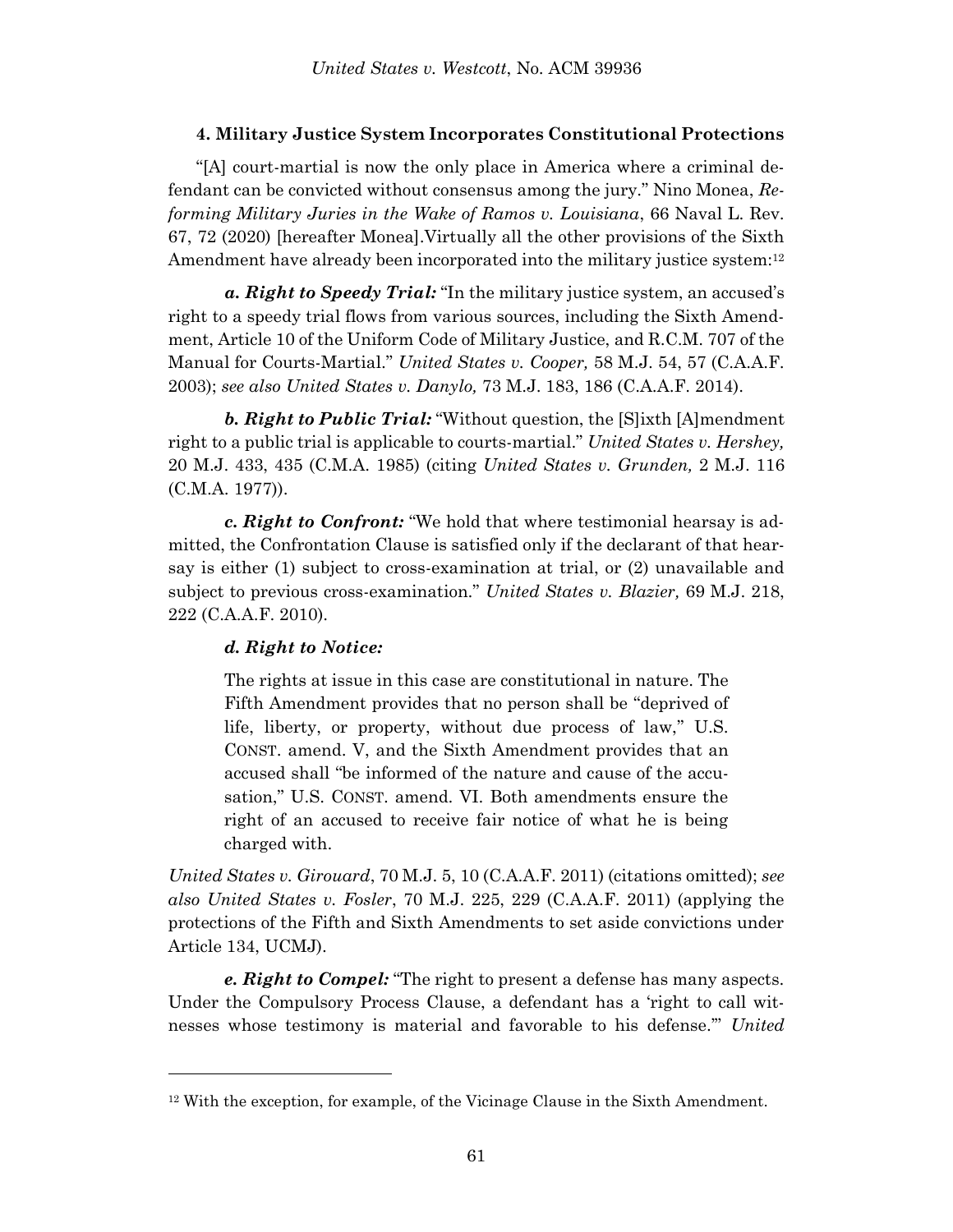### 4. Military Justice System Incorporates Constitutional Protections

"[A] court-martial is now the only place in America where a criminal defendant can be convicted without consensus among the jury." Nino Monea, *Reforming Military Juries in the Wake of Ramos v. Louisiana*, 66 Naval L. Rev. 67, 72 (2020) [hereafter Monea].Virtually all the other provisions of the Sixth Amendment have already been incorporated into the military justice system:[12]

***a. Right to Speedy Trial:*** "In the military justice system, an accused's right to a speedy trial flows from various sources, including the Sixth Amendment, Article 10 of the Uniform Code of Military Justice, and R.C.M. 707 of the Manual for Courts-Martial." *United States v. Cooper,* 58 M.J. 54, 57 (C.A.A.F. 2003); *see also United States v. Danylo,* 73 M.J. 183, 186 (C.A.A.F. 2014).

***b. Right to Public Trial:*** "Without question, the [S]ixth [A]mendment right to a public trial is applicable to courts-martial." *United States v. Hershey,* 20 M.J. 433, 435 (C.M.A. 1985) (citing *United States v. Grunden,* 2 M.J. 116 (C.M.A. 1977)).

***c. Right to Confront:*** "We hold that where testimonial hearsay is admitted, the Confrontation Clause is satisfied only if the declarant of that hearsay is either (1) subject to cross-examination at trial, or (2) unavailable and subject to previous cross-examination." *United States v. Blazier,* 69 M.J. 218, 222 (C.A.A.F. 2010).

***d. Right to Notice:***

> The rights at issue in this case are constitutional in nature. The Fifth Amendment provides that no person shall be "deprived of life, liberty, or property, without due process of law," U.S. CONST. amend. V, and the Sixth Amendment provides that an accused shall "be informed of the nature and cause of the accusation," U.S. CONST. amend. VI. Both amendments ensure the right of an accused to receive fair notice of what he is being charged with.

*United States v. Girouard*, 70 M.J. 5, 10 (C.A.A.F. 2011) (citations omitted); *see also United States v. Fosler*, 70 M.J. 225, 229 (C.A.A.F. 2011) (applying the protections of the Fifth and Sixth Amendments to set aside convictions under Article 134, UCMJ).

***e. Right to Compel:*** "The right to present a defense has many aspects. Under the Compulsory Process Clause, a defendant has a 'right to call witnesses whose testimony is material and favorable to his defense.'" *United*

---

[12] With the exception, for example, of the Vicinage Clause in the Sixth Amendment.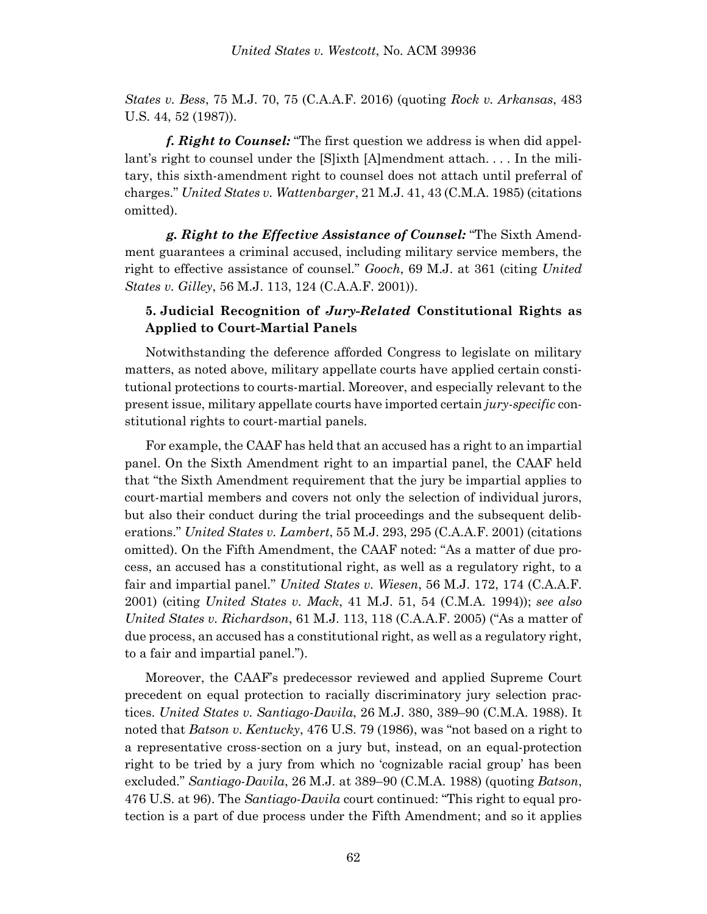*States v. Bess*, 75 M.J. 70, 75 (C.A.A.F. 2016) (quoting *Rock v. Arkansas*, 483 U.S. 44, 52 (1987)).

***f. Right to Counsel:*** "The first question we address is when did appellant's right to counsel under the [S]ixth [A]mendment attach. . . . In the military, this sixth-amendment right to counsel does not attach until preferral of charges." *United States v. Wattenbarger*, 21 M.J. 41, 43 (C.M.A. 1985) (citations omitted).

***g. Right to the Effective Assistance of Counsel:*** "The Sixth Amendment guarantees a criminal accused, including military service members, the right to effective assistance of counsel." *Gooch*, 69 M.J. at 361 (citing *United States v. Gilley*, 56 M.J. 113, 124 (C.A.A.F. 2001)).

### 5. Judicial Recognition of *Jury-Related* Constitutional Rights as Applied to Court-Martial Panels

Notwithstanding the deference afforded Congress to legislate on military matters, as noted above, military appellate courts have applied certain constitutional protections to courts-martial. Moreover, and especially relevant to the present issue, military appellate courts have imported certain *jury-specific* constitutional rights to court-martial panels.

For example, the CAAF has held that an accused has a right to an impartial panel. On the Sixth Amendment right to an impartial panel, the CAAF held that "the Sixth Amendment requirement that the jury be impartial applies to court-martial members and covers not only the selection of individual jurors, but also their conduct during the trial proceedings and the subsequent deliberations." *United States v. Lambert*, 55 M.J. 293, 295 (C.A.A.F. 2001) (citations omitted). On the Fifth Amendment, the CAAF noted: "As a matter of due process, an accused has a constitutional right, as well as a regulatory right, to a fair and impartial panel." *United States v. Wiesen*, 56 M.J. 172, 174 (C.A.A.F. 2001) (citing *United States v. Mack*, 41 M.J. 51, 54 (C.M.A. 1994)); *see also United States v. Richardson*, 61 M.J. 113, 118 (C.A.A.F. 2005) ("As a matter of due process, an accused has a constitutional right, as well as a regulatory right, to a fair and impartial panel.").

Moreover, the CAAF's predecessor reviewed and applied Supreme Court precedent on equal protection to racially discriminatory jury selection practices. *United States v. Santiago-Davila*, 26 M.J. 380, 389–90 (C.M.A. 1988). It noted that *Batson v. Kentucky*, 476 U.S. 79 (1986), was "not based on a right to a representative cross-section on a jury but, instead, on an equal-protection right to be tried by a jury from which no 'cognizable racial group' has been excluded." *Santiago-Davila*, 26 M.J. at 389–90 (C.M.A. 1988) (quoting *Batson*, 476 U.S. at 96). The *Santiago-Davila* court continued: "This right to equal protection is a part of due process under the Fifth Amendment; and so it applies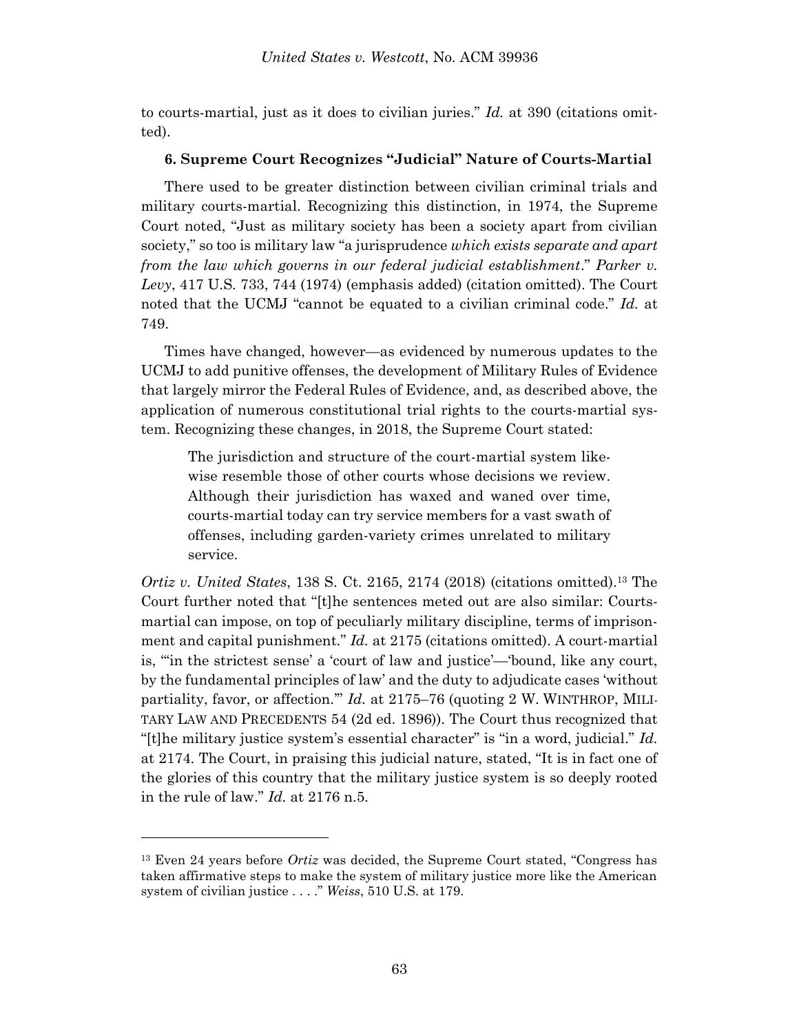to courts-martial, just as it does to civilian juries." *Id.* at 390 (citations omitted).

**6. Supreme Court Recognizes "Judicial" Nature of Courts-Martial**

There used to be greater distinction between civilian criminal trials and military courts-martial. Recognizing this distinction, in 1974, the Supreme Court noted, "Just as military society has been a society apart from civilian society," so too is military law "a jurisprudence *which exists separate and apart from the law which governs in our federal judicial establishment*." *Parker v. Levy*, 417 U.S. 733, 744 (1974) (emphasis added) (citation omitted). The Court noted that the UCMJ "cannot be equated to a civilian criminal code." *Id.* at 749.

Times have changed, however—as evidenced by numerous updates to the UCMJ to add punitive offenses, the development of Military Rules of Evidence that largely mirror the Federal Rules of Evidence, and, as described above, the application of numerous constitutional trial rights to the courts-martial system. Recognizing these changes, in 2018, the Supreme Court stated:

> The jurisdiction and structure of the court-martial system likewise resemble those of other courts whose decisions we review. Although their jurisdiction has waxed and waned over time, courts-martial today can try service members for a vast swath of offenses, including garden-variety crimes unrelated to military service.

*Ortiz v. United States*, 138 S. Ct. 2165, 2174 (2018) (citations omitted).[13] The Court further noted that "[t]he sentences meted out are also similar: Courts-martial can impose, on top of peculiarly military discipline, terms of imprisonment and capital punishment." *Id.* at 2175 (citations omitted). A court-martial is, "'in the strictest sense' a 'court of law and justice'—'bound, like any court, by the fundamental principles of law' and the duty to adjudicate cases 'without partiality, favor, or affection.'" *Id.* at 2175–76 (quoting 2 W. WINTHROP, MILITARY LAW AND PRECEDENTS 54 (2d ed. 1896)). The Court thus recognized that "[t]he military justice system's essential character" is "in a word, judicial." *Id.* at 2174. The Court, in praising this judicial nature, stated, "It is in fact one of the glories of this country that the military justice system is so deeply rooted in the rule of law." *Id.* at 2176 n.5.

[13] Even 24 years before *Ortiz* was decided, the Supreme Court stated, "Congress has taken affirmative steps to make the system of military justice more like the American system of civilian justice . . . ." *Weiss*, 510 U.S. at 179.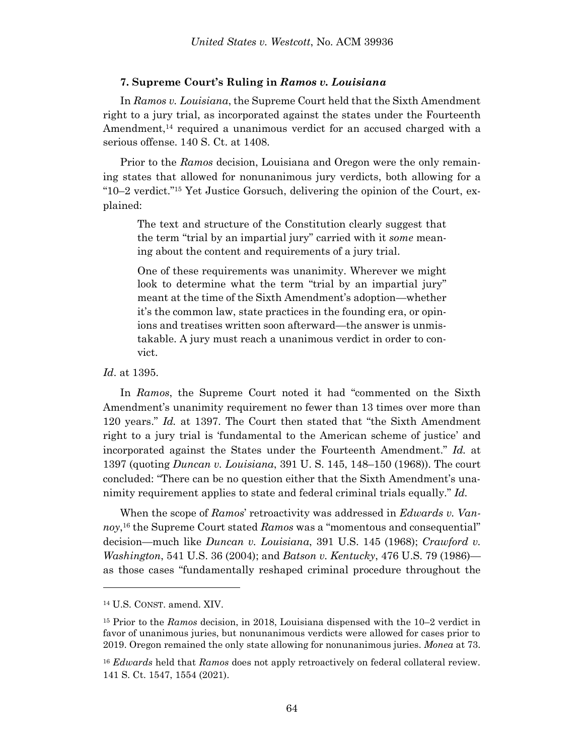### 7. Supreme Court's Ruling in *Ramos v. Louisiana*

In *Ramos v. Louisiana*, the Supreme Court held that the Sixth Amendment right to a jury trial, as incorporated against the states under the Fourteenth Amendment,[14] required a unanimous verdict for an accused charged with a serious offense. 140 S. Ct. at 1408.

Prior to the *Ramos* decision, Louisiana and Oregon were the only remaining states that allowed for nonunanimous jury verdicts, both allowing for a "10–2 verdict."[15] Yet Justice Gorsuch, delivering the opinion of the Court, explained:

> The text and structure of the Constitution clearly suggest that the term "trial by an impartial jury" carried with it *some* meaning about the content and requirements of a jury trial.
>
> One of these requirements was unanimity. Wherever we might look to determine what the term "trial by an impartial jury" meant at the time of the Sixth Amendment's adoption—whether it's the common law, state practices in the founding era, or opinions and treatises written soon afterward—the answer is unmistakable. A jury must reach a unanimous verdict in order to convict.

*Id*. at 1395.

In *Ramos*, the Supreme Court noted it had "commented on the Sixth Amendment's unanimity requirement no fewer than 13 times over more than 120 years." *Id.* at 1397. The Court then stated that "the Sixth Amendment right to a jury trial is 'fundamental to the American scheme of justice' and incorporated against the States under the Fourteenth Amendment." *Id.* at 1397 (quoting *Duncan v. Louisiana*, 391 U. S. 145, 148–150 (1968)). The court concluded: "There can be no question either that the Sixth Amendment's unanimity requirement applies to state and federal criminal trials equally." *Id.*

When the scope of *Ramos*' retroactivity was addressed in *Edwards v. Vannoy*,[16] the Supreme Court stated *Ramos* was a "momentous and consequential" decision—much like *Duncan v. Louisiana*, 391 U.S. 145 (1968); *Crawford v. Washington*, 541 U.S. 36 (2004); and *Batson v. Kentucky*, 476 U.S. 79 (1986)—as those cases "fundamentally reshaped criminal procedure throughout the

---

[14] U.S. CONST. amend. XIV.

[15] Prior to the *Ramos* decision, in 2018, Louisiana dispensed with the 10–2 verdict in favor of unanimous juries, but nonunanimous verdicts were allowed for cases prior to 2019. Oregon remained the only state allowing for nonunanimous juries. *Monea* at 73.

[16] *Edwards* held that *Ramos* does not apply retroactively on federal collateral review. 141 S. Ct. 1547, 1554 (2021).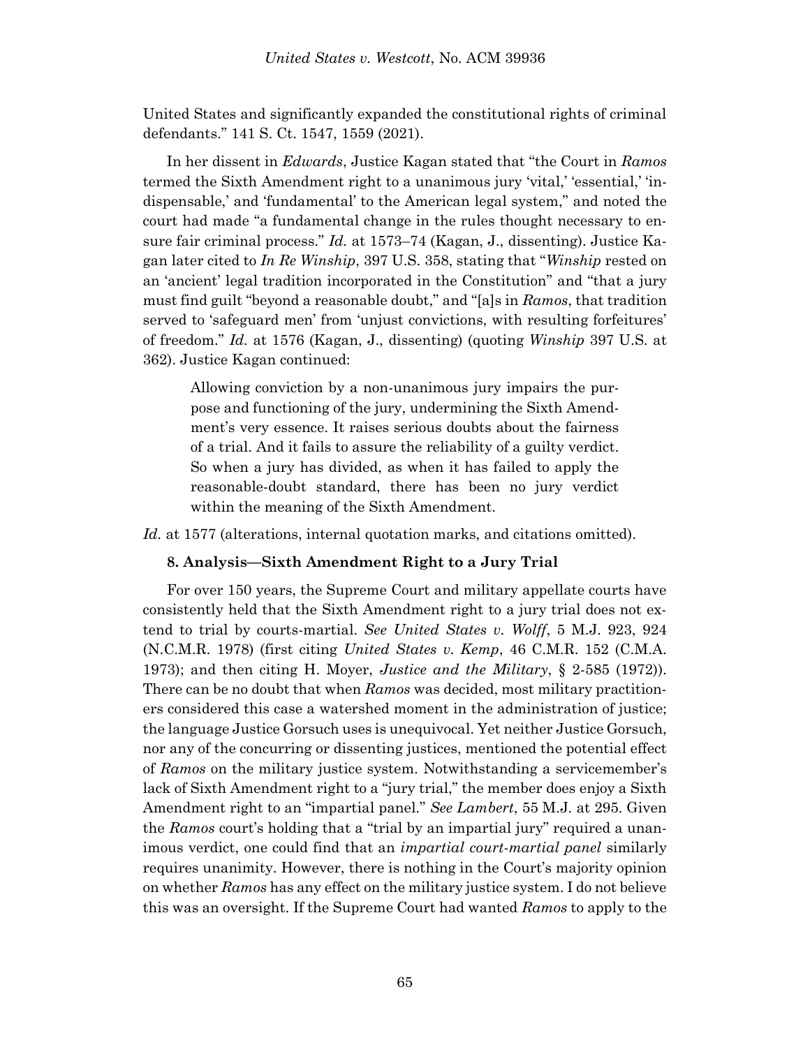United States and significantly expanded the constitutional rights of criminal defendants." 141 S. Ct. 1547, 1559 (2021).

In her dissent in *Edwards*, Justice Kagan stated that "the Court in *Ramos* termed the Sixth Amendment right to a unanimous jury 'vital,' 'essential,' 'indispensable,' and 'fundamental' to the American legal system," and noted the court had made "a fundamental change in the rules thought necessary to ensure fair criminal process." *Id.* at 1573–74 (Kagan, J., dissenting). Justice Kagan later cited to *In Re Winship*, 397 U.S. 358, stating that "*Winship* rested on an 'ancient' legal tradition incorporated in the Constitution" and "that a jury must find guilt "beyond a reasonable doubt," and "[a]s in *Ramos*, that tradition served to 'safeguard men' from 'unjust convictions, with resulting forfeitures' of freedom." *Id.* at 1576 (Kagan, J., dissenting) (quoting *Winship* 397 U.S. at 362). Justice Kagan continued:

> Allowing conviction by a non-unanimous jury impairs the purpose and functioning of the jury, undermining the Sixth Amendment's very essence. It raises serious doubts about the fairness of a trial. And it fails to assure the reliability of a guilty verdict. So when a jury has divided, as when it has failed to apply the reasonable-doubt standard, there has been no jury verdict within the meaning of the Sixth Amendment.

*Id.* at 1577 (alterations, internal quotation marks, and citations omitted).

### 8. Analysis—Sixth Amendment Right to a Jury Trial

For over 150 years, the Supreme Court and military appellate courts have consistently held that the Sixth Amendment right to a jury trial does not extend to trial by courts-martial. *See United States v. Wolff*, 5 M.J. 923, 924 (N.C.M.R. 1978) (first citing *United States v. Kemp*, 46 C.M.R. 152 (C.M.A. 1973); and then citing H. Moyer, *Justice and the Military*, § 2-585 (1972)). There can be no doubt that when *Ramos* was decided, most military practitioners considered this case a watershed moment in the administration of justice; the language Justice Gorsuch uses is unequivocal. Yet neither Justice Gorsuch, nor any of the concurring or dissenting justices, mentioned the potential effect of *Ramos* on the military justice system. Notwithstanding a servicemember's lack of Sixth Amendment right to a "jury trial," the member does enjoy a Sixth Amendment right to an "impartial panel." *See Lambert*, 55 M.J. at 295. Given the *Ramos* court's holding that a "trial by an impartial jury" required a unanimous verdict, one could find that an *impartial court-martial panel* similarly requires unanimity. However, there is nothing in the Court's majority opinion on whether *Ramos* has any effect on the military justice system. I do not believe this was an oversight. If the Supreme Court had wanted *Ramos* to apply to the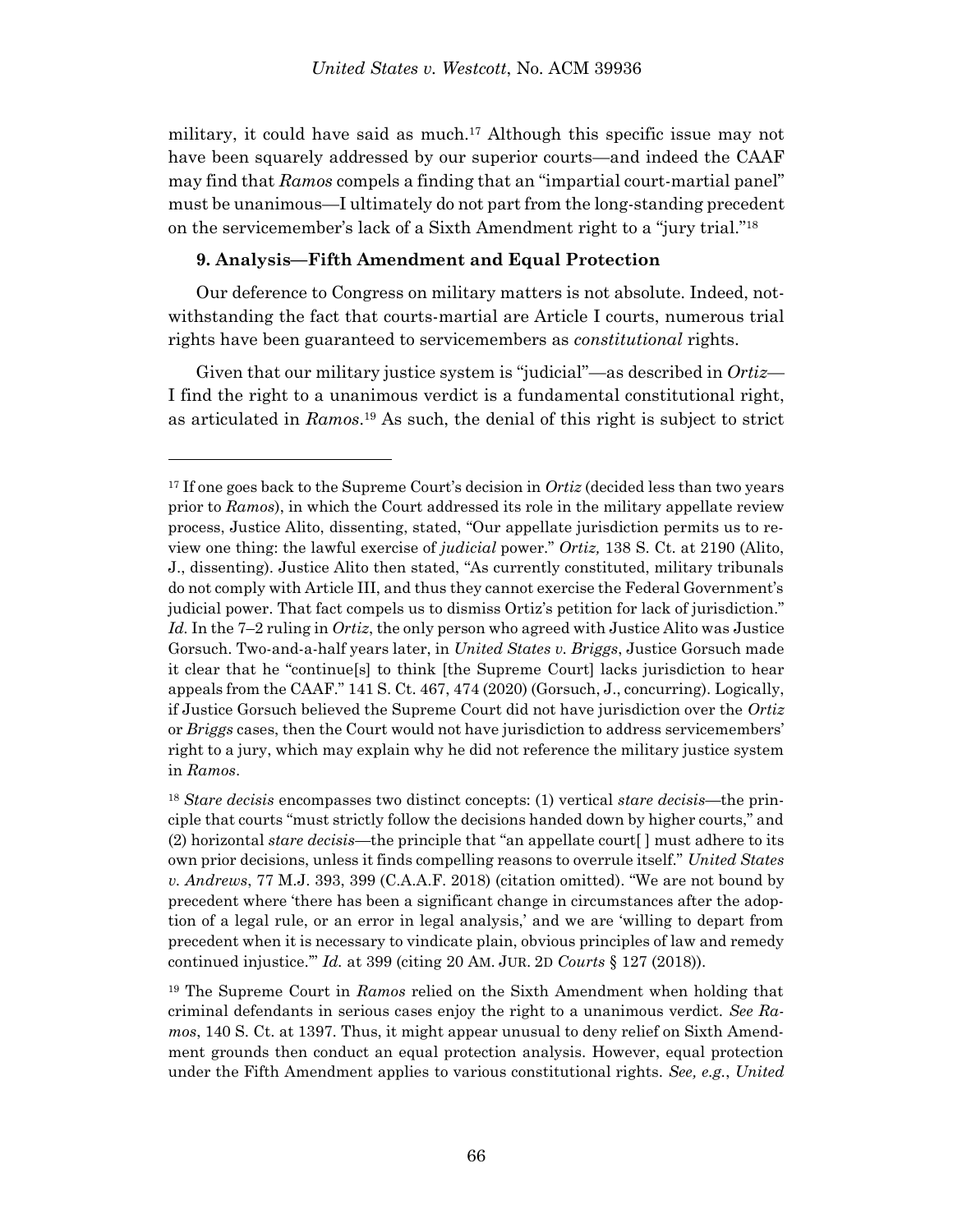military, it could have said as much.[17] Although this specific issue may not have been squarely addressed by our superior courts—and indeed the CAAF may find that *Ramos* compels a finding that an "impartial court-martial panel" must be unanimous—I ultimately do not part from the long-standing precedent on the servicemember's lack of a Sixth Amendment right to a "jury trial."[18]

**9. Analysis—Fifth Amendment and Equal Protection**

Our deference to Congress on military matters is not absolute. Indeed, notwithstanding the fact that courts-martial are Article I courts, numerous trial rights have been guaranteed to servicemembers as *constitutional* rights.

Given that our military justice system is "judicial"—as described in *Ortiz*—I find the right to a unanimous verdict is a fundamental constitutional right, as articulated in *Ramos*.[19] As such, the denial of this right is subject to strict

---

[17] If one goes back to the Supreme Court's decision in *Ortiz* (decided less than two years prior to *Ramos*), in which the Court addressed its role in the military appellate review process, Justice Alito, dissenting, stated, "Our appellate jurisdiction permits us to review one thing: the lawful exercise of *judicial* power." *Ortiz,* 138 S. Ct. at 2190 (Alito, J., dissenting). Justice Alito then stated, "As currently constituted, military tribunals do not comply with Article III, and thus they cannot exercise the Federal Government's judicial power. That fact compels us to dismiss Ortiz's petition for lack of jurisdiction." *Id.* In the 7–2 ruling in *Ortiz*, the only person who agreed with Justice Alito was Justice Gorsuch. Two-and-a-half years later, in *United States v. Briggs*, Justice Gorsuch made it clear that he "continue[s] to think [the Supreme Court] lacks jurisdiction to hear appeals from the CAAF." 141 S. Ct. 467, 474 (2020) (Gorsuch, J., concurring). Logically, if Justice Gorsuch believed the Supreme Court did not have jurisdiction over the *Ortiz* or *Briggs* cases, then the Court would not have jurisdiction to address servicemembers' right to a jury, which may explain why he did not reference the military justice system in *Ramos*.

[18] *Stare decisis* encompasses two distinct concepts: (1) vertical *stare decisis*—the principle that courts "must strictly follow the decisions handed down by higher courts," and (2) horizontal *stare decisis*—the principle that "an appellate court[ ] must adhere to its own prior decisions, unless it finds compelling reasons to overrule itself." *United States v. Andrews*, 77 M.J. 393, 399 (C.A.A.F. 2018) (citation omitted). "We are not bound by precedent where 'there has been a significant change in circumstances after the adoption of a legal rule, or an error in legal analysis,' and we are 'willing to depart from precedent when it is necessary to vindicate plain, obvious principles of law and remedy continued injustice.'" *Id.* at 399 (citing 20 AM. JUR. 2D *Courts* § 127 (2018)).

[19] The Supreme Court in *Ramos* relied on the Sixth Amendment when holding that criminal defendants in serious cases enjoy the right to a unanimous verdict. *See Ramos*, 140 S. Ct. at 1397. Thus, it might appear unusual to deny relief on Sixth Amendment grounds then conduct an equal protection analysis. However, equal protection under the Fifth Amendment applies to various constitutional rights. *See, e.g.*, *United*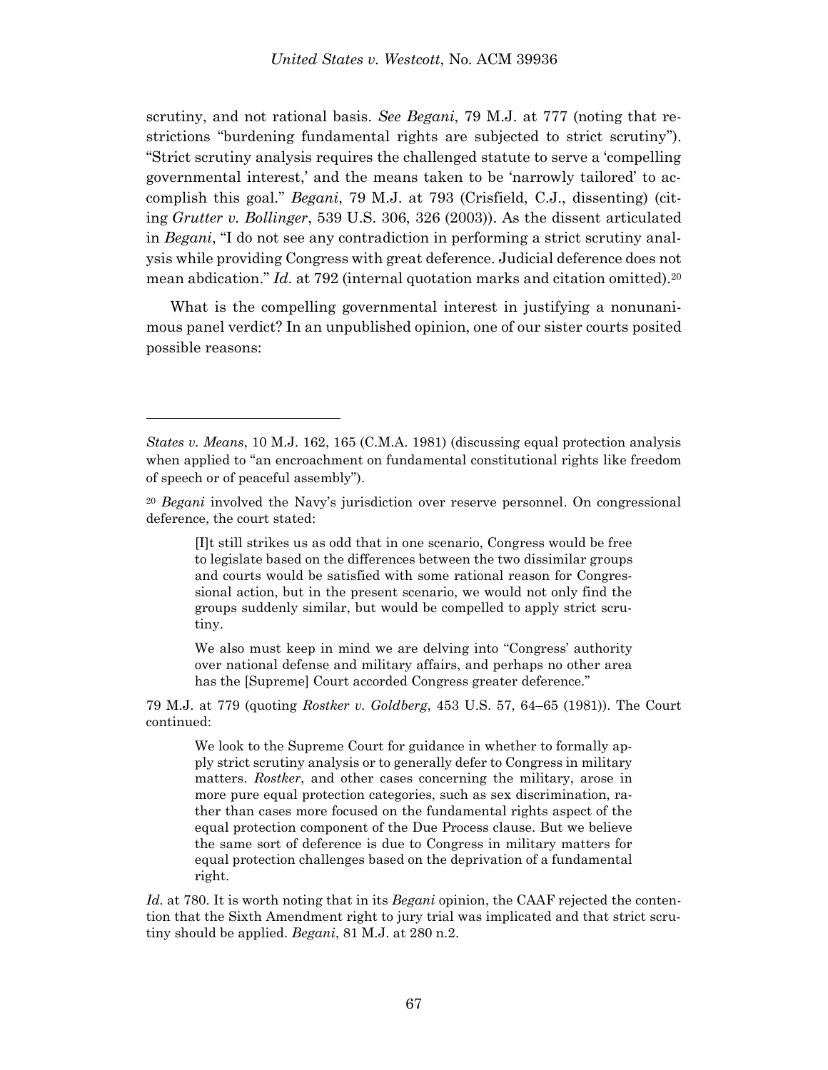scrutiny, and not rational basis. *See Begani*, 79 M.J. at 777 (noting that restrictions "burdening fundamental rights are subjected to strict scrutiny"). "Strict scrutiny analysis requires the challenged statute to serve a 'compelling governmental interest,' and the means taken to be 'narrowly tailored' to accomplish this goal." *Begani*, 79 M.J. at 793 (Crisfield, C.J., dissenting) (citing *Grutter v. Bollinger*, 539 U.S. 306, 326 (2003)). As the dissent articulated in *Begani*, "I do not see any contradiction in performing a strict scrutiny analysis while providing Congress with great deference. Judicial deference does not mean abdication." *Id.* at 792 (internal quotation marks and citation omitted).[20]

What is the compelling governmental interest in justifying a nonunanimous panel verdict? In an unpublished opinion, one of our sister courts posited possible reasons:

---

*States v. Means*, 10 M.J. 162, 165 (C.M.A. 1981) (discussing equal protection analysis when applied to "an encroachment on fundamental constitutional rights like freedom of speech or of peaceful assembly").

[20] *Begani* involved the Navy's jurisdiction over reserve personnel. On congressional deference, the court stated:

> [I]t still strikes us as odd that in one scenario, Congress would be free to legislate based on the differences between the two dissimilar groups and courts would be satisfied with some rational reason for Congressional action, but in the present scenario, we would not only find the groups suddenly similar, but would be compelled to apply strict scrutiny.
>
> We also must keep in mind we are delving into "Congress' authority over national defense and military affairs, and perhaps no other area has the [Supreme] Court accorded Congress greater deference."

79 M.J. at 779 (quoting *Rostker v. Goldberg*, 453 U.S. 57, 64–65 (1981)). The Court continued:

> We look to the Supreme Court for guidance in whether to formally apply strict scrutiny analysis or to generally defer to Congress in military matters. *Rostker*, and other cases concerning the military, arose in more pure equal protection categories, such as sex discrimination, rather than cases more focused on the fundamental rights aspect of the equal protection component of the Due Process clause. But we believe the same sort of deference is due to Congress in military matters for equal protection challenges based on the deprivation of a fundamental right.

*Id.* at 780. It is worth noting that in its *Begani* opinion, the CAAF rejected the contention that the Sixth Amendment right to jury trial was implicated and that strict scrutiny should be applied. *Begani*, 81 M.J. at 280 n.2.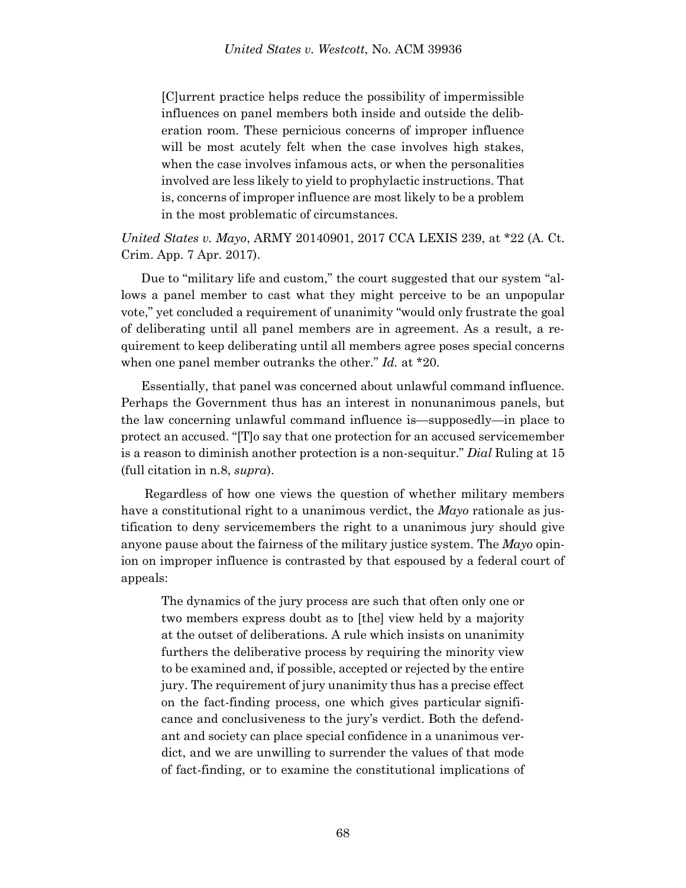> [C]urrent practice helps reduce the possibility of impermissible influences on panel members both inside and outside the deliberation room. These pernicious concerns of improper influence will be most acutely felt when the case involves high stakes, when the case involves infamous acts, or when the personalities involved are less likely to yield to prophylactic instructions. That is, concerns of improper influence are most likely to be a problem in the most problematic of circumstances.

*United States v. Mayo*, ARMY 20140901, 2017 CCA LEXIS 239, at *22 (A. Ct. Crim. App. 7 Apr. 2017).

Due to "military life and custom," the court suggested that our system "allows a panel member to cast what they might perceive to be an unpopular vote," yet concluded a requirement of unanimity "would only frustrate the goal of deliberating until all panel members are in agreement. As a result, a requirement to keep deliberating until all members agree poses special concerns when one panel member outranks the other." *Id.* at *20.

Essentially, that panel was concerned about unlawful command influence. Perhaps the Government thus has an interest in nonunanimous panels, but the law concerning unlawful command influence is—supposedly—in place to protect an accused. "[T]o say that one protection for an accused servicemember is a reason to diminish another protection is a non-sequitur." *Dial* Ruling at 15 (full citation in n.8, *supra*).

Regardless of how one views the question of whether military members have a constitutional right to a unanimous verdict, the *Mayo* rationale as justification to deny servicemembers the right to a unanimous jury should give anyone pause about the fairness of the military justice system. The *Mayo* opinion on improper influence is contrasted by that espoused by a federal court of appeals:

> The dynamics of the jury process are such that often only one or two members express doubt as to [the] view held by a majority at the outset of deliberations. A rule which insists on unanimity furthers the deliberative process by requiring the minority view to be examined and, if possible, accepted or rejected by the entire jury. The requirement of jury unanimity thus has a precise effect on the fact-finding process, one which gives particular significance and conclusiveness to the jury's verdict. Both the defendant and society can place special confidence in a unanimous verdict, and we are unwilling to surrender the values of that mode of fact-finding, or to examine the constitutional implications of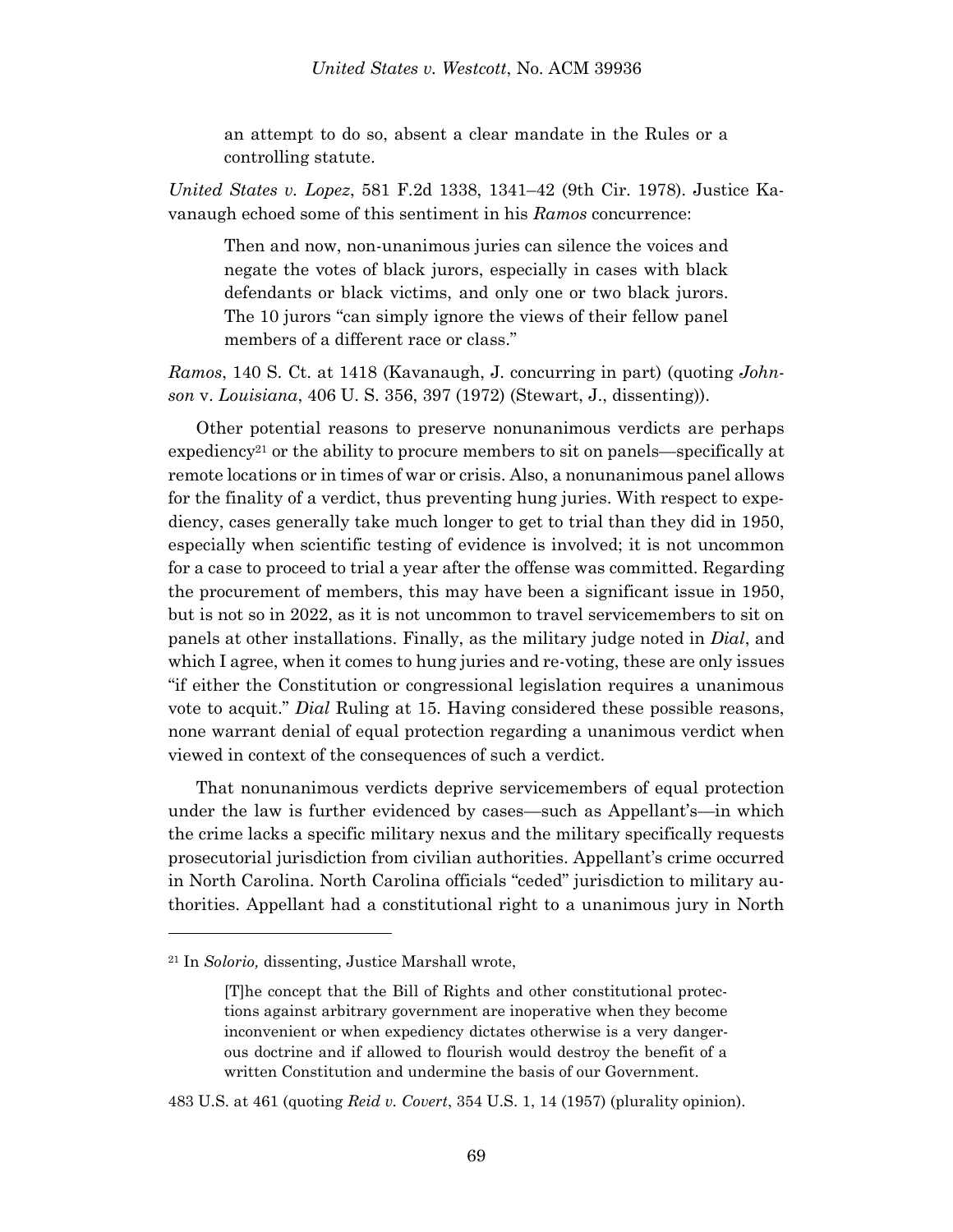> an attempt to do so, absent a clear mandate in the Rules or a controlling statute.

*United States v. Lopez*, 581 F.2d 1338, 1341–42 (9th Cir. 1978). Justice Kavanaugh echoed some of this sentiment in his *Ramos* concurrence:

> Then and now, non-unanimous juries can silence the voices and negate the votes of black jurors, especially in cases with black defendants or black victims, and only one or two black jurors. The 10 jurors "can simply ignore the views of their fellow panel members of a different race or class."

*Ramos*, 140 S. Ct. at 1418 (Kavanaugh, J. concurring in part) (quoting *Johnson* v. *Louisiana*, 406 U. S. 356, 397 (1972) (Stewart, J., dissenting)).

Other potential reasons to preserve nonunanimous verdicts are perhaps expediency[21] or the ability to procure members to sit on panels—specifically at remote locations or in times of war or crisis. Also, a nonunanimous panel allows for the finality of a verdict, thus preventing hung juries. With respect to expediency, cases generally take much longer to get to trial than they did in 1950, especially when scientific testing of evidence is involved; it is not uncommon for a case to proceed to trial a year after the offense was committed. Regarding the procurement of members, this may have been a significant issue in 1950, but is not so in 2022, as it is not uncommon to travel servicemembers to sit on panels at other installations. Finally, as the military judge noted in *Dial*, and which I agree, when it comes to hung juries and re-voting, these are only issues "if either the Constitution or congressional legislation requires a unanimous vote to acquit." *Dial* Ruling at 15. Having considered these possible reasons, none warrant denial of equal protection regarding a unanimous verdict when viewed in context of the consequences of such a verdict.

That nonunanimous verdicts deprive servicemembers of equal protection under the law is further evidenced by cases—such as Appellant's—in which the crime lacks a specific military nexus and the military specifically requests prosecutorial jurisdiction from civilian authorities. Appellant's crime occurred in North Carolina. North Carolina officials "ceded" jurisdiction to military authorities. Appellant had a constitutional right to a unanimous jury in North

---

[21] In *Solorio,* dissenting, Justice Marshall wrote,

> [T]he concept that the Bill of Rights and other constitutional protections against arbitrary government are inoperative when they become inconvenient or when expediency dictates otherwise is a very dangerous doctrine and if allowed to flourish would destroy the benefit of a written Constitution and undermine the basis of our Government.

483 U.S. at 461 (quoting *Reid v. Covert*, 354 U.S. 1, 14 (1957) (plurality opinion).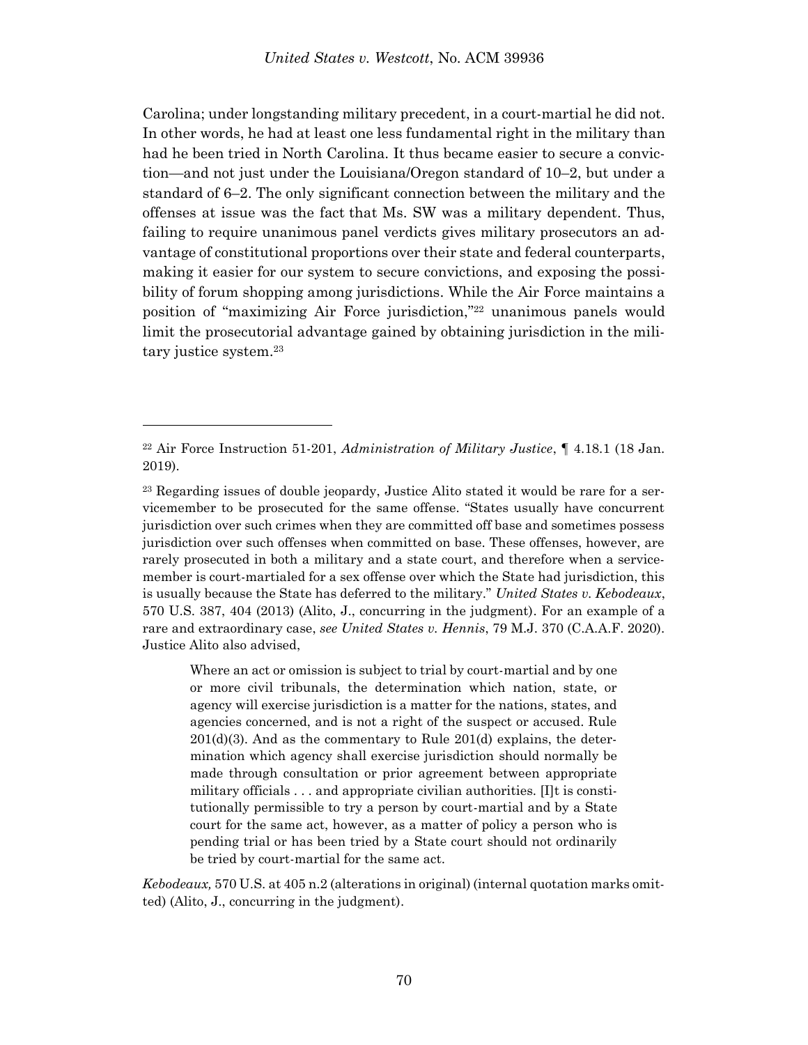Carolina; under longstanding military precedent, in a court-martial he did not. In other words, he had at least one less fundamental right in the military than had he been tried in North Carolina. It thus became easier to secure a conviction—and not just under the Louisiana/Oregon standard of 10–2, but under a standard of 6–2. The only significant connection between the military and the offenses at issue was the fact that Ms. SW was a military dependent. Thus, failing to require unanimous panel verdicts gives military prosecutors an advantage of constitutional proportions over their state and federal counterparts, making it easier for our system to secure convictions, and exposing the possibility of forum shopping among jurisdictions. While the Air Force maintains a position of "maximizing Air Force jurisdiction,"[22] unanimous panels would limit the prosecutorial advantage gained by obtaining jurisdiction in the military justice system.[23]

---

[22] Air Force Instruction 51-201, *Administration of Military Justice*, ¶ 4.18.1 (18 Jan. 2019).

[23] Regarding issues of double jeopardy, Justice Alito stated it would be rare for a servicemember to be prosecuted for the same offense. "States usually have concurrent jurisdiction over such crimes when they are committed off base and sometimes possess jurisdiction over such offenses when committed on base. These offenses, however, are rarely prosecuted in both a military and a state court, and therefore when a servicemember is court-martialed for a sex offense over which the State had jurisdiction, this is usually because the State has deferred to the military." *United States v. Kebodeaux*, 570 U.S. 387, 404 (2013) (Alito, J., concurring in the judgment). For an example of a rare and extraordinary case, *see United States v. Hennis*, 79 M.J. 370 (C.A.A.F. 2020). Justice Alito also advised,

> Where an act or omission is subject to trial by court-martial and by one or more civil tribunals, the determination which nation, state, or agency will exercise jurisdiction is a matter for the nations, states, and agencies concerned, and is not a right of the suspect or accused. Rule 201(d)(3). And as the commentary to Rule 201(d) explains, the determination which agency shall exercise jurisdiction should normally be made through consultation or prior agreement between appropriate military officials . . . and appropriate civilian authorities. [I]t is constitutionally permissible to try a person by court-martial and by a State court for the same act, however, as a matter of policy a person who is pending trial or has been tried by a State court should not ordinarily be tried by court-martial for the same act.

*Kebodeaux,* 570 U.S. at 405 n.2 (alterations in original) (internal quotation marks omitted) (Alito, J., concurring in the judgment).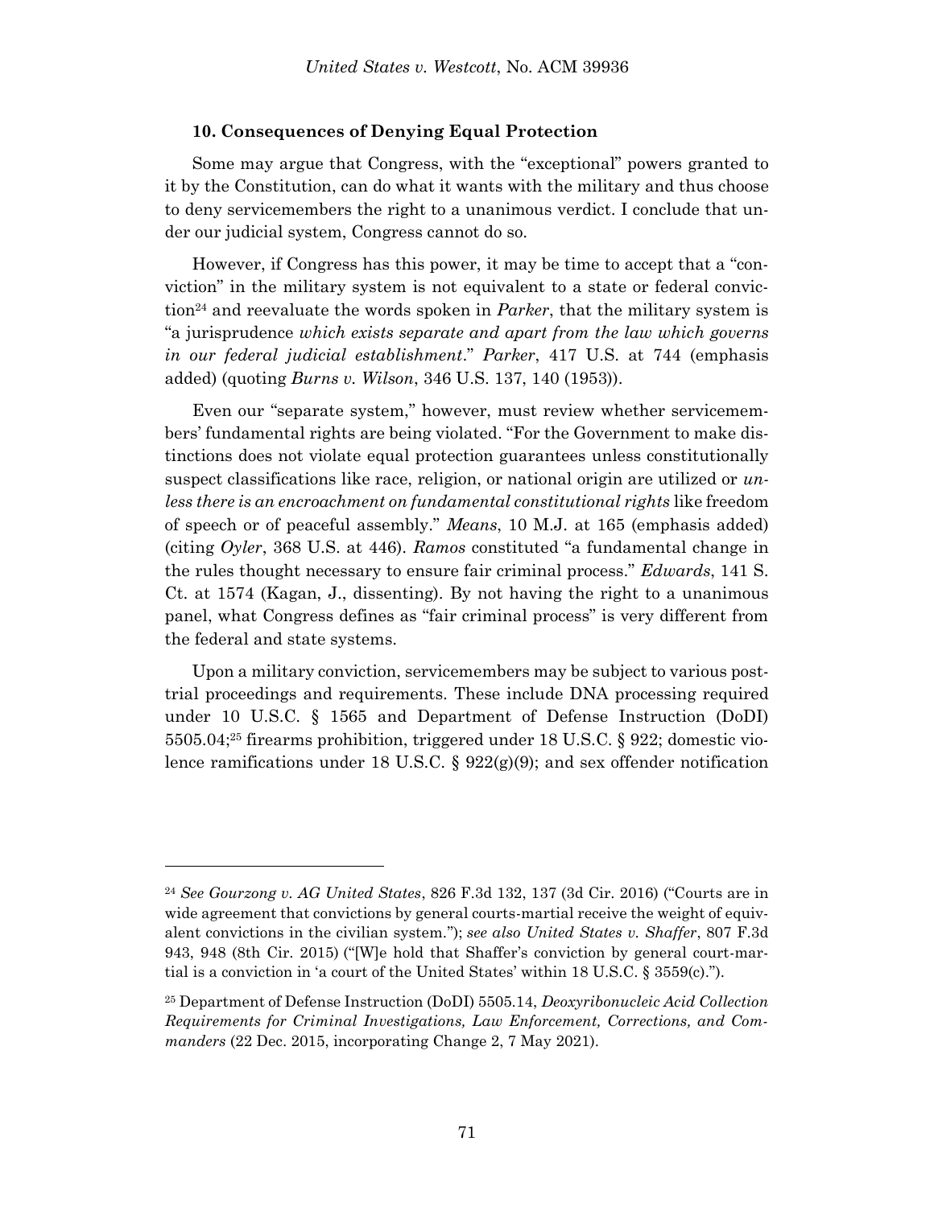### 10. Consequences of Denying Equal Protection

Some may argue that Congress, with the "exceptional" powers granted to it by the Constitution, can do what it wants with the military and thus choose to deny servicemembers the right to a unanimous verdict. I conclude that under our judicial system, Congress cannot do so.

However, if Congress has this power, it may be time to accept that a "conviction" in the military system is not equivalent to a state or federal conviction[24] and reevaluate the words spoken in *Parker*, that the military system is "a jurisprudence *which exists separate and apart from the law which governs in our federal judicial establishment*." *Parker*, 417 U.S. at 744 (emphasis added) (quoting *Burns v. Wilson*, 346 U.S. 137, 140 (1953)).

Even our "separate system," however, must review whether servicemembers' fundamental rights are being violated. "For the Government to make distinctions does not violate equal protection guarantees unless constitutionally suspect classifications like race, religion, or national origin are utilized or *unless there is an encroachment on fundamental constitutional rights* like freedom of speech or of peaceful assembly." *Means*, 10 M.J. at 165 (emphasis added) (citing *Oyler*, 368 U.S. at 446). *Ramos* constituted "a fundamental change in the rules thought necessary to ensure fair criminal process." *Edwards*, 141 S. Ct. at 1574 (Kagan, J., dissenting). By not having the right to a unanimous panel, what Congress defines as "fair criminal process" is very different from the federal and state systems.

Upon a military conviction, servicemembers may be subject to various post-trial proceedings and requirements. These include DNA processing required under 10 U.S.C. § 1565 and Department of Defense Instruction (DoDI) 5505.04;[25] firearms prohibition, triggered under 18 U.S.C. § 922; domestic violence ramifications under 18 U.S.C. § 922(g)(9); and sex offender notification

---

[24] *See Gourzong v. AG United States*, 826 F.3d 132, 137 (3d Cir. 2016) ("Courts are in wide agreement that convictions by general courts-martial receive the weight of equivalent convictions in the civilian system."); *see also United States v. Shaffer*, 807 F.3d 943, 948 (8th Cir. 2015) ("[W]e hold that Shaffer's conviction by general court-martial is a conviction in 'a court of the United States' within 18 U.S.C. § 3559(c).").

[25] Department of Defense Instruction (DoDI) 5505.14, *Deoxyribonucleic Acid Collection Requirements for Criminal Investigations, Law Enforcement, Corrections, and Commanders* (22 Dec. 2015, incorporating Change 2, 7 May 2021).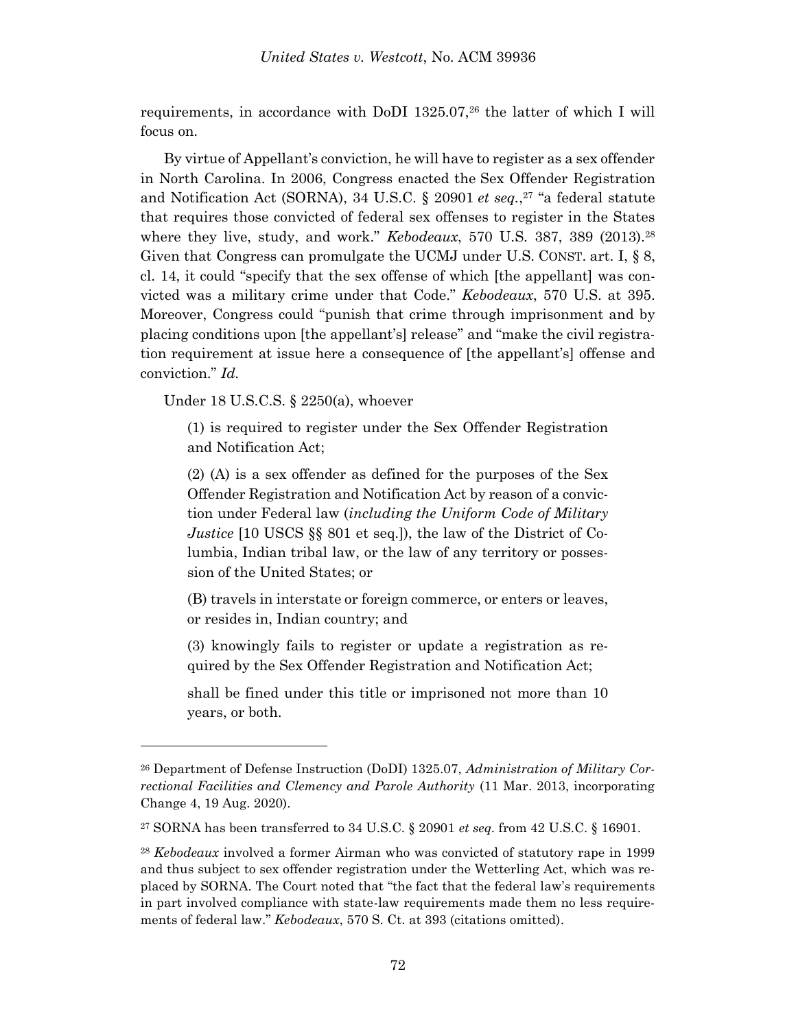requirements, in accordance with DoDI 1325.07,[26] the latter of which I will focus on.

By virtue of Appellant's conviction, he will have to register as a sex offender in North Carolina. In 2006, Congress enacted the Sex Offender Registration and Notification Act (SORNA), 34 U.S.C. § 20901 *et seq.*,[27] "a federal statute that requires those convicted of federal sex offenses to register in the States where they live, study, and work." *Kebodeaux*, 570 U.S. 387, 389 (2013).[28] Given that Congress can promulgate the UCMJ under U.S. CONST. art. I, § 8, cl. 14, it could "specify that the sex offense of which [the appellant] was convicted was a military crime under that Code." *Kebodeaux*, 570 U.S. at 395. Moreover, Congress could "punish that crime through imprisonment and by placing conditions upon [the appellant's] release" and "make the civil registration requirement at issue here a consequence of [the appellant's] offense and conviction." *Id.*

Under 18 U.S.C.S. § 2250(a), whoever

> (1) is required to register under the Sex Offender Registration and Notification Act;
>
> (2) (A) is a sex offender as defined for the purposes of the Sex Offender Registration and Notification Act by reason of a conviction under Federal law (*including the Uniform Code of Military Justice* [10 USCS §§ 801 et seq.]), the law of the District of Columbia, Indian tribal law, or the law of any territory or possession of the United States; or
>
> (B) travels in interstate or foreign commerce, or enters or leaves, or resides in, Indian country; and
>
> (3) knowingly fails to register or update a registration as required by the Sex Offender Registration and Notification Act;
>
> shall be fined under this title or imprisoned not more than 10 years, or both.

---

[26] Department of Defense Instruction (DoDI) 1325.07, *Administration of Military Correctional Facilities and Clemency and Parole Authority* (11 Mar. 2013, incorporating Change 4, 19 Aug. 2020).

[27] SORNA has been transferred to 34 U.S.C. § 20901 *et seq.* from 42 U.S.C. § 16901.

[28] *Kebodeaux* involved a former Airman who was convicted of statutory rape in 1999 and thus subject to sex offender registration under the Wetterling Act, which was replaced by SORNA. The Court noted that "the fact that the federal law's requirements in part involved compliance with state-law requirements made them no less requirements of federal law." *Kebodeaux*, 570 S. Ct. at 393 (citations omitted).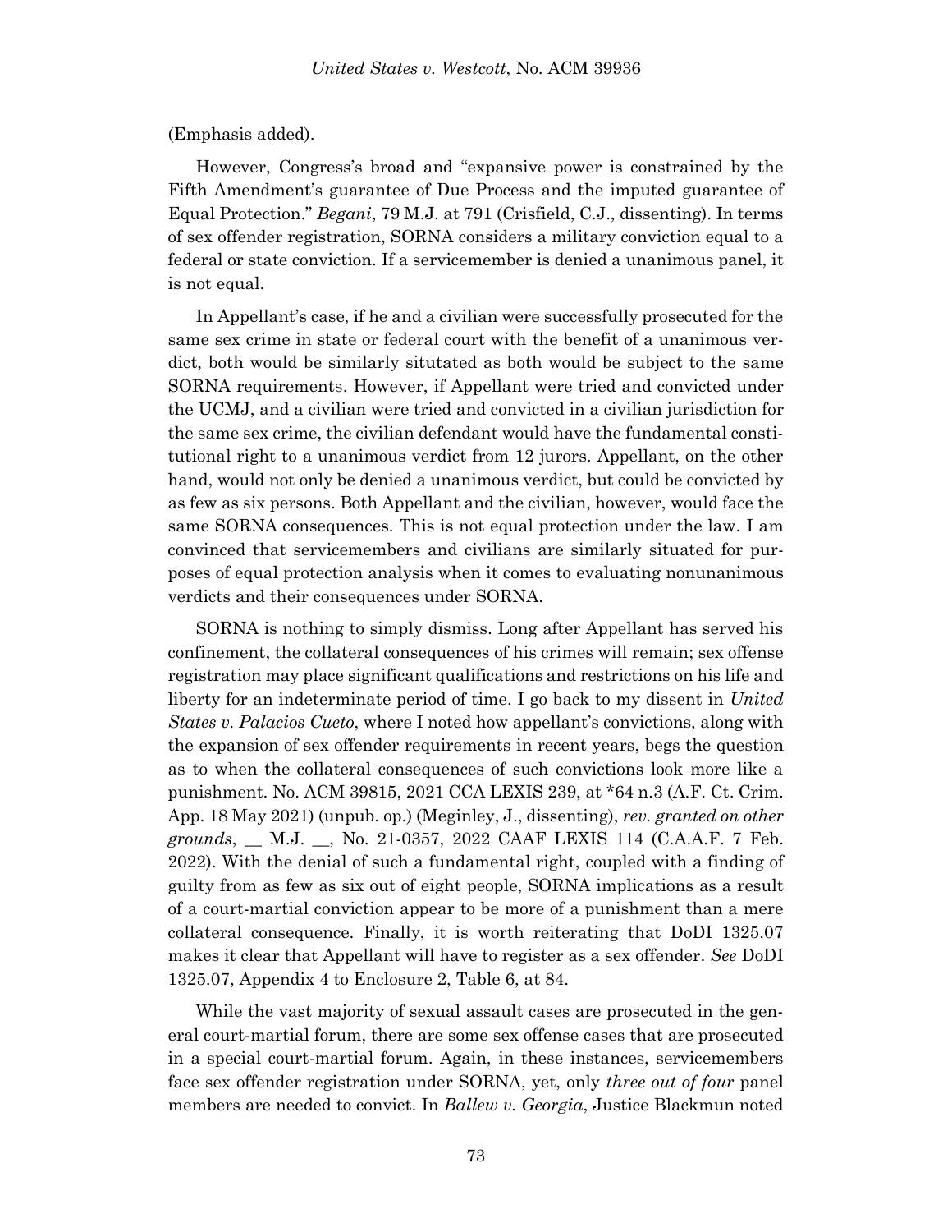(Emphasis added).

However, Congress's broad and "expansive power is constrained by the Fifth Amendment's guarantee of Due Process and the imputed guarantee of Equal Protection." *Begani*, 79 M.J. at 791 (Crisfield, C.J., dissenting). In terms of sex offender registration, SORNA considers a military conviction equal to a federal or state conviction. If a servicemember is denied a unanimous panel, it is not equal.

In Appellant's case, if he and a civilian were successfully prosecuted for the same sex crime in state or federal court with the benefit of a unanimous verdict, both would be similarly situtated as both would be subject to the same SORNA requirements. However, if Appellant were tried and convicted under the UCMJ, and a civilian were tried and convicted in a civilian jurisdiction for the same sex crime, the civilian defendant would have the fundamental constitutional right to a unanimous verdict from 12 jurors. Appellant, on the other hand, would not only be denied a unanimous verdict, but could be convicted by as few as six persons. Both Appellant and the civilian, however, would face the same SORNA consequences. This is not equal protection under the law. I am convinced that servicemembers and civilians are similarly situated for purposes of equal protection analysis when it comes to evaluating nonunanimous verdicts and their consequences under SORNA.

SORNA is nothing to simply dismiss. Long after Appellant has served his confinement, the collateral consequences of his crimes will remain; sex offense registration may place significant qualifications and restrictions on his life and liberty for an indeterminate period of time. I go back to my dissent in *United States v. Palacios Cueto*, where I noted how appellant's convictions, along with the expansion of sex offender requirements in recent years, begs the question as to when the collateral consequences of such convictions look more like a punishment. No. ACM 39815, 2021 CCA LEXIS 239, at *64 n.3 (A.F. Ct. Crim. App. 18 May 2021) (unpub. op.) (Meginley, J., dissenting), *rev. granted on other grounds*, __ M.J. __, No. 21-0357, 2022 CAAF LEXIS 114 (C.A.A.F. 7 Feb. 2022). With the denial of such a fundamental right, coupled with a finding of guilty from as few as six out of eight people, SORNA implications as a result of a court-martial conviction appear to be more of a punishment than a mere collateral consequence. Finally, it is worth reiterating that DoDI 1325.07 makes it clear that Appellant will have to register as a sex offender. *See* DoDI 1325.07, Appendix 4 to Enclosure 2, Table 6, at 84.

While the vast majority of sexual assault cases are prosecuted in the general court-martial forum, there are some sex offense cases that are prosecuted in a special court-martial forum. Again, in these instances, servicemembers face sex offender registration under SORNA, yet, only *three out of four* panel members are needed to convict. In *Ballew v. Georgia*, Justice Blackmun noted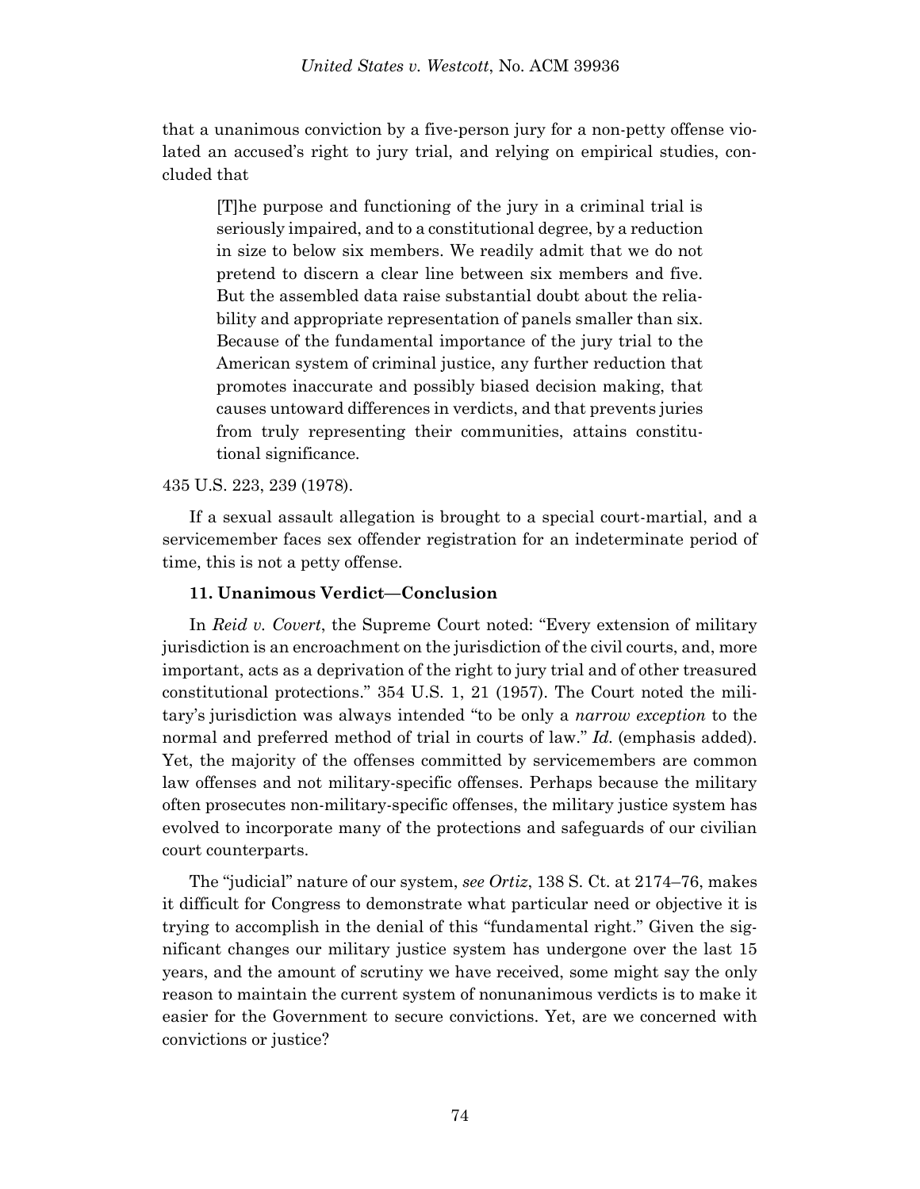that a unanimous conviction by a five-person jury for a non-petty offense violated an accused's right to jury trial, and relying on empirical studies, concluded that

> [T]he purpose and functioning of the jury in a criminal trial is seriously impaired, and to a constitutional degree, by a reduction in size to below six members. We readily admit that we do not pretend to discern a clear line between six members and five. But the assembled data raise substantial doubt about the reliability and appropriate representation of panels smaller than six. Because of the fundamental importance of the jury trial to the American system of criminal justice, any further reduction that promotes inaccurate and possibly biased decision making, that causes untoward differences in verdicts, and that prevents juries from truly representing their communities, attains constitutional significance.

435 U.S. 223, 239 (1978).

If a sexual assault allegation is brought to a special court-martial, and a servicemember faces sex offender registration for an indeterminate period of time, this is not a petty offense.

**11. Unanimous Verdict—Conclusion**

In *Reid v. Covert*, the Supreme Court noted: "Every extension of military jurisdiction is an encroachment on the jurisdiction of the civil courts, and, more important, acts as a deprivation of the right to jury trial and of other treasured constitutional protections." 354 U.S. 1, 21 (1957). The Court noted the military's jurisdiction was always intended "to be only a *narrow exception* to the normal and preferred method of trial in courts of law." *Id.* (emphasis added). Yet, the majority of the offenses committed by servicemembers are common law offenses and not military-specific offenses. Perhaps because the military often prosecutes non-military-specific offenses, the military justice system has evolved to incorporate many of the protections and safeguards of our civilian court counterparts.

The "judicial" nature of our system, *see Ortiz*, 138 S. Ct. at 2174–76, makes it difficult for Congress to demonstrate what particular need or objective it is trying to accomplish in the denial of this "fundamental right." Given the significant changes our military justice system has undergone over the last 15 years, and the amount of scrutiny we have received, some might say the only reason to maintain the current system of nonunanimous verdicts is to make it easier for the Government to secure convictions. Yet, are we concerned with convictions or justice?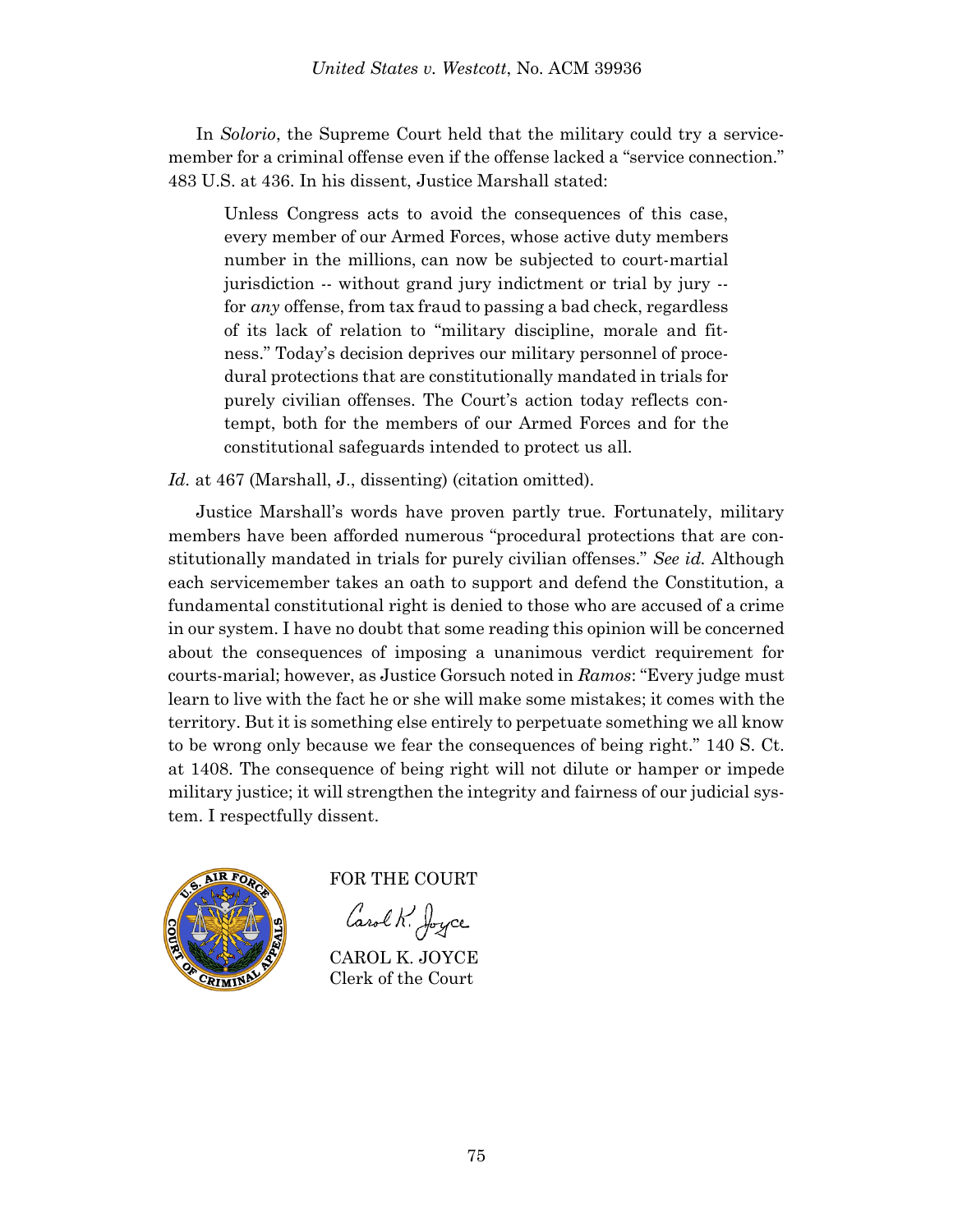In *Solorio*, the Supreme Court held that the military could try a servicemember for a criminal offense even if the offense lacked a "service connection." 483 U.S. at 436. In his dissent, Justice Marshall stated:

> Unless Congress acts to avoid the consequences of this case, every member of our Armed Forces, whose active duty members number in the millions, can now be subjected to court-martial jurisdiction -- without grand jury indictment or trial by jury -- for *any* offense, from tax fraud to passing a bad check, regardless of its lack of relation to "military discipline, morale and fitness." Today's decision deprives our military personnel of procedural protections that are constitutionally mandated in trials for purely civilian offenses. The Court's action today reflects contempt, both for the members of our Armed Forces and for the constitutional safeguards intended to protect us all.

*Id.* at 467 (Marshall, J., dissenting) (citation omitted).

Justice Marshall's words have proven partly true. Fortunately, military members have been afforded numerous "procedural protections that are constitutionally mandated in trials for purely civilian offenses." *See id.* Although each servicemember takes an oath to support and defend the Constitution, a fundamental constitutional right is denied to those who are accused of a crime in our system. I have no doubt that some reading this opinion will be concerned about the consequences of imposing a unanimous verdict requirement for courts-marial; however, as Justice Gorsuch noted in *Ramos*: "Every judge must learn to live with the fact he or she will make some mistakes; it comes with the territory. But it is something else entirely to perpetuate something we all know to be wrong only because we fear the consequences of being right." 140 S. Ct. at 1408. The consequence of being right will not dilute or hamper or impede military justice; it will strengthen the integrity and fairness of our judicial system. I respectfully dissent.

FOR THE COURT

Carol K. Joyce

CAROL K. JOYCE
Clerk of the Court